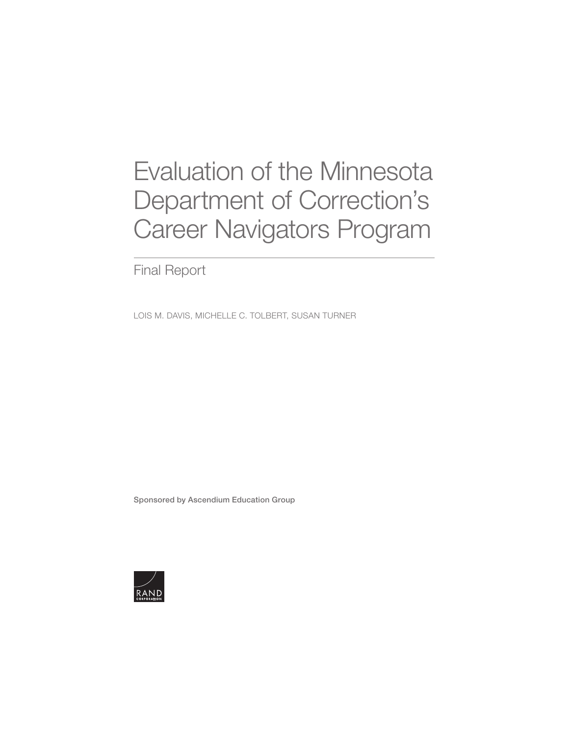# Evaluation of the Minnesota Department of Correction's Career Navigators Program

## Final Report

LOIS M. DAVIS, MICHELLE C. TOLBERT, SUSAN TURNER

Sponsored by Ascendium Education Group

RAND CORPORATION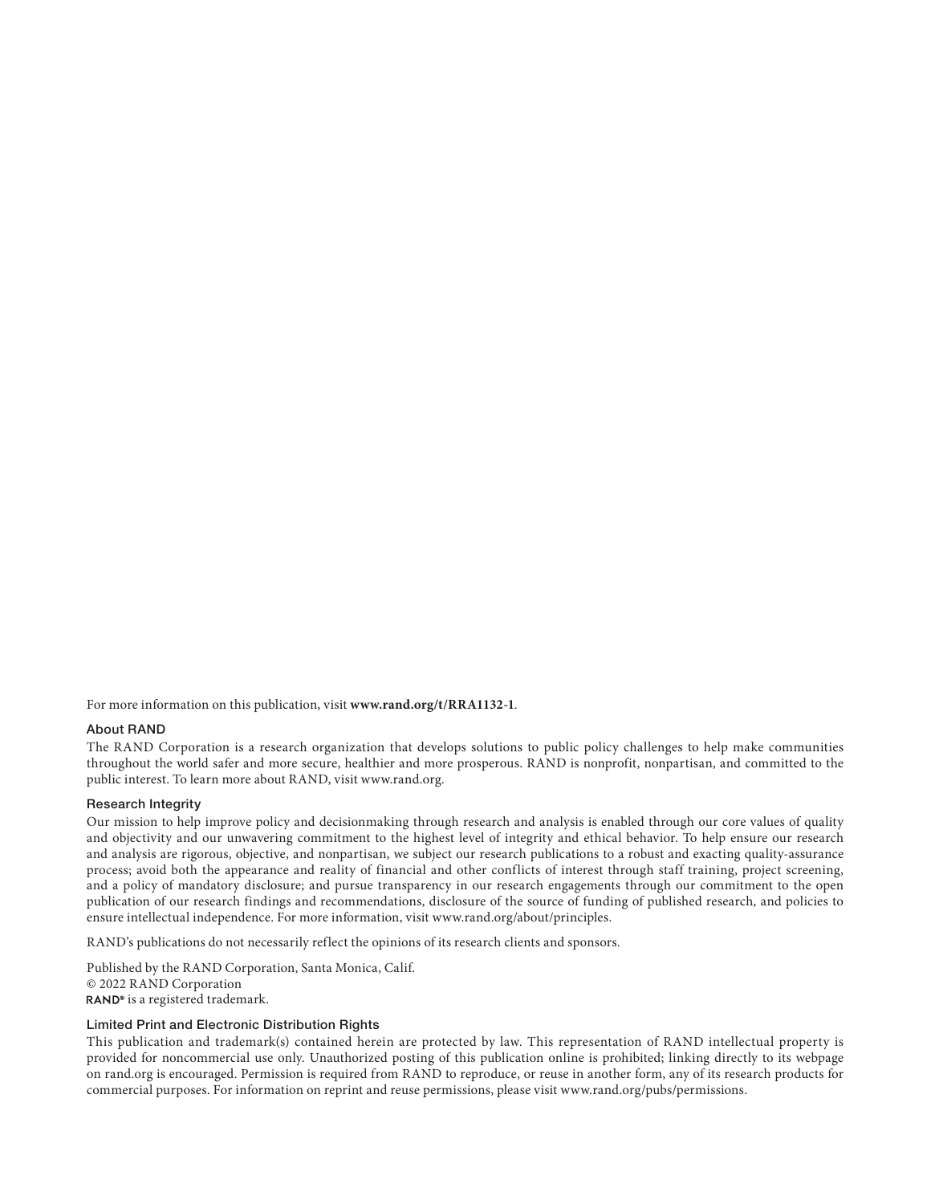For more information on this publication, visit **www.rand.org/t/RRA1132-1**.

### About RAND

The RAND Corporation is a research organization that develops solutions to public policy challenges to help make communities throughout the world safer and more secure, healthier and more prosperous. RAND is nonprofit, nonpartisan, and committed to the public interest. To learn more about RAND, visit www.rand.org.

### Research Integrity

Our mission to help improve policy and decisionmaking through research and analysis is enabled through our core values of quality and objectivity and our unwavering commitment to the highest level of integrity and ethical behavior. To help ensure our research and analysis are rigorous, objective, and nonpartisan, we subject our research publications to a robust and exacting quality-assurance process; avoid both the appearance and reality of financial and other conflicts of interest through staff training, project screening, and a policy of mandatory disclosure; and pursue transparency in our research engagements through our commitment to the open publication of our research findings and recommendations, disclosure of the source of funding of published research, and policies to ensure intellectual independence. For more information, visit www.rand.org/about/principles.

RAND's publications do not necessarily reflect the opinions of its research clients and sponsors.

Published by the RAND Corporation, Santa Monica, Calif.
© 2022 RAND Corporation
RAND® is a registered trademark.

### Limited Print and Electronic Distribution Rights

This publication and trademark(s) contained herein are protected by law. This representation of RAND intellectual property is provided for noncommercial use only. Unauthorized posting of this publication online is prohibited; linking directly to its webpage on rand.org is encouraged. Permission is required from RAND to reproduce, or reuse in another form, any of its research products for commercial purposes. For information on reprint and reuse permissions, please visit www.rand.org/pubs/permissions.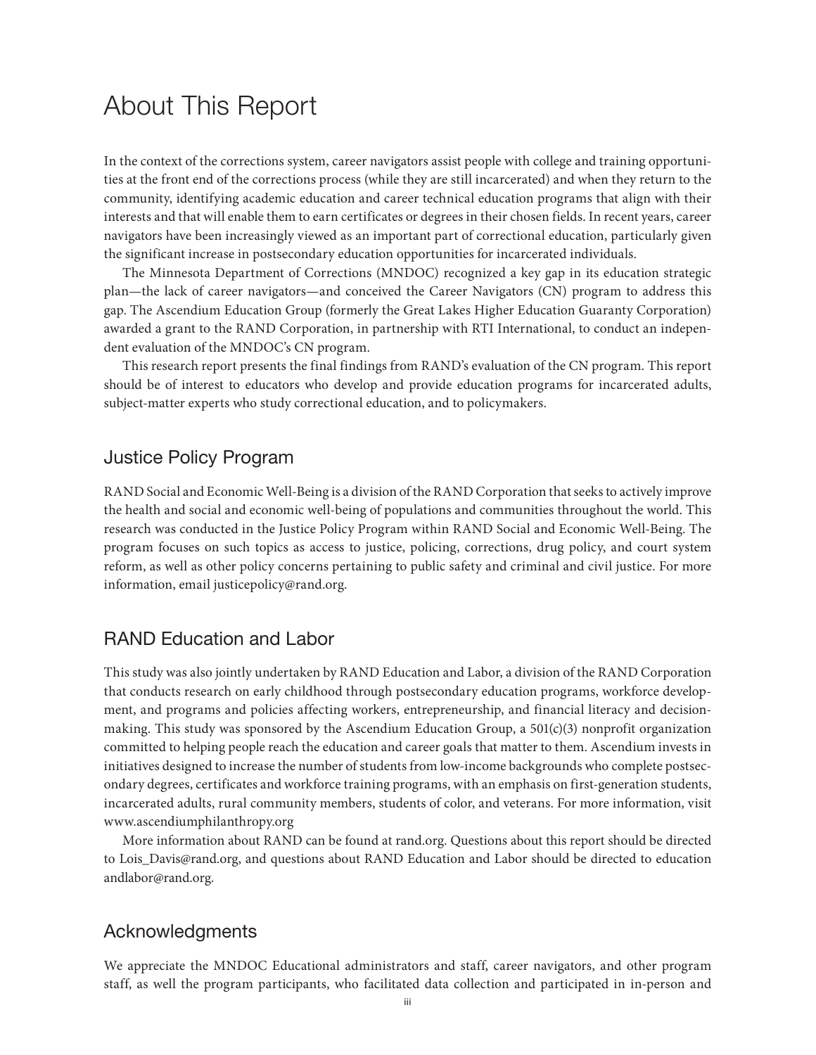# About This Report

In the context of the corrections system, career navigators assist people with college and training opportunities at the front end of the corrections process (while they are still incarcerated) and when they return to the community, identifying academic education and career technical education programs that align with their interests and that will enable them to earn certificates or degrees in their chosen fields. In recent years, career navigators have been increasingly viewed as an important part of correctional education, particularly given the significant increase in postsecondary education opportunities for incarcerated individuals.

The Minnesota Department of Corrections (MNDOC) recognized a key gap in its education strategic plan—the lack of career navigators—and conceived the Career Navigators (CN) program to address this gap. The Ascendium Education Group (formerly the Great Lakes Higher Education Guaranty Corporation) awarded a grant to the RAND Corporation, in partnership with RTI International, to conduct an independent evaluation of the MNDOC's CN program.

This research report presents the final findings from RAND's evaluation of the CN program. This report should be of interest to educators who develop and provide education programs for incarcerated adults, subject-matter experts who study correctional education, and to policymakers.

## Justice Policy Program

RAND Social and Economic Well-Being is a division of the RAND Corporation that seeks to actively improve the health and social and economic well-being of populations and communities throughout the world. This research was conducted in the Justice Policy Program within RAND Social and Economic Well-Being. The program focuses on such topics as access to justice, policing, corrections, drug policy, and court system reform, as well as other policy concerns pertaining to public safety and criminal and civil justice. For more information, email justicepolicy@rand.org.

## RAND Education and Labor

This study was also jointly undertaken by RAND Education and Labor, a division of the RAND Corporation that conducts research on early childhood through postsecondary education programs, workforce development, and programs and policies affecting workers, entrepreneurship, and financial literacy and decision-making. This study was sponsored by the Ascendium Education Group, a 501(c)(3) nonprofit organization committed to helping people reach the education and career goals that matter to them. Ascendium invests in initiatives designed to increase the number of students from low-income backgrounds who complete postsecondary degrees, certificates and workforce training programs, with an emphasis on first-generation students, incarcerated adults, rural community members, students of color, and veterans. For more information, visit www.ascendiumphilanthropy.org

More information about RAND can be found at rand.org. Questions about this report should be directed to Lois_Davis@rand.org, and questions about RAND Education and Labor should be directed to educationandlabor@rand.org.

## Acknowledgments

We appreciate the MNDOC Educational administrators and staff, career navigators, and other program staff, as well the program participants, who facilitated data collection and participated in in-person and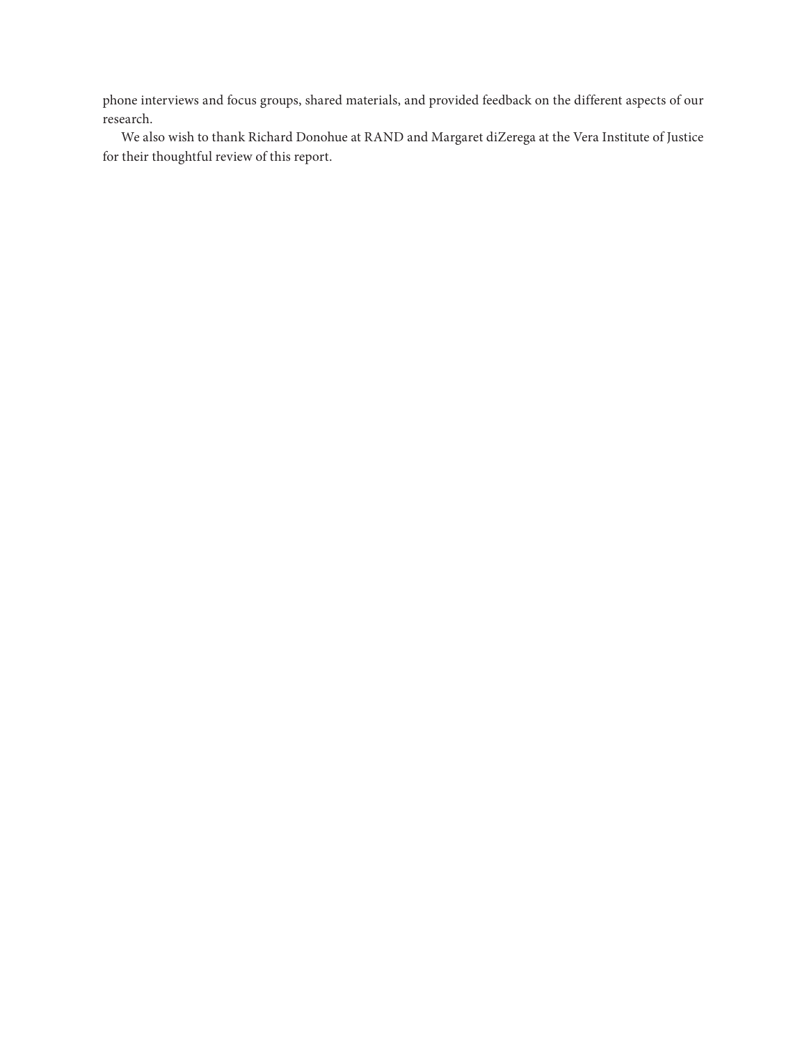phone interviews and focus groups, shared materials, and provided feedback on the different aspects of our research.

We also wish to thank Richard Donohue at RAND and Margaret diZerega at the Vera Institute of Justice for their thoughtful review of this report.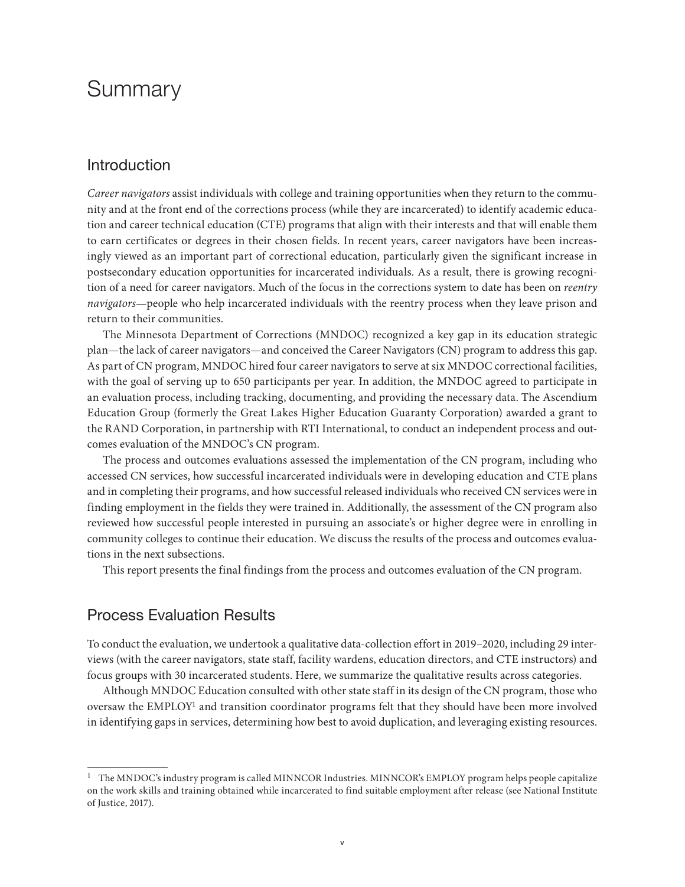# Summary

## Introduction

*Career navigators* assist individuals with college and training opportunities when they return to the community and at the front end of the corrections process (while they are incarcerated) to identify academic education and career technical education (CTE) programs that align with their interests and that will enable them to earn certificates or degrees in their chosen fields. In recent years, career navigators have been increasingly viewed as an important part of correctional education, particularly given the significant increase in postsecondary education opportunities for incarcerated individuals. As a result, there is growing recognition of a need for career navigators. Much of the focus in the corrections system to date has been on *reentry navigators*—people who help incarcerated individuals with the reentry process when they leave prison and return to their communities.

The Minnesota Department of Corrections (MNDOC) recognized a key gap in its education strategic plan—the lack of career navigators—and conceived the Career Navigators (CN) program to address this gap. As part of CN program, MNDOC hired four career navigators to serve at six MNDOC correctional facilities, with the goal of serving up to 650 participants per year. In addition, the MNDOC agreed to participate in an evaluation process, including tracking, documenting, and providing the necessary data. The Ascendium Education Group (formerly the Great Lakes Higher Education Guaranty Corporation) awarded a grant to the RAND Corporation, in partnership with RTI International, to conduct an independent process and outcomes evaluation of the MNDOC's CN program.

The process and outcomes evaluations assessed the implementation of the CN program, including who accessed CN services, how successful incarcerated individuals were in developing education and CTE plans and in completing their programs, and how successful released individuals who received CN services were in finding employment in the fields they were trained in. Additionally, the assessment of the CN program also reviewed how successful people interested in pursuing an associate's or higher degree were in enrolling in community colleges to continue their education. We discuss the results of the process and outcomes evaluations in the next subsections.

This report presents the final findings from the process and outcomes evaluation of the CN program.

## Process Evaluation Results

To conduct the evaluation, we undertook a qualitative data-collection effort in 2019–2020, including 29 interviews (with the career navigators, state staff, facility wardens, education directors, and CTE instructors) and focus groups with 30 incarcerated students. Here, we summarize the qualitative results across categories.

Although MNDOC Education consulted with other state staff in its design of the CN program, those who oversaw the EMPLOY[1] and transition coordinator programs felt that they should have been more involved in identifying gaps in services, determining how best to avoid duplication, and leveraging existing resources.

---

[1] The MNDOC's industry program is called MINNCOR Industries. MINNCOR's EMPLOY program helps people capitalize on the work skills and training obtained while incarcerated to find suitable employment after release (see National Institute of Justice, 2017).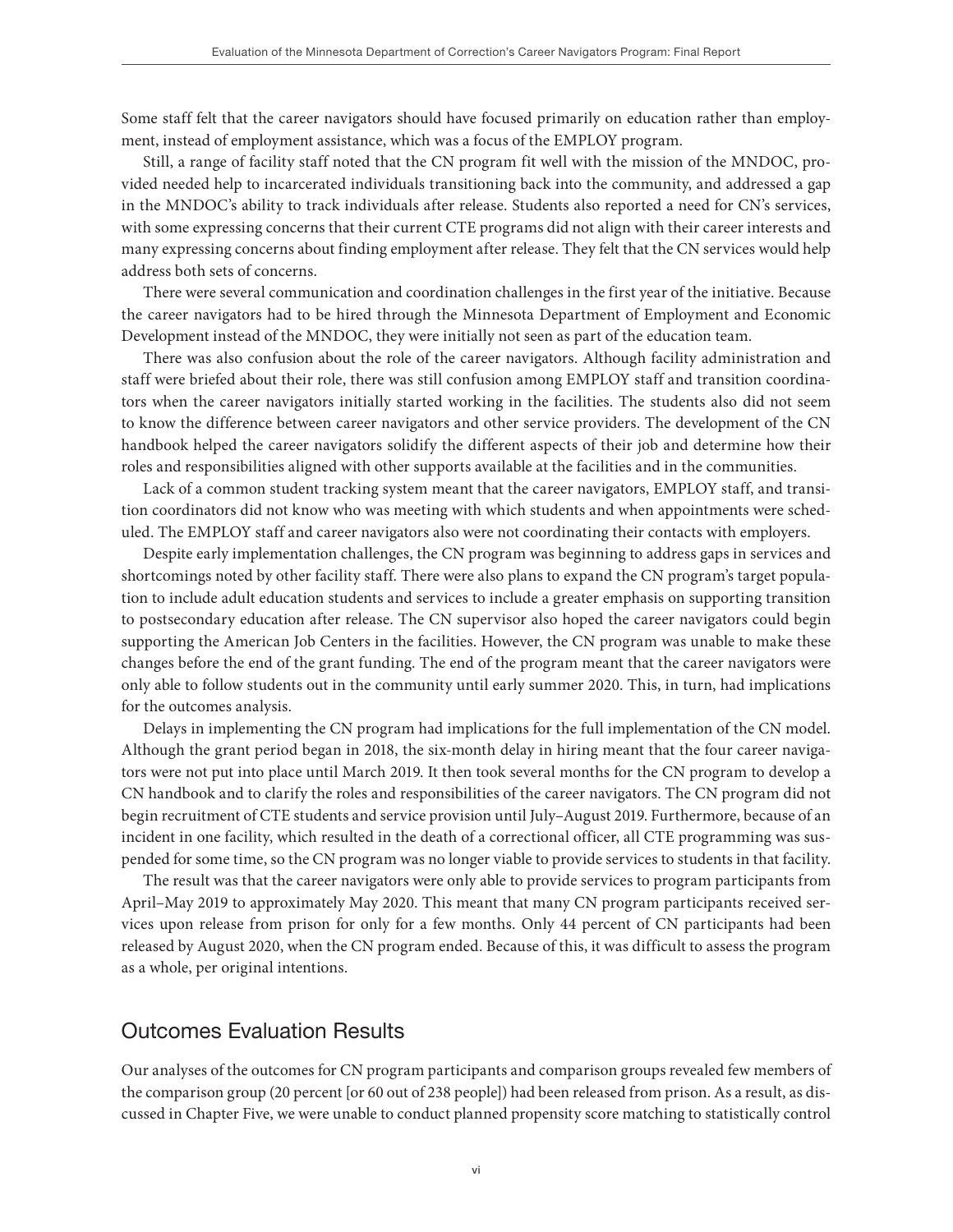Some staff felt that the career navigators should have focused primarily on education rather than employment, instead of employment assistance, which was a focus of the EMPLOY program.

Still, a range of facility staff noted that the CN program fit well with the mission of the MNDOC, provided needed help to incarcerated individuals transitioning back into the community, and addressed a gap in the MNDOC's ability to track individuals after release. Students also reported a need for CN's services, with some expressing concerns that their current CTE programs did not align with their career interests and many expressing concerns about finding employment after release. They felt that the CN services would help address both sets of concerns.

There were several communication and coordination challenges in the first year of the initiative. Because the career navigators had to be hired through the Minnesota Department of Employment and Economic Development instead of the MNDOC, they were initially not seen as part of the education team.

There was also confusion about the role of the career navigators. Although facility administration and staff were briefed about their role, there was still confusion among EMPLOY staff and transition coordinators when the career navigators initially started working in the facilities. The students also did not seem to know the difference between career navigators and other service providers. The development of the CN handbook helped the career navigators solidify the different aspects of their job and determine how their roles and responsibilities aligned with other supports available at the facilities and in the communities.

Lack of a common student tracking system meant that the career navigators, EMPLOY staff, and transition coordinators did not know who was meeting with which students and when appointments were scheduled. The EMPLOY staff and career navigators also were not coordinating their contacts with employers.

Despite early implementation challenges, the CN program was beginning to address gaps in services and shortcomings noted by other facility staff. There were also plans to expand the CN program's target population to include adult education students and services to include a greater emphasis on supporting transition to postsecondary education after release. The CN supervisor also hoped the career navigators could begin supporting the American Job Centers in the facilities. However, the CN program was unable to make these changes before the end of the grant funding. The end of the program meant that the career navigators were only able to follow students out in the community until early summer 2020. This, in turn, had implications for the outcomes analysis.

Delays in implementing the CN program had implications for the full implementation of the CN model. Although the grant period began in 2018, the six-month delay in hiring meant that the four career navigators were not put into place until March 2019. It then took several months for the CN program to develop a CN handbook and to clarify the roles and responsibilities of the career navigators. The CN program did not begin recruitment of CTE students and service provision until July–August 2019. Furthermore, because of an incident in one facility, which resulted in the death of a correctional officer, all CTE programming was suspended for some time, so the CN program was no longer viable to provide services to students in that facility.

The result was that the career navigators were only able to provide services to program participants from April–May 2019 to approximately May 2020. This meant that many CN program participants received services upon release from prison for only for a few months. Only 44 percent of CN participants had been released by August 2020, when the CN program ended. Because of this, it was difficult to assess the program as a whole, per original intentions.

## Outcomes Evaluation Results

Our analyses of the outcomes for CN program participants and comparison groups revealed few members of the comparison group (20 percent [or 60 out of 238 people]) had been released from prison. As a result, as discussed in Chapter Five, we were unable to conduct planned propensity score matching to statistically control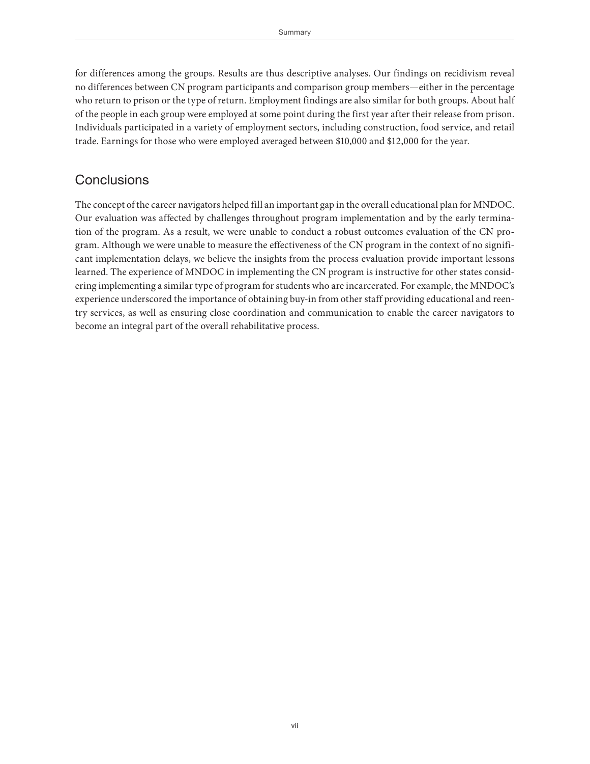for differences among the groups. Results are thus descriptive analyses. Our findings on recidivism reveal no differences between CN program participants and comparison group members—either in the percentage who return to prison or the type of return. Employment findings are also similar for both groups. About half of the people in each group were employed at some point during the first year after their release from prison. Individuals participated in a variety of employment sectors, including construction, food service, and retail trade. Earnings for those who were employed averaged between $10,000 and $12,000 for the year.

## Conclusions

The concept of the career navigators helped fill an important gap in the overall educational plan for MNDOC. Our evaluation was affected by challenges throughout program implementation and by the early termination of the program. As a result, we were unable to conduct a robust outcomes evaluation of the CN program. Although we were unable to measure the effectiveness of the CN program in the context of no significant implementation delays, we believe the insights from the process evaluation provide important lessons learned. The experience of MNDOC in implementing the CN program is instructive for other states considering implementing a similar type of program for students who are incarcerated. For example, the MNDOC's experience underscored the importance of obtaining buy-in from other staff providing educational and reentry services, as well as ensuring close coordination and communication to enable the career navigators to become an integral part of the overall rehabilitative process.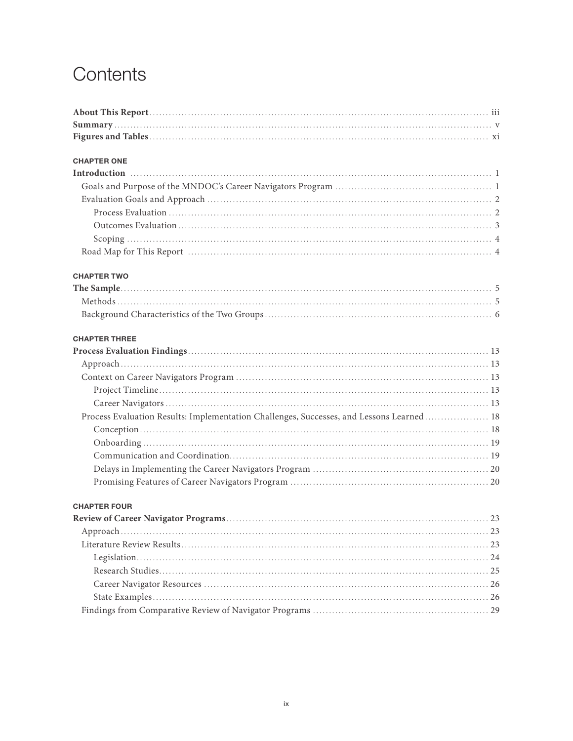# Contents

**About This Report** ... iii
**Summary** ... v
**Figures and Tables** ... xi

**CHAPTER ONE**
**Introduction** ... 1
- Goals and Purpose of the MNDOC's Career Navigators Program ... 1
- Evaluation Goals and Approach ... 2
  - Process Evaluation ... 2
  - Outcomes Evaluation ... 3
  - Scoping ... 4
- Road Map for This Report ... 4

**CHAPTER TWO**
**The Sample** ... 5
- Methods ... 5
- Background Characteristics of the Two Groups ... 6

**CHAPTER THREE**
**Process Evaluation Findings** ... 13
- Approach ... 13
- Context on Career Navigators Program ... 13
  - Project Timeline ... 13
  - Career Navigators ... 13
- Process Evaluation Results: Implementation Challenges, Successes, and Lessons Learned ... 18
  - Conception ... 18
  - Onboarding ... 19
  - Communication and Coordination ... 19
  - Delays in Implementing the Career Navigators Program ... 20
  - Promising Features of Career Navigators Program ... 20

**CHAPTER FOUR**
**Review of Career Navigator Programs** ... 23
- Approach ... 23
- Literature Review Results ... 23
  - Legislation ... 24
  - Research Studies ... 25
  - Career Navigator Resources ... 26
  - State Examples ... 26
- Findings from Comparative Review of Navigator Programs ... 29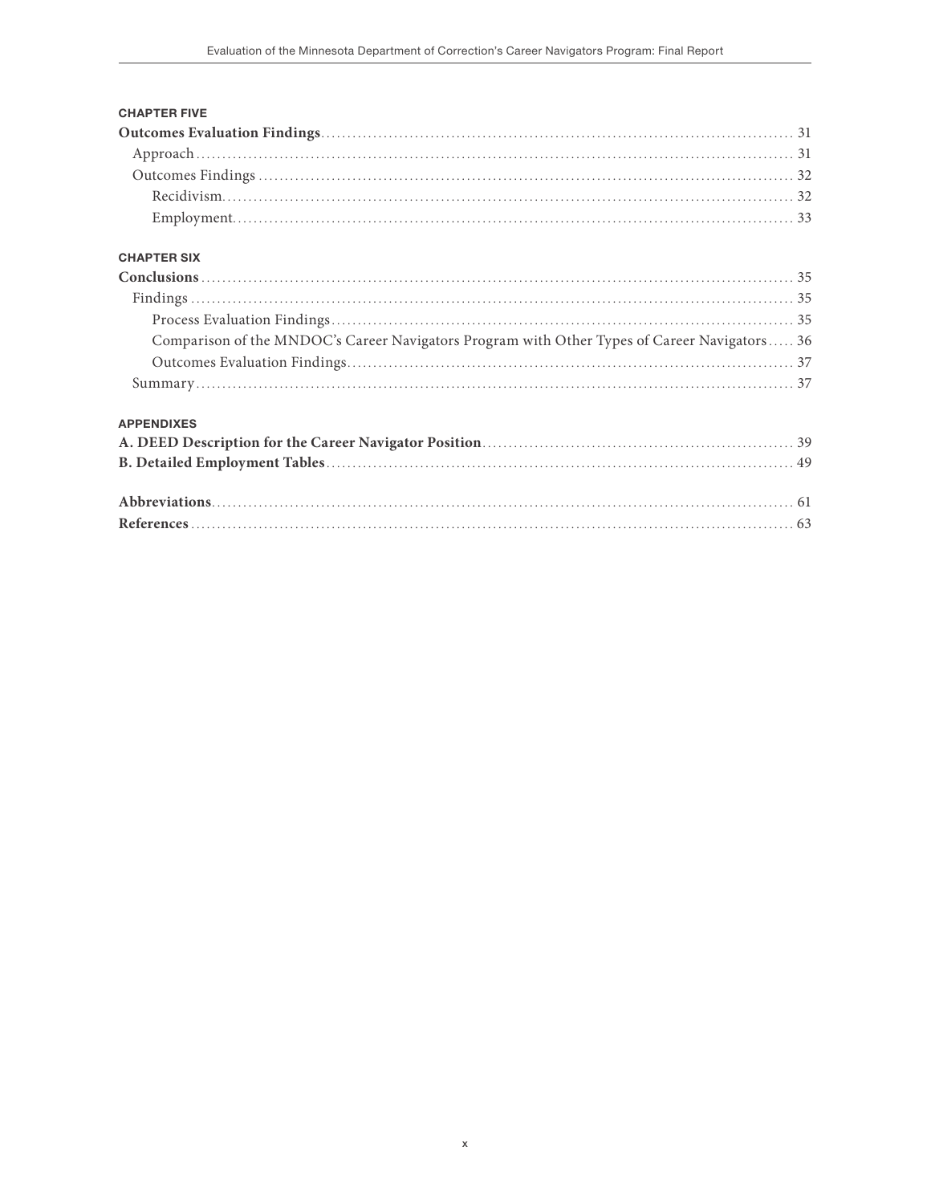**CHAPTER FIVE**

**Outcomes Evaluation Findings** ... 31
- Approach ... 31
- Outcomes Findings ... 32
  - Recidivism ... 32
  - Employment ... 33

**CHAPTER SIX**

**Conclusions** ... 35
- Findings ... 35
  - Process Evaluation Findings ... 35
  - Comparison of the MNDOC's Career Navigators Program with Other Types of Career Navigators ... 36
  - Outcomes Evaluation Findings ... 37
- Summary ... 37

**APPENDIXES**

**A. DEED Description for the Career Navigator Position** ... 39

**B. Detailed Employment Tables** ... 49

**Abbreviations** ... 61

**References** ... 63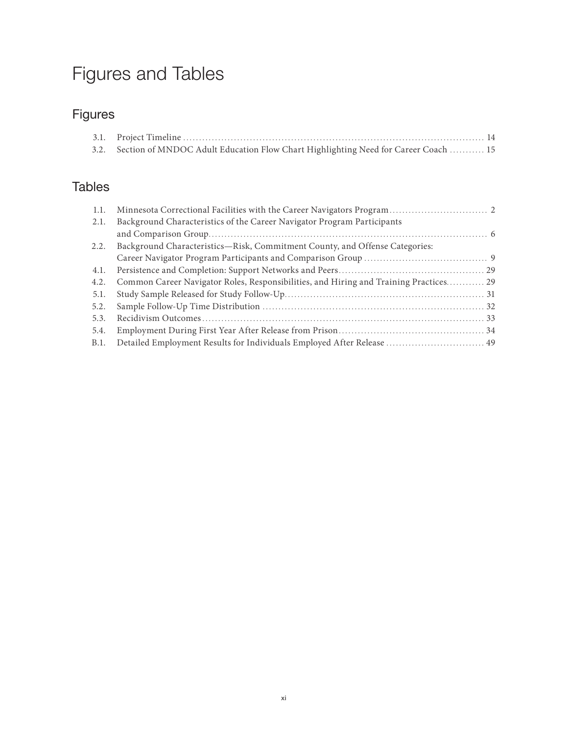# Figures and Tables

## Figures

3.1. Project Timeline ........................................................................................ 14
3.2. Section of MNDOC Adult Education Flow Chart Highlighting Need for Career Coach ........... 15

## Tables

1.1. Minnesota Correctional Facilities with the Career Navigators Program............................... 2
2.1. Background Characteristics of the Career Navigator Program Participants and Comparison Group........................................................................................ 6
2.2. Background Characteristics—Risk, Commitment County, and Offense Categories: Career Navigator Program Participants and Comparison Group ........................................ 9
4.1. Persistence and Completion: Support Networks and Peers............................................. 29
4.2. Common Career Navigator Roles, Responsibilities, and Hiring and Training Practices............ 29
5.1. Study Sample Released for Study Follow-Up.............................................................. 31
5.2. Sample Follow-Up Time Distribution ..................................................................... 32
5.3. Recidivism Outcomes........................................................................................ 33
5.4. Employment During First Year After Release from Prison............................................. 34
B.1. Detailed Employment Results for Individuals Employed After Release ............................... 49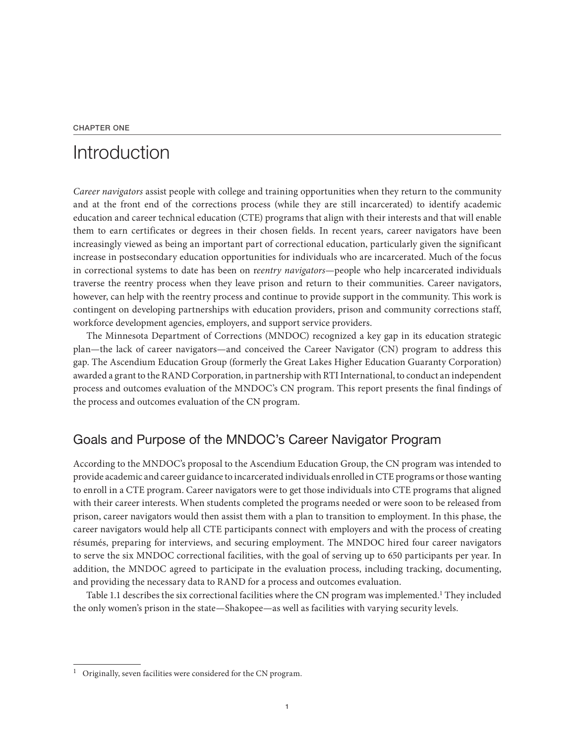CHAPTER ONE

# Introduction

*Career navigators* assist people with college and training opportunities when they return to the community and at the front end of the corrections process (while they are still incarcerated) to identify academic education and career technical education (CTE) programs that align with their interests and that will enable them to earn certificates or degrees in their chosen fields. In recent years, career navigators have been increasingly viewed as being an important part of correctional education, particularly given the significant increase in postsecondary education opportunities for individuals who are incarcerated. Much of the focus in correctional systems to date has been on r*eentry navigators*—people who help incarcerated individuals traverse the reentry process when they leave prison and return to their communities. Career navigators, however, can help with the reentry process and continue to provide support in the community. This work is contingent on developing partnerships with education providers, prison and community corrections staff, workforce development agencies, employers, and support service providers.

The Minnesota Department of Corrections (MNDOC) recognized a key gap in its education strategic plan—the lack of career navigators—and conceived the Career Navigator (CN) program to address this gap. The Ascendium Education Group (formerly the Great Lakes Higher Education Guaranty Corporation) awarded a grant to the RAND Corporation, in partnership with RTI International, to conduct an independent process and outcomes evaluation of the MNDOC's CN program. This report presents the final findings of the process and outcomes evaluation of the CN program.

## Goals and Purpose of the MNDOC's Career Navigator Program

According to the MNDOC's proposal to the Ascendium Education Group, the CN program was intended to provide academic and career guidance to incarcerated individuals enrolled in CTE programs or those wanting to enroll in a CTE program. Career navigators were to get those individuals into CTE programs that aligned with their career interests. When students completed the programs needed or were soon to be released from prison, career navigators would then assist them with a plan to transition to employment. In this phase, the career navigators would help all CTE participants connect with employers and with the process of creating résumés, preparing for interviews, and securing employment. The MNDOC hired four career navigators to serve the six MNDOC correctional facilities, with the goal of serving up to 650 participants per year. In addition, the MNDOC agreed to participate in the evaluation process, including tracking, documenting, and providing the necessary data to RAND for a process and outcomes evaluation.

Table 1.1 describes the six correctional facilities where the CN program was implemented.[1] They included the only women's prison in the state—Shakopee—as well as facilities with varying security levels.

[1] Originally, seven facilities were considered for the CN program.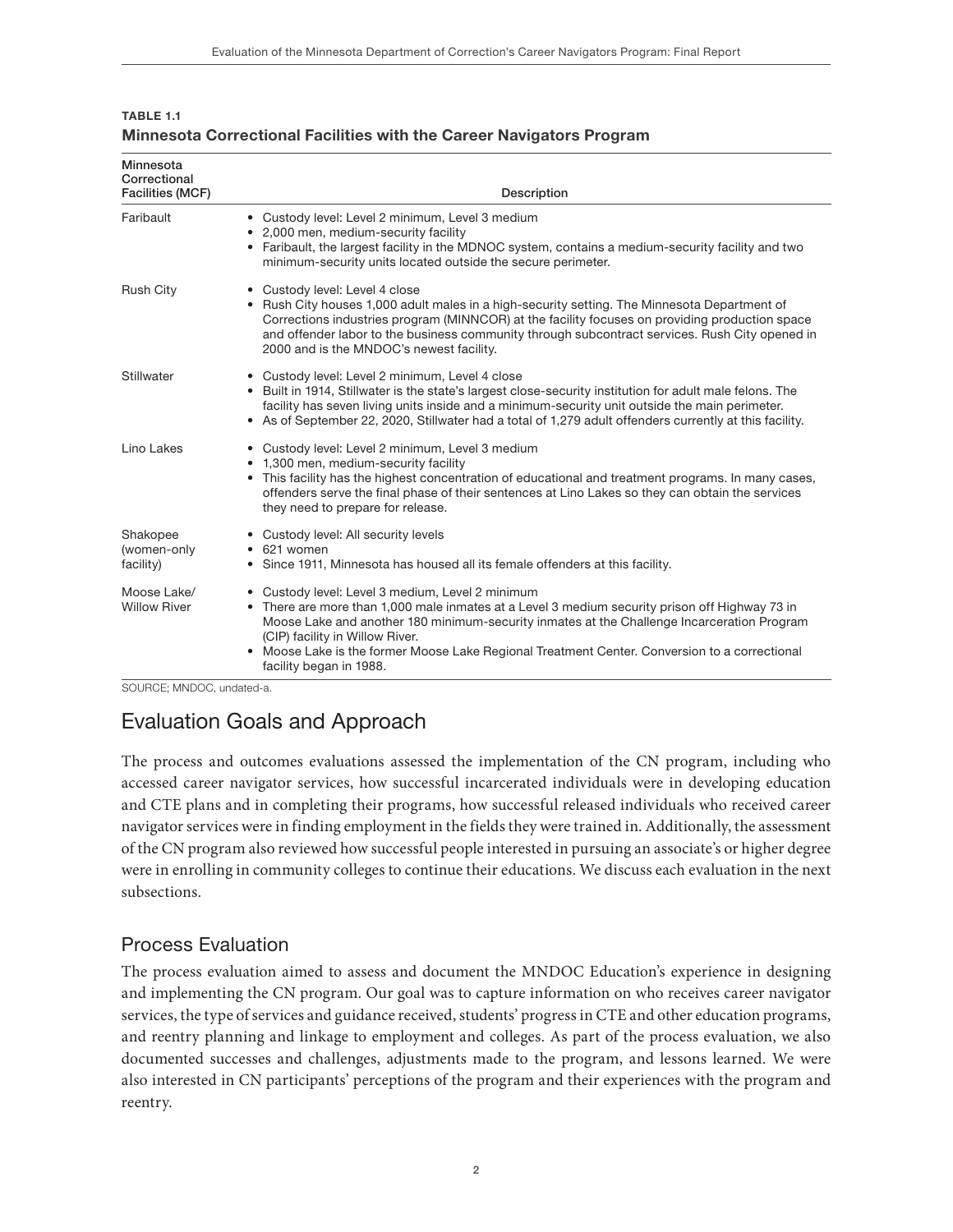**TABLE 1.1**
**Minnesota Correctional Facilities with the Career Navigators Program**

| Minnesota Correctional Facilities (MCF) | Description |
|---|---|
| Faribault | • Custody level: Level 2 minimum, Level 3 medium<br>• 2,000 men, medium-security facility<br>• Faribault, the largest facility in the MDNOC system, contains a medium-security facility and two minimum-security units located outside the secure perimeter. |
| Rush City | • Custody level: Level 4 close<br>• Rush City houses 1,000 adult males in a high-security setting. The Minnesota Department of Corrections industries program (MINNCOR) at the facility focuses on providing production space and offender labor to the business community through subcontract services. Rush City opened in 2000 and is the MNDOC's newest facility. |
| Stillwater | • Custody level: Level 2 minimum, Level 4 close<br>• Built in 1914, Stillwater is the state's largest close-security institution for adult male felons. The facility has seven living units inside and a minimum-security unit outside the main perimeter.<br>• As of September 22, 2020, Stillwater had a total of 1,279 adult offenders currently at this facility. |
| Lino Lakes | • Custody level: Level 2 minimum, Level 3 medium<br>• 1,300 men, medium-security facility<br>• This facility has the highest concentration of educational and treatment programs. In many cases, offenders serve the final phase of their sentences at Lino Lakes so they can obtain the services they need to prepare for release. |
| Shakopee (women-only facility) | • Custody level: All security levels<br>• 621 women<br>• Since 1911, Minnesota has housed all its female offenders at this facility. |
| Moose Lake/ Willow River | • Custody level: Level 3 medium, Level 2 minimum<br>• There are more than 1,000 male inmates at a Level 3 medium security prison off Highway 73 in Moose Lake and another 180 minimum-security inmates at the Challenge Incarceration Program (CIP) facility in Willow River.<br>• Moose Lake is the former Moose Lake Regional Treatment Center. Conversion to a correctional facility began in 1988. |

SOURCE; MNDOC, undated-a.

## Evaluation Goals and Approach

The process and outcomes evaluations assessed the implementation of the CN program, including who accessed career navigator services, how successful incarcerated individuals were in developing education and CTE plans and in completing their programs, how successful released individuals who received career navigator services were in finding employment in the fields they were trained in. Additionally, the assessment of the CN program also reviewed how successful people interested in pursuing an associate's or higher degree were in enrolling in community colleges to continue their educations. We discuss each evaluation in the next subsections.

### Process Evaluation

The process evaluation aimed to assess and document the MNDOC Education's experience in designing and implementing the CN program. Our goal was to capture information on who receives career navigator services, the type of services and guidance received, students' progress in CTE and other education programs, and reentry planning and linkage to employment and colleges. As part of the process evaluation, we also documented successes and challenges, adjustments made to the program, and lessons learned. We were also interested in CN participants' perceptions of the program and their experiences with the program and reentry.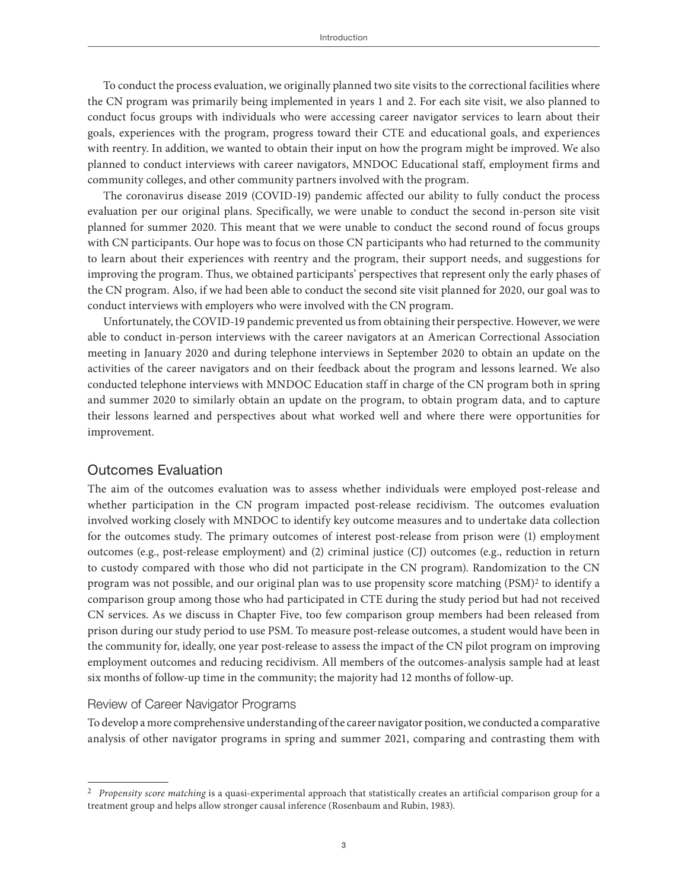To conduct the process evaluation, we originally planned two site visits to the correctional facilities where the CN program was primarily being implemented in years 1 and 2. For each site visit, we also planned to conduct focus groups with individuals who were accessing career navigator services to learn about their goals, experiences with the program, progress toward their CTE and educational goals, and experiences with reentry. In addition, we wanted to obtain their input on how the program might be improved. We also planned to conduct interviews with career navigators, MNDOC Educational staff, employment firms and community colleges, and other community partners involved with the program.

The coronavirus disease 2019 (COVID-19) pandemic affected our ability to fully conduct the process evaluation per our original plans. Specifically, we were unable to conduct the second in-person site visit planned for summer 2020. This meant that we were unable to conduct the second round of focus groups with CN participants. Our hope was to focus on those CN participants who had returned to the community to learn about their experiences with reentry and the program, their support needs, and suggestions for improving the program. Thus, we obtained participants' perspectives that represent only the early phases of the CN program. Also, if we had been able to conduct the second site visit planned for 2020, our goal was to conduct interviews with employers who were involved with the CN program.

Unfortunately, the COVID-19 pandemic prevented us from obtaining their perspective. However, we were able to conduct in-person interviews with the career navigators at an American Correctional Association meeting in January 2020 and during telephone interviews in September 2020 to obtain an update on the activities of the career navigators and on their feedback about the program and lessons learned. We also conducted telephone interviews with MNDOC Education staff in charge of the CN program both in spring and summer 2020 to similarly obtain an update on the program, to obtain program data, and to capture their lessons learned and perspectives about what worked well and where there were opportunities for improvement.

## Outcomes Evaluation

The aim of the outcomes evaluation was to assess whether individuals were employed post-release and whether participation in the CN program impacted post-release recidivism. The outcomes evaluation involved working closely with MNDOC to identify key outcome measures and to undertake data collection for the outcomes study. The primary outcomes of interest post-release from prison were (1) employment outcomes (e.g., post-release employment) and (2) criminal justice (CJ) outcomes (e.g., reduction in return to custody compared with those who did not participate in the CN program). Randomization to the CN program was not possible, and our original plan was to use propensity score matching (PSM)[2] to identify a comparison group among those who had participated in CTE during the study period but had not received CN services. As we discuss in Chapter Five, too few comparison group members had been released from prison during our study period to use PSM. To measure post-release outcomes, a student would have been in the community for, ideally, one year post-release to assess the impact of the CN pilot program on improving employment outcomes and reducing recidivism. All members of the outcomes-analysis sample had at least six months of follow-up time in the community; the majority had 12 months of follow-up.

### Review of Career Navigator Programs

To develop a more comprehensive understanding of the career navigator position, we conducted a comparative analysis of other navigator programs in spring and summer 2021, comparing and contrasting them with

[2] *Propensity score matching* is a quasi-experimental approach that statistically creates an artificial comparison group for a treatment group and helps allow stronger causal inference (Rosenbaum and Rubin, 1983).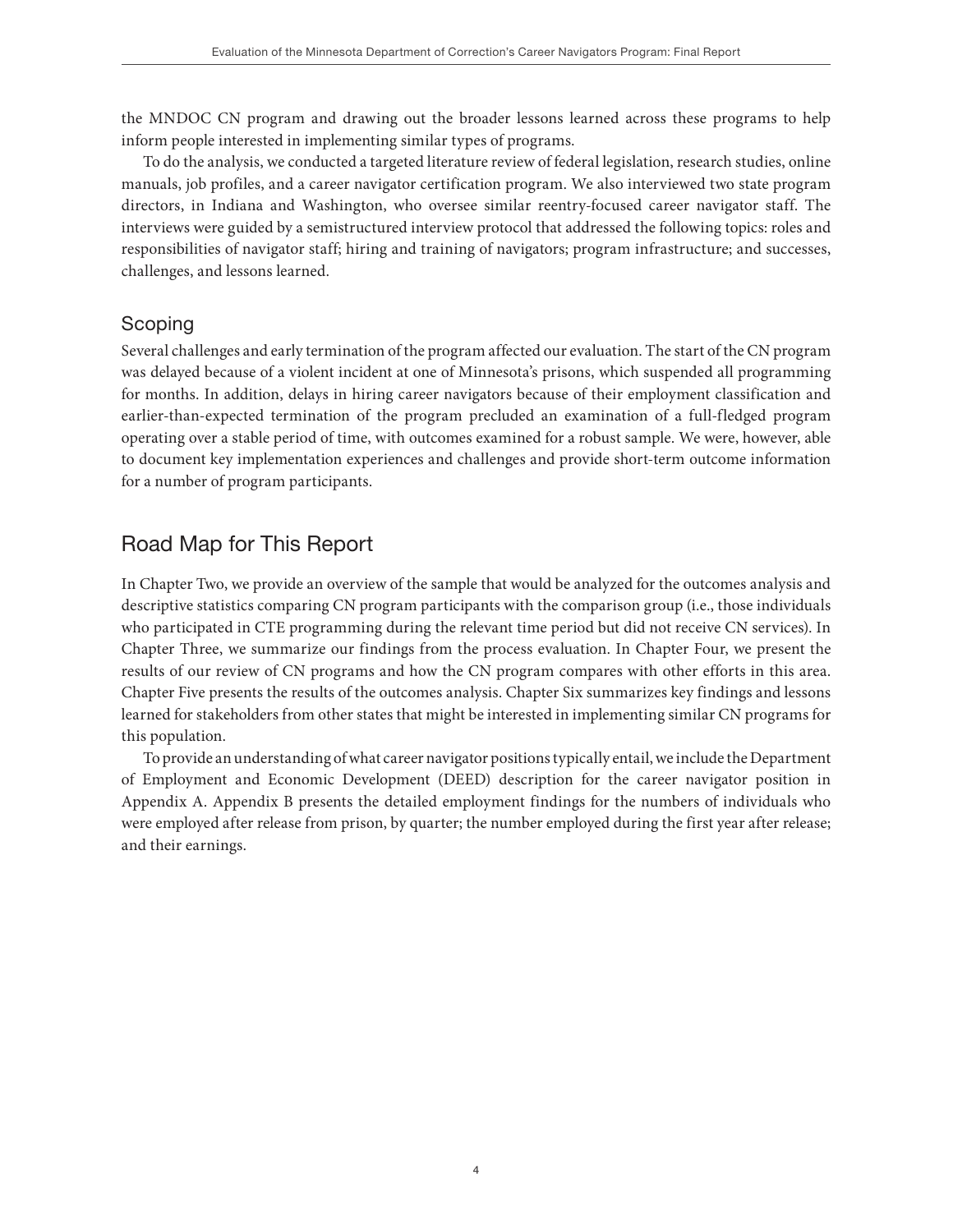the MNDOC CN program and drawing out the broader lessons learned across these programs to help inform people interested in implementing similar types of programs.

To do the analysis, we conducted a targeted literature review of federal legislation, research studies, online manuals, job profiles, and a career navigator certification program. We also interviewed two state program directors, in Indiana and Washington, who oversee similar reentry-focused career navigator staff. The interviews were guided by a semistructured interview protocol that addressed the following topics: roles and responsibilities of navigator staff; hiring and training of navigators; program infrastructure; and successes, challenges, and lessons learned.

### Scoping

Several challenges and early termination of the program affected our evaluation. The start of the CN program was delayed because of a violent incident at one of Minnesota's prisons, which suspended all programming for months. In addition, delays in hiring career navigators because of their employment classification and earlier-than-expected termination of the program precluded an examination of a full-fledged program operating over a stable period of time, with outcomes examined for a robust sample. We were, however, able to document key implementation experiences and challenges and provide short-term outcome information for a number of program participants.

## Road Map for This Report

In Chapter Two, we provide an overview of the sample that would be analyzed for the outcomes analysis and descriptive statistics comparing CN program participants with the comparison group (i.e., those individuals who participated in CTE programming during the relevant time period but did not receive CN services). In Chapter Three, we summarize our findings from the process evaluation. In Chapter Four, we present the results of our review of CN programs and how the CN program compares with other efforts in this area. Chapter Five presents the results of the outcomes analysis. Chapter Six summarizes key findings and lessons learned for stakeholders from other states that might be interested in implementing similar CN programs for this population.

To provide an understanding of what career navigator positions typically entail, we include the Department of Employment and Economic Development (DEED) description for the career navigator position in Appendix A. Appendix B presents the detailed employment findings for the numbers of individuals who were employed after release from prison, by quarter; the number employed during the first year after release; and their earnings.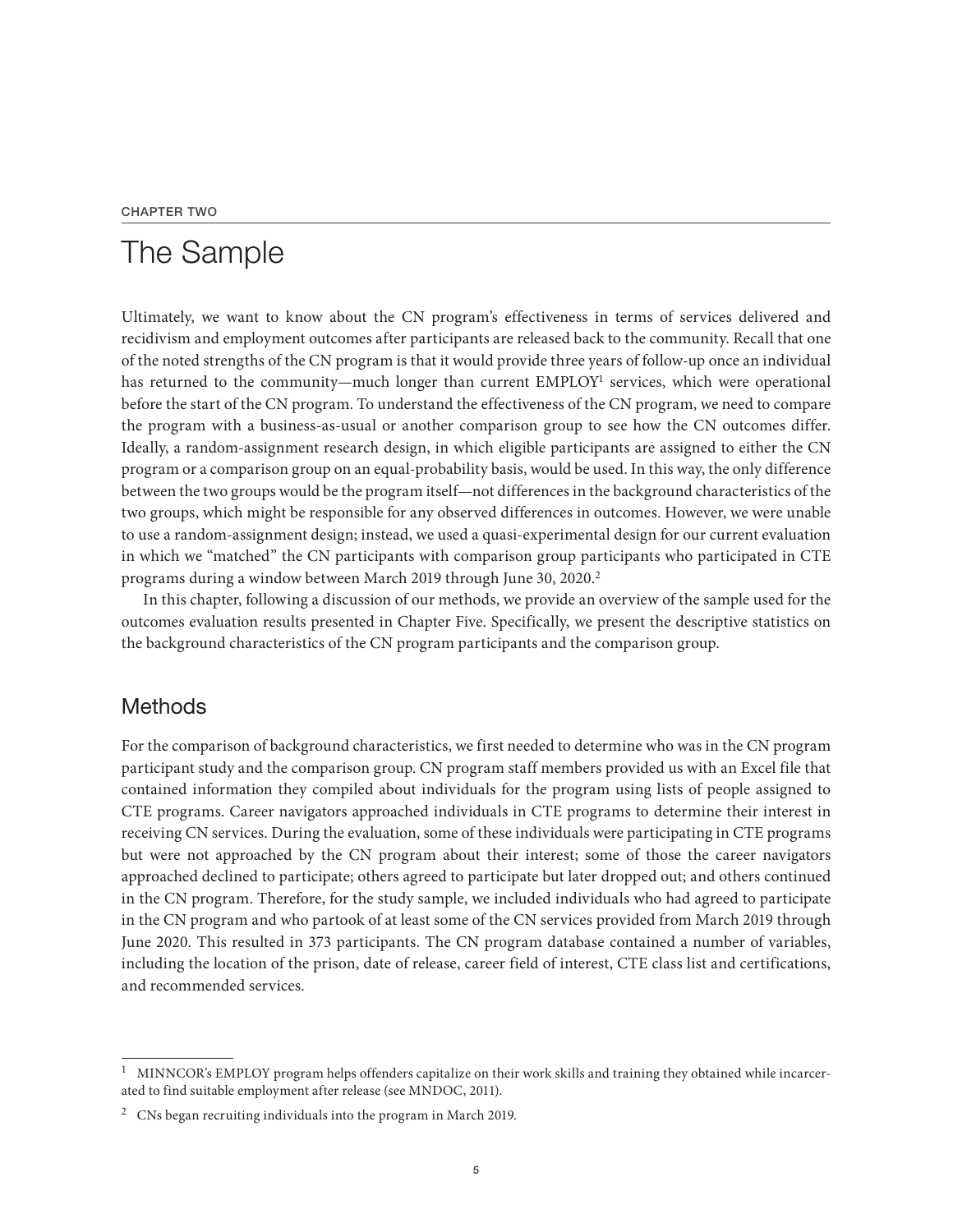CHAPTER TWO

# The Sample

Ultimately, we want to know about the CN program's effectiveness in terms of services delivered and recidivism and employment outcomes after participants are released back to the community. Recall that one of the noted strengths of the CN program is that it would provide three years of follow-up once an individual has returned to the community—much longer than current EMPLOY[1] services, which were operational before the start of the CN program. To understand the effectiveness of the CN program, we need to compare the program with a business-as-usual or another comparison group to see how the CN outcomes differ. Ideally, a random-assignment research design, in which eligible participants are assigned to either the CN program or a comparison group on an equal-probability basis, would be used. In this way, the only difference between the two groups would be the program itself—not differences in the background characteristics of the two groups, which might be responsible for any observed differences in outcomes. However, we were unable to use a random-assignment design; instead, we used a quasi-experimental design for our current evaluation in which we "matched" the CN participants with comparison group participants who participated in CTE programs during a window between March 2019 through June 30, 2020.[2]

In this chapter, following a discussion of our methods, we provide an overview of the sample used for the outcomes evaluation results presented in Chapter Five. Specifically, we present the descriptive statistics on the background characteristics of the CN program participants and the comparison group.

## Methods

For the comparison of background characteristics, we first needed to determine who was in the CN program participant study and the comparison group. CN program staff members provided us with an Excel file that contained information they compiled about individuals for the program using lists of people assigned to CTE programs. Career navigators approached individuals in CTE programs to determine their interest in receiving CN services. During the evaluation, some of these individuals were participating in CTE programs but were not approached by the CN program about their interest; some of those the career navigators approached declined to participate; others agreed to participate but later dropped out; and others continued in the CN program. Therefore, for the study sample, we included individuals who had agreed to participate in the CN program and who partook of at least some of the CN services provided from March 2019 through June 2020. This resulted in 373 participants. The CN program database contained a number of variables, including the location of the prison, date of release, career field of interest, CTE class list and certifications, and recommended services.

---

[1] MINNCOR's EMPLOY program helps offenders capitalize on their work skills and training they obtained while incarcerated to find suitable employment after release (see MNDOC, 2011).

[2] CNs began recruiting individuals into the program in March 2019.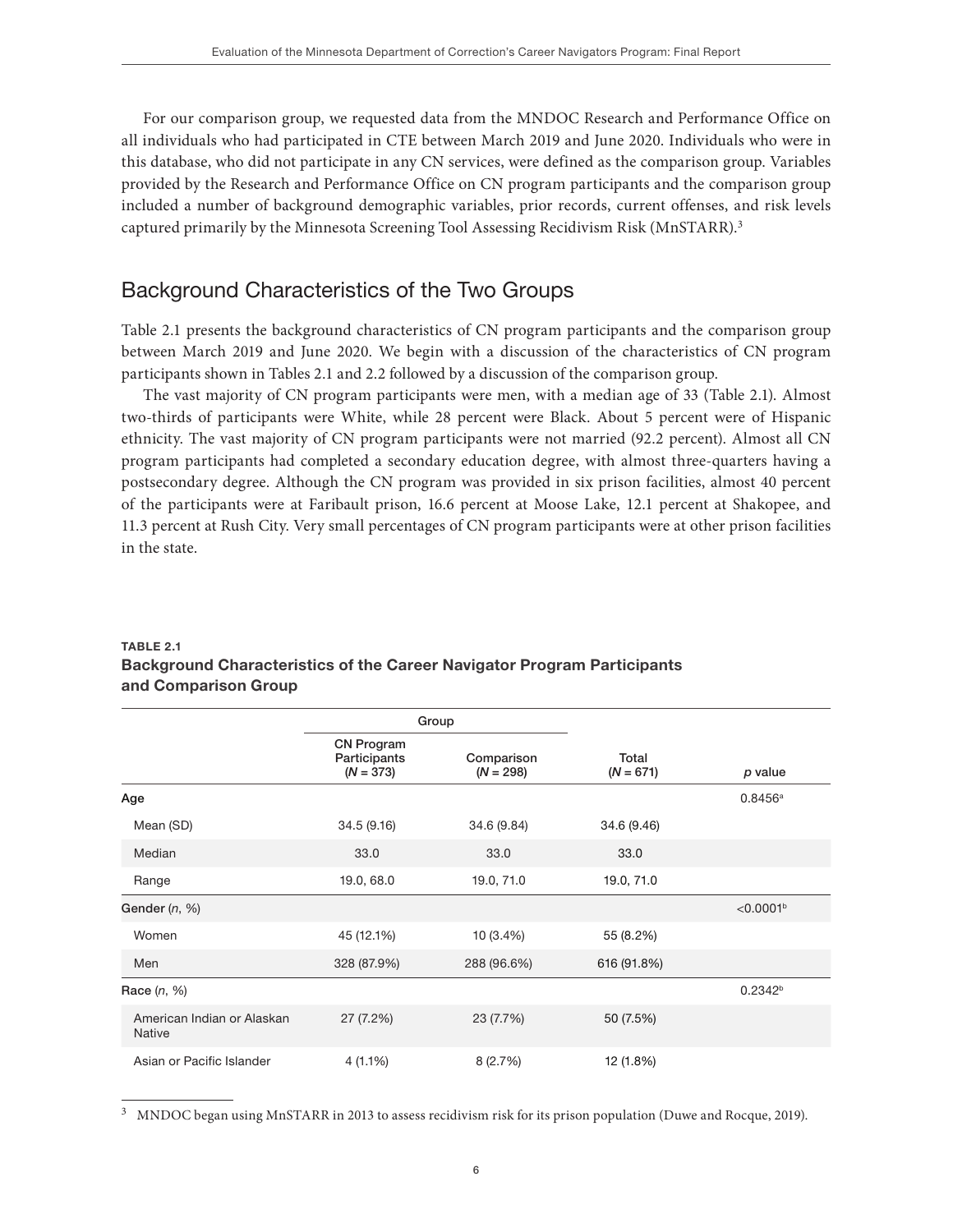For our comparison group, we requested data from the MNDOC Research and Performance Office on all individuals who had participated in CTE between March 2019 and June 2020. Individuals who were in this database, who did not participate in any CN services, were defined as the comparison group. Variables provided by the Research and Performance Office on CN program participants and the comparison group included a number of background demographic variables, prior records, current offenses, and risk levels captured primarily by the Minnesota Screening Tool Assessing Recidivism Risk (MnSTARR).[3]

## Background Characteristics of the Two Groups

Table 2.1 presents the background characteristics of CN program participants and the comparison group between March 2019 and June 2020. We begin with a discussion of the characteristics of CN program participants shown in Tables 2.1 and 2.2 followed by a discussion of the comparison group.

The vast majority of CN program participants were men, with a median age of 33 (Table 2.1). Almost two-thirds of participants were White, while 28 percent were Black. About 5 percent were of Hispanic ethnicity. The vast majority of CN program participants were not married (92.2 percent). Almost all CN program participants had completed a secondary education degree, with almost three-quarters having a postsecondary degree. Although the CN program was provided in six prison facilities, almost 40 percent of the participants were at Faribault prison, 16.6 percent at Moose Lake, 12.1 percent at Shakopee, and 11.3 percent at Rush City. Very small percentages of CN program participants were at other prison facilities in the state.

**TABLE 2.1**
**Background Characteristics of the Career Navigator Program Participants and Comparison Group**

| | Group | | | |
|---|---|---|---|---|
| | CN Program Participants (*N* = 373) | Comparison (*N* = 298) | Total (*N* = 671) | *p* value |
| **Age** | | | | 0.8456[a] |
| Mean (SD) | 34.5 (9.16) | 34.6 (9.84) | 34.6 (9.46) | |
| Median | 33.0 | 33.0 | 33.0 | |
| Range | 19.0, 68.0 | 19.0, 71.0 | 19.0, 71.0 | |
| **Gender** (*n*, %) | | | | <0.0001[b] |
| Women | 45 (12.1%) | 10 (3.4%) | 55 (8.2%) | |
| Men | 328 (87.9%) | 288 (96.6%) | 616 (91.8%) | |
| **Race** (*n*, %) | | | | 0.2342[b] |
| American Indian or Alaskan Native | 27 (7.2%) | 23 (7.7%) | 50 (7.5%) | |
| Asian or Pacific Islander | 4 (1.1%) | 8 (2.7%) | 12 (1.8%) | |

[3] MNDOC began using MnSTARR in 2013 to assess recidivism risk for its prison population (Duwe and Rocque, 2019).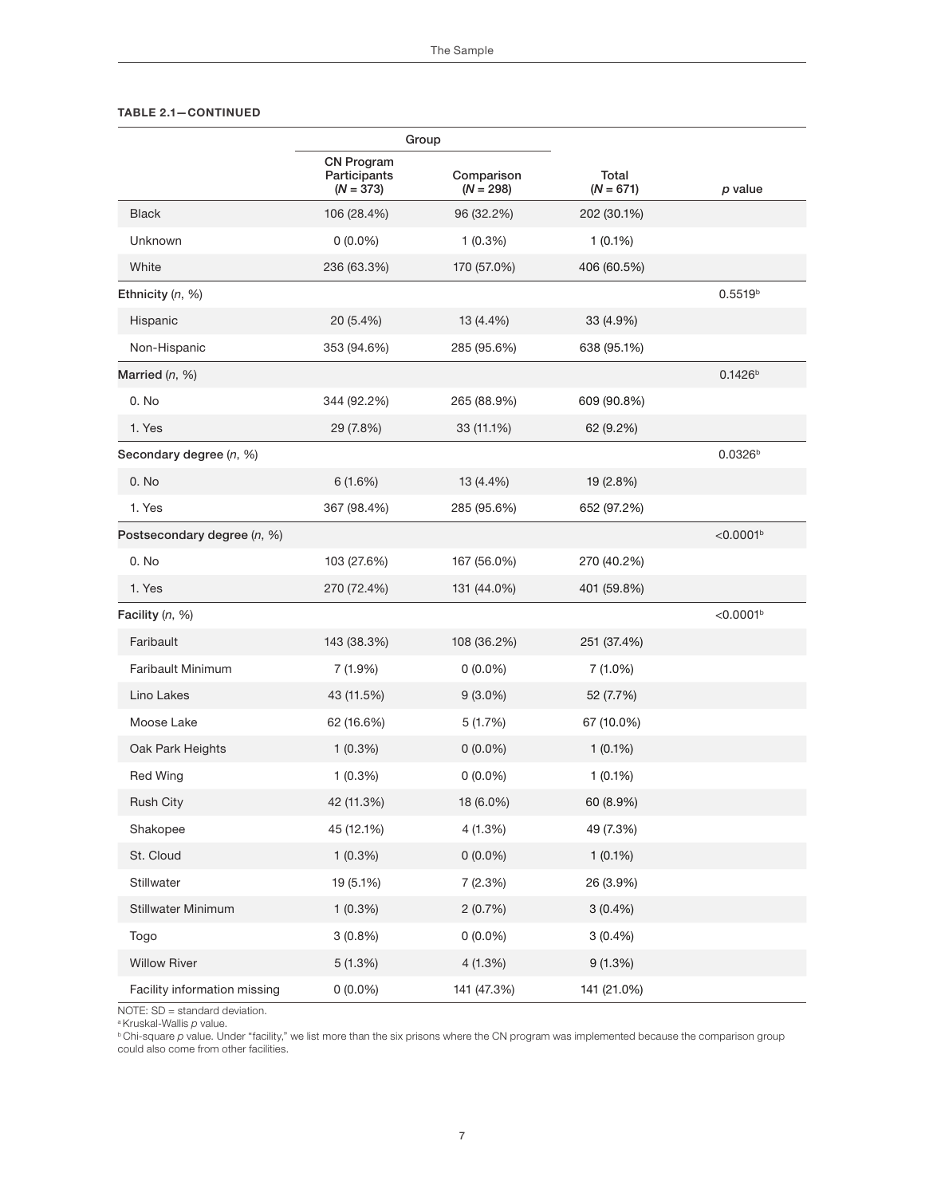**TABLE 2.1—CONTINUED**

| | Group | | | |
|---|---|---|---|---|
| | CN Program Participants (*N* = 373) | Comparison (*N* = 298) | Total (*N* = 671) | *p* value |
| Black | 106 (28.4%) | 96 (32.2%) | 202 (30.1%) | |
| Unknown | 0 (0.0%) | 1 (0.3%) | 1 (0.1%) | |
| White | 236 (63.3%) | 170 (57.0%) | 406 (60.5%) | |
| Ethnicity (*n*, %) | | | | 0.5519[b] |
| Hispanic | 20 (5.4%) | 13 (4.4%) | 33 (4.9%) | |
| Non-Hispanic | 353 (94.6%) | 285 (95.6%) | 638 (95.1%) | |
| Married (*n*, %) | | | | 0.1426[b] |
| 0. No | 344 (92.2%) | 265 (88.9%) | 609 (90.8%) | |
| 1. Yes | 29 (7.8%) | 33 (11.1%) | 62 (9.2%) | |
| Secondary degree (*n*, %) | | | | 0.0326[b] |
| 0. No | 6 (1.6%) | 13 (4.4%) | 19 (2.8%) | |
| 1. Yes | 367 (98.4%) | 285 (95.6%) | 652 (97.2%) | |
| Postsecondary degree (*n*, %) | | | | <0.0001[b] |
| 0. No | 103 (27.6%) | 167 (56.0%) | 270 (40.2%) | |
| 1. Yes | 270 (72.4%) | 131 (44.0%) | 401 (59.8%) | |
| Facility (*n*, %) | | | | <0.0001[b] |
| Faribault | 143 (38.3%) | 108 (36.2%) | 251 (37.4%) | |
| Faribault Minimum | 7 (1.9%) | 0 (0.0%) | 7 (1.0%) | |
| Lino Lakes | 43 (11.5%) | 9 (3.0%) | 52 (7.7%) | |
| Moose Lake | 62 (16.6%) | 5 (1.7%) | 67 (10.0%) | |
| Oak Park Heights | 1 (0.3%) | 0 (0.0%) | 1 (0.1%) | |
| Red Wing | 1 (0.3%) | 0 (0.0%) | 1 (0.1%) | |
| Rush City | 42 (11.3%) | 18 (6.0%) | 60 (8.9%) | |
| Shakopee | 45 (12.1%) | 4 (1.3%) | 49 (7.3%) | |
| St. Cloud | 1 (0.3%) | 0 (0.0%) | 1 (0.1%) | |
| Stillwater | 19 (5.1%) | 7 (2.3%) | 26 (3.9%) | |
| Stillwater Minimum | 1 (0.3%) | 2 (0.7%) | 3 (0.4%) | |
| Togo | 3 (0.8%) | 0 (0.0%) | 3 (0.4%) | |
| Willow River | 5 (1.3%) | 4 (1.3%) | 9 (1.3%) | |
| Facility information missing | 0 (0.0%) | 141 (47.3%) | 141 (21.0%) | |

NOTE: SD = standard deviation.
[a] Kruskal-Wallis *p* value.
[b] Chi-square *p* value. Under "facility," we list more than the six prisons where the CN program was implemented because the comparison group could also come from other facilities.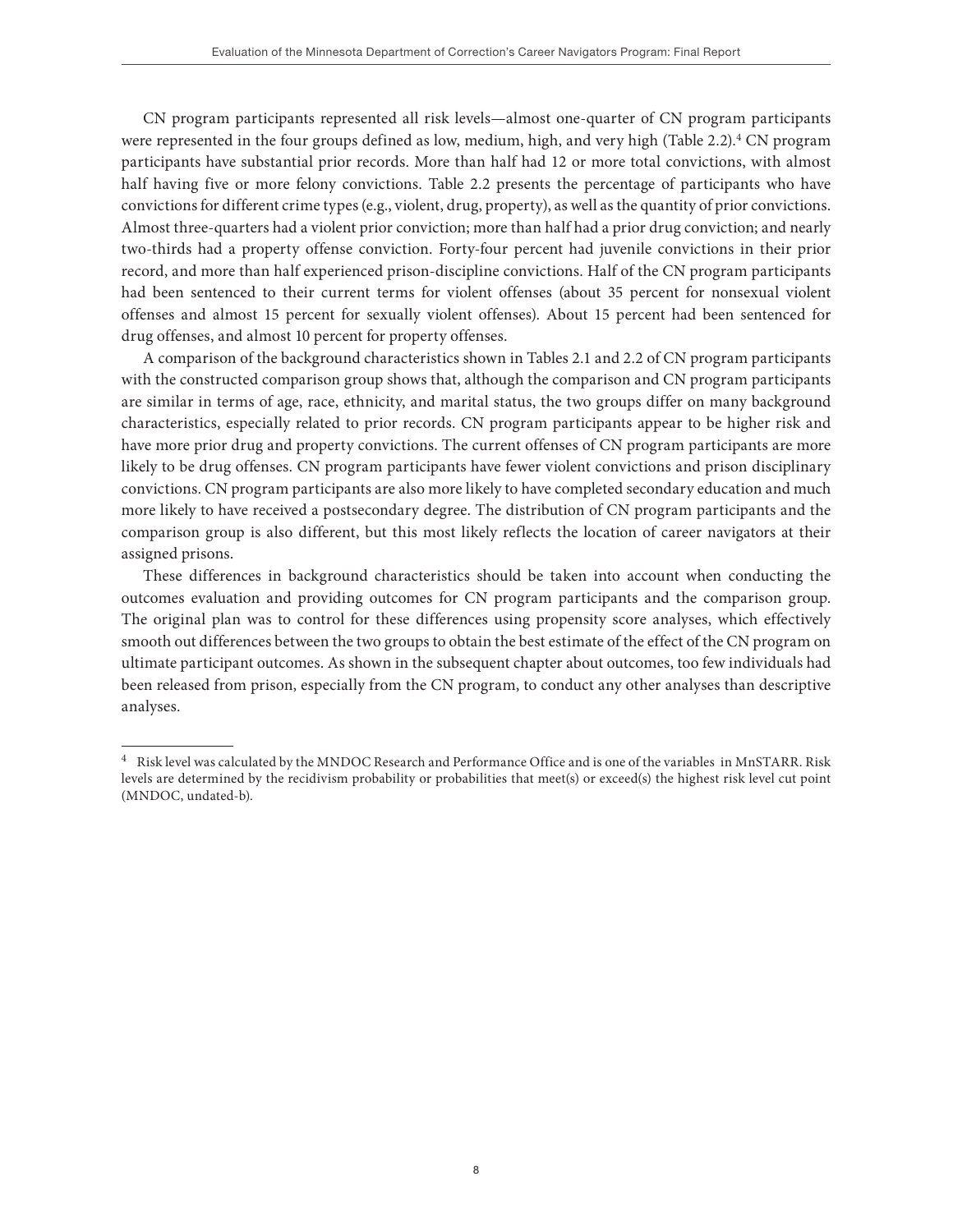CN program participants represented all risk levels—almost one-quarter of CN program participants were represented in the four groups defined as low, medium, high, and very high (Table 2.2).[4] CN program participants have substantial prior records. More than half had 12 or more total convictions, with almost half having five or more felony convictions. Table 2.2 presents the percentage of participants who have convictions for different crime types (e.g., violent, drug, property), as well as the quantity of prior convictions. Almost three-quarters had a violent prior conviction; more than half had a prior drug conviction; and nearly two-thirds had a property offense conviction. Forty-four percent had juvenile convictions in their prior record, and more than half experienced prison-discipline convictions. Half of the CN program participants had been sentenced to their current terms for violent offenses (about 35 percent for nonsexual violent offenses and almost 15 percent for sexually violent offenses). About 15 percent had been sentenced for drug offenses, and almost 10 percent for property offenses.

A comparison of the background characteristics shown in Tables 2.1 and 2.2 of CN program participants with the constructed comparison group shows that, although the comparison and CN program participants are similar in terms of age, race, ethnicity, and marital status, the two groups differ on many background characteristics, especially related to prior records. CN program participants appear to be higher risk and have more prior drug and property convictions. The current offenses of CN program participants are more likely to be drug offenses. CN program participants have fewer violent convictions and prison disciplinary convictions. CN program participants are also more likely to have completed secondary education and much more likely to have received a postsecondary degree. The distribution of CN program participants and the comparison group is also different, but this most likely reflects the location of career navigators at their assigned prisons.

These differences in background characteristics should be taken into account when conducting the outcomes evaluation and providing outcomes for CN program participants and the comparison group. The original plan was to control for these differences using propensity score analyses, which effectively smooth out differences between the two groups to obtain the best estimate of the effect of the CN program on ultimate participant outcomes. As shown in the subsequent chapter about outcomes, too few individuals had been released from prison, especially from the CN program, to conduct any other analyses than descriptive analyses.

---

[4] Risk level was calculated by the MNDOC Research and Performance Office and is one of the variables in MnSTARR. Risk levels are determined by the recidivism probability or probabilities that meet(s) or exceed(s) the highest risk level cut point (MNDOC, undated-b).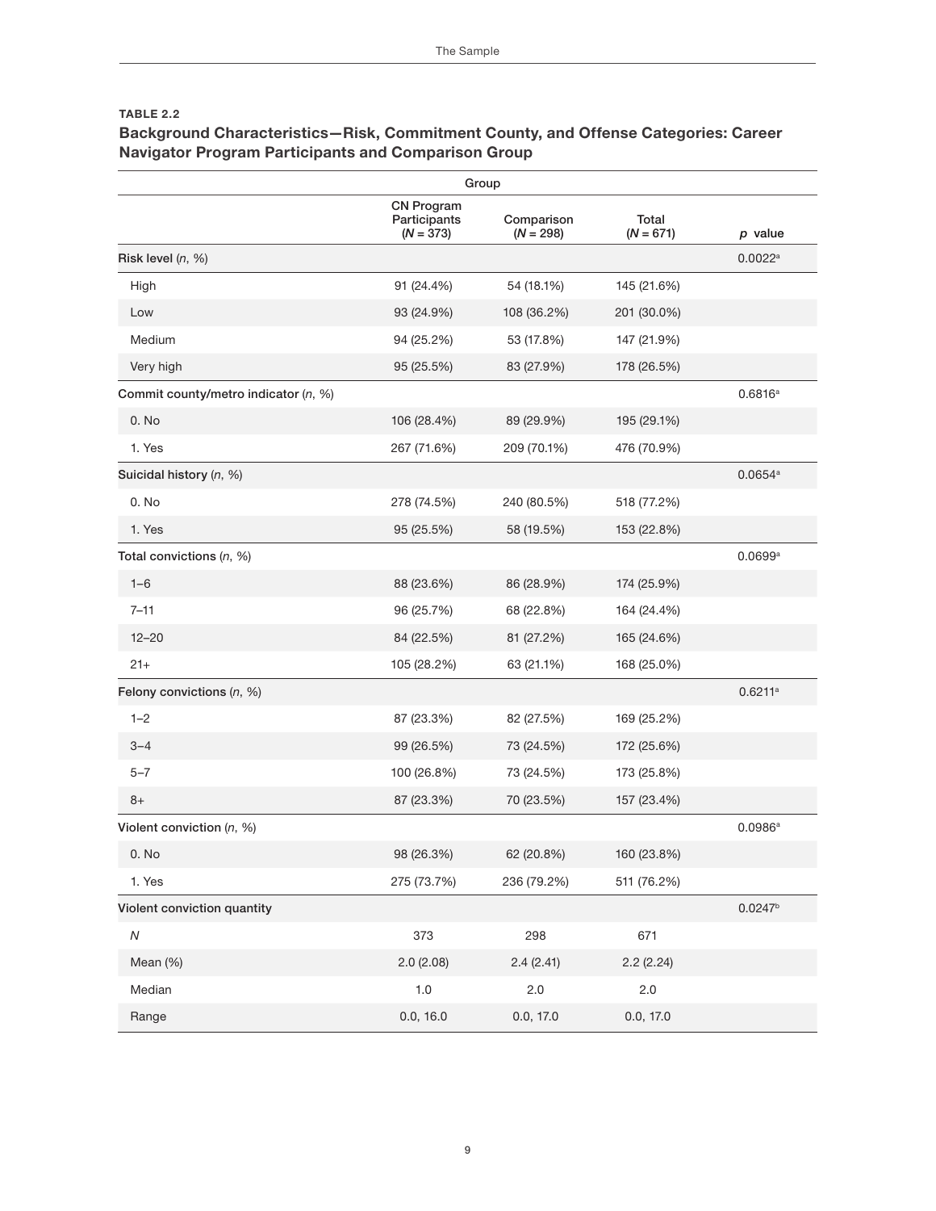**TABLE 2.2**

**Background Characteristics—Risk, Commitment County, and Offense Categories: Career Navigator Program Participants and Comparison Group**

| | Group | | | |
|---|---|---|---|---|
| | CN Program Participants (*N* = 373) | Comparison (*N* = 298) | Total (*N* = 671) | *p* value |
| Risk level (*n*, %) | | | | 0.0022[a] |
| High | 91 (24.4%) | 54 (18.1%) | 145 (21.6%) | |
| Low | 93 (24.9%) | 108 (36.2%) | 201 (30.0%) | |
| Medium | 94 (25.2%) | 53 (17.8%) | 147 (21.9%) | |
| Very high | 95 (25.5%) | 83 (27.9%) | 178 (26.5%) | |
| Commit county/metro indicator (*n*, %) | | | | 0.6816[a] |
| 0. No | 106 (28.4%) | 89 (29.9%) | 195 (29.1%) | |
| 1. Yes | 267 (71.6%) | 209 (70.1%) | 476 (70.9%) | |
| Suicidal history (*n*, %) | | | | 0.0654[a] |
| 0. No | 278 (74.5%) | 240 (80.5%) | 518 (77.2%) | |
| 1. Yes | 95 (25.5%) | 58 (19.5%) | 153 (22.8%) | |
| Total convictions (*n*, %) | | | | 0.0699[a] |
| 1–6 | 88 (23.6%) | 86 (28.9%) | 174 (25.9%) | |
| 7–11 | 96 (25.7%) | 68 (22.8%) | 164 (24.4%) | |
| 12–20 | 84 (22.5%) | 81 (27.2%) | 165 (24.6%) | |
| 21+ | 105 (28.2%) | 63 (21.1%) | 168 (25.0%) | |
| Felony convictions (*n*, %) | | | | 0.6211[a] |
| 1–2 | 87 (23.3%) | 82 (27.5%) | 169 (25.2%) | |
| 3–4 | 99 (26.5%) | 73 (24.5%) | 172 (25.6%) | |
| 5–7 | 100 (26.8%) | 73 (24.5%) | 173 (25.8%) | |
| 8+ | 87 (23.3%) | 70 (23.5%) | 157 (23.4%) | |
| Violent conviction (*n*, %) | | | | 0.0986[a] |
| 0. No | 98 (26.3%) | 62 (20.8%) | 160 (23.8%) | |
| 1. Yes | 275 (73.7%) | 236 (79.2%) | 511 (76.2%) | |
| Violent conviction quantity | | | | 0.0247[b] |
| *N* | 373 | 298 | 671 | |
| Mean (%) | 2.0 (2.08) | 2.4 (2.41) | 2.2 (2.24) | |
| Median | 1.0 | 2.0 | 2.0 | |
| Range | 0.0, 16.0 | 0.0, 17.0 | 0.0, 17.0 | |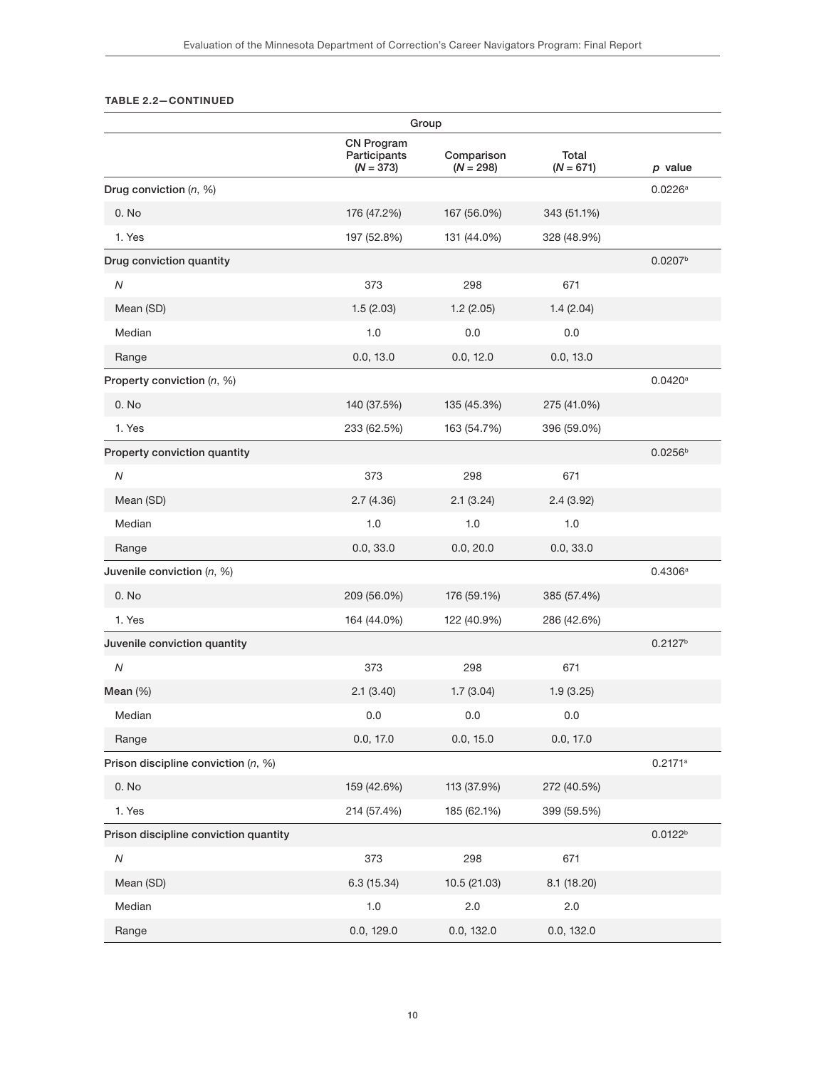**TABLE 2.2—CONTINUED**

| | Group | | | |
|---|---|---|---|---|
| | CN Program Participants (*N* = 373) | Comparison (*N* = 298) | Total (*N* = 671) | *p* value |
| **Drug conviction** (*n*, %) | | | | 0.0226[a] |
| 0. No | 176 (47.2%) | 167 (56.0%) | 343 (51.1%) | |
| 1. Yes | 197 (52.8%) | 131 (44.0%) | 328 (48.9%) | |
| **Drug conviction quantity** | | | | 0.0207[b] |
| *N* | 373 | 298 | 671 | |
| Mean (SD) | 1.5 (2.03) | 1.2 (2.05) | 1.4 (2.04) | |
| Median | 1.0 | 0.0 | 0.0 | |
| Range | 0.0, 13.0 | 0.0, 12.0 | 0.0, 13.0 | |
| **Property conviction** (*n*, %) | | | | 0.0420[a] |
| 0. No | 140 (37.5%) | 135 (45.3%) | 275 (41.0%) | |
| 1. Yes | 233 (62.5%) | 163 (54.7%) | 396 (59.0%) | |
| **Property conviction quantity** | | | | 0.0256[b] |
| *N* | 373 | 298 | 671 | |
| Mean (SD) | 2.7 (4.36) | 2.1 (3.24) | 2.4 (3.92) | |
| Median | 1.0 | 1.0 | 1.0 | |
| Range | 0.0, 33.0 | 0.0, 20.0 | 0.0, 33.0 | |
| **Juvenile conviction** (*n*, %) | | | | 0.4306[a] |
| 0. No | 209 (56.0%) | 176 (59.1%) | 385 (57.4%) | |
| 1. Yes | 164 (44.0%) | 122 (40.9%) | 286 (42.6%) | |
| **Juvenile conviction quantity** | | | | 0.2127[b] |
| *N* | 373 | 298 | 671 | |
| **Mean** (%) | 2.1 (3.40) | 1.7 (3.04) | 1.9 (3.25) | |
| Median | 0.0 | 0.0 | 0.0 | |
| Range | 0.0, 17.0 | 0.0, 15.0 | 0.0, 17.0 | |
| **Prison discipline conviction** (*n*, %) | | | | 0.2171[a] |
| 0. No | 159 (42.6%) | 113 (37.9%) | 272 (40.5%) | |
| 1. Yes | 214 (57.4%) | 185 (62.1%) | 399 (59.5%) | |
| **Prison discipline conviction quantity** | | | | 0.0122[b] |
| *N* | 373 | 298 | 671 | |
| Mean (SD) | 6.3 (15.34) | 10.5 (21.03) | 8.1 (18.20) | |
| Median | 1.0 | 2.0 | 2.0 | |
| Range | 0.0, 129.0 | 0.0, 132.0 | 0.0, 132.0 | |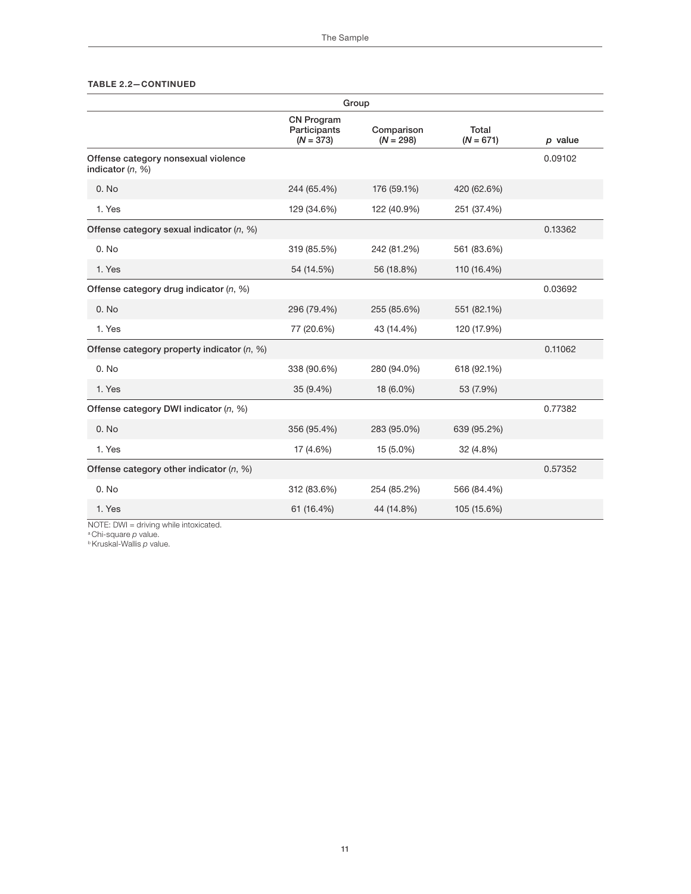**TABLE 2.2—CONTINUED**

| | Group | | | |
|---|---|---|---|---|
| | CN Program Participants ($N$ = 373) | Comparison ($N$ = 298) | Total ($N$ = 671) | $p$ value |
| Offense category nonsexual violence indicator ($n$, %) | | | | 0.09102 |
| 0. No | 244 (65.4%) | 176 (59.1%) | 420 (62.6%) | |
| 1. Yes | 129 (34.6%) | 122 (40.9%) | 251 (37.4%) | |
| Offense category sexual indicator ($n$, %) | | | | 0.13362 |
| 0. No | 319 (85.5%) | 242 (81.2%) | 561 (83.6%) | |
| 1. Yes | 54 (14.5%) | 56 (18.8%) | 110 (16.4%) | |
| Offense category drug indicator ($n$, %) | | | | 0.03692 |
| 0. No | 296 (79.4%) | 255 (85.6%) | 551 (82.1%) | |
| 1. Yes | 77 (20.6%) | 43 (14.4%) | 120 (17.9%) | |
| Offense category property indicator ($n$, %) | | | | 0.11062 |
| 0. No | 338 (90.6%) | 280 (94.0%) | 618 (92.1%) | |
| 1. Yes | 35 (9.4%) | 18 (6.0%) | 53 (7.9%) | |
| Offense category DWI indicator ($n$, %) | | | | 0.77382 |
| 0. No | 356 (95.4%) | 283 (95.0%) | 639 (95.2%) | |
| 1. Yes | 17 (4.6%) | 15 (5.0%) | 32 (4.8%) | |
| Offense category other indicator ($n$, %) | | | | 0.57352 |
| 0. No | 312 (83.6%) | 254 (85.2%) | 566 (84.4%) | |
| 1. Yes | 61 (16.4%) | 44 (14.8%) | 105 (15.6%) | |

NOTE: DWI = driving while intoxicated.
[a] Chi-square $p$ value.
[b] Kruskal-Wallis $p$ value.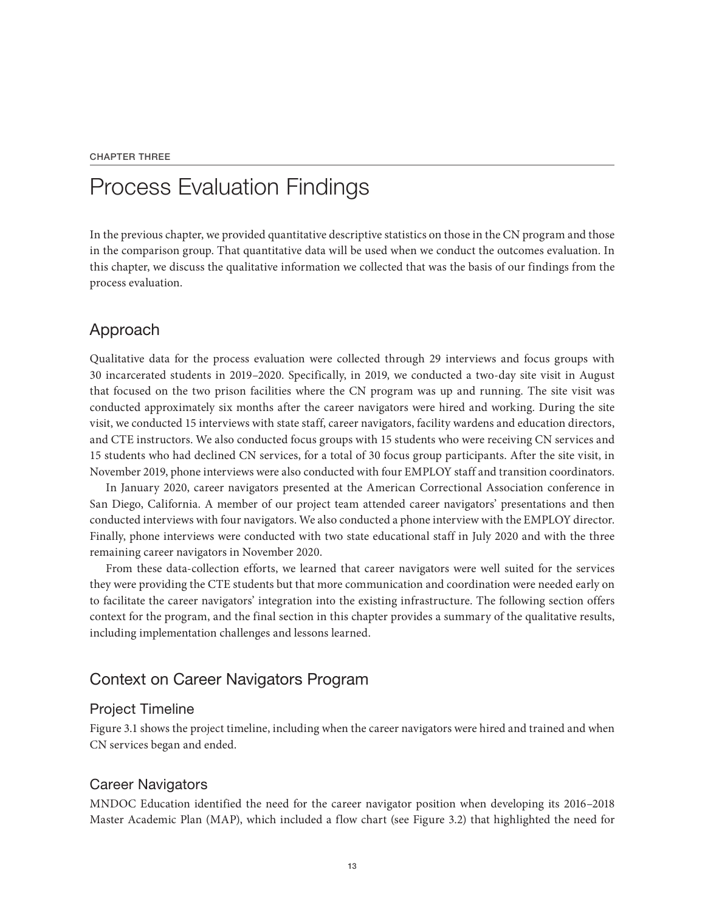CHAPTER THREE

# Process Evaluation Findings

In the previous chapter, we provided quantitative descriptive statistics on those in the CN program and those in the comparison group. That quantitative data will be used when we conduct the outcomes evaluation. In this chapter, we discuss the qualitative information we collected that was the basis of our findings from the process evaluation.

## Approach

Qualitative data for the process evaluation were collected through 29 interviews and focus groups with 30 incarcerated students in 2019–2020. Specifically, in 2019, we conducted a two-day site visit in August that focused on the two prison facilities where the CN program was up and running. The site visit was conducted approximately six months after the career navigators were hired and working. During the site visit, we conducted 15 interviews with state staff, career navigators, facility wardens and education directors, and CTE instructors. We also conducted focus groups with 15 students who were receiving CN services and 15 students who had declined CN services, for a total of 30 focus group participants. After the site visit, in November 2019, phone interviews were also conducted with four EMPLOY staff and transition coordinators.

In January 2020, career navigators presented at the American Correctional Association conference in San Diego, California. A member of our project team attended career navigators' presentations and then conducted interviews with four navigators. We also conducted a phone interview with the EMPLOY director. Finally, phone interviews were conducted with two state educational staff in July 2020 and with the three remaining career navigators in November 2020.

From these data-collection efforts, we learned that career navigators were well suited for the services they were providing the CTE students but that more communication and coordination were needed early on to facilitate the career navigators' integration into the existing infrastructure. The following section offers context for the program, and the final section in this chapter provides a summary of the qualitative results, including implementation challenges and lessons learned.

## Context on Career Navigators Program

### Project Timeline

Figure 3.1 shows the project timeline, including when the career navigators were hired and trained and when CN services began and ended.

### Career Navigators

MNDOC Education identified the need for the career navigator position when developing its 2016–2018 Master Academic Plan (MAP), which included a flow chart (see Figure 3.2) that highlighted the need for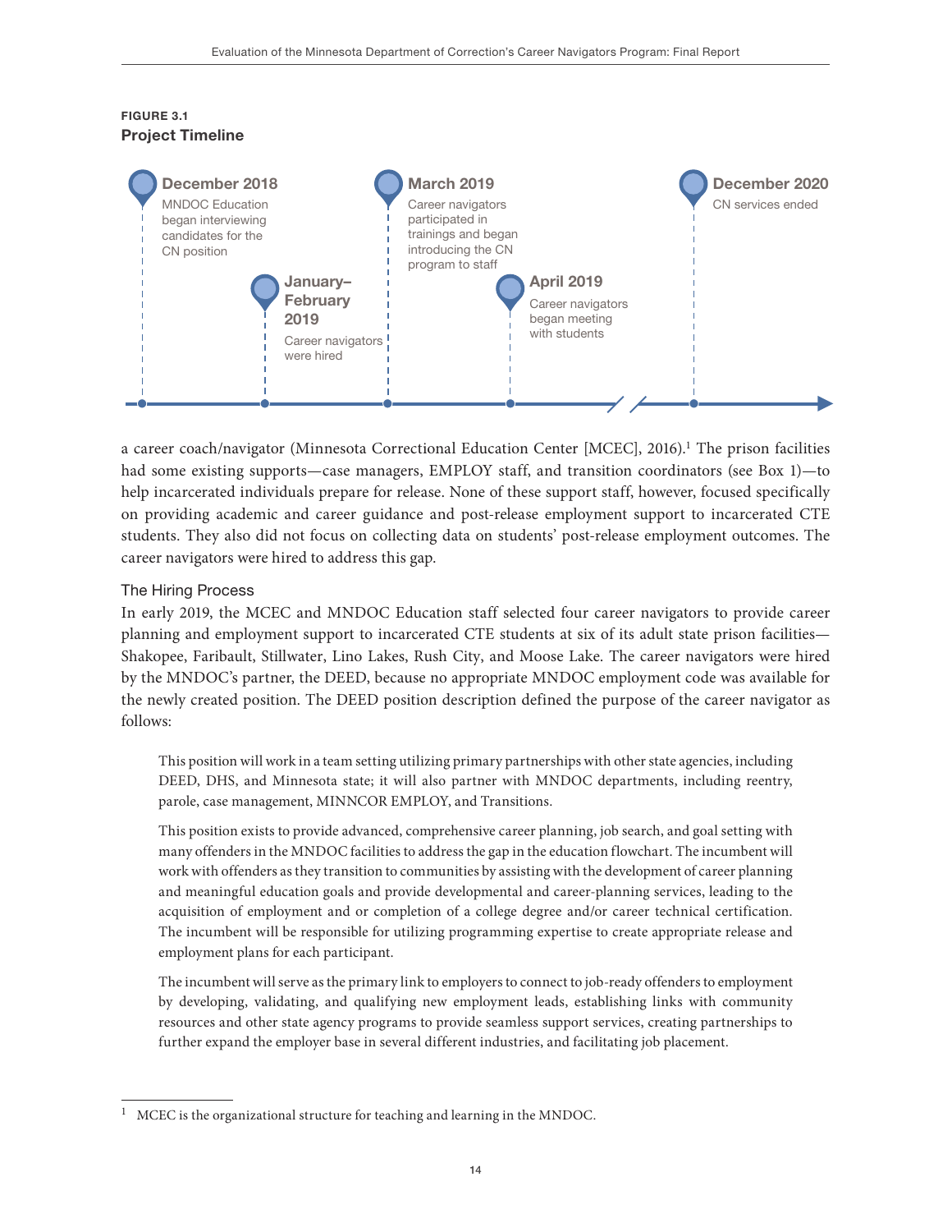**FIGURE 3.1**
**Project Timeline**

- **December 2018** — MNDOC Education began interviewing candidates for the CN position
- **January–February 2019** — Career navigators were hired
- **March 2019** — Career navigators participated in trainings and began introducing the CN program to staff
- **April 2019** — Career navigators began meeting with students
- **December 2020** — CN services ended

a career coach/navigator (Minnesota Correctional Education Center [MCEC], 2016).[1] The prison facilities had some existing supports—case managers, EMPLOY staff, and transition coordinators (see Box 1)—to help incarcerated individuals prepare for release. None of these support staff, however, focused specifically on providing academic and career guidance and post-release employment support to incarcerated CTE students. They also did not focus on collecting data on students' post-release employment outcomes. The career navigators were hired to address this gap.

### The Hiring Process

In early 2019, the MCEC and MNDOC Education staff selected four career navigators to provide career planning and employment support to incarcerated CTE students at six of its adult state prison facilities—Shakopee, Faribault, Stillwater, Lino Lakes, Rush City, and Moose Lake. The career navigators were hired by the MNDOC's partner, the DEED, because no appropriate MNDOC employment code was available for the newly created position. The DEED position description defined the purpose of the career navigator as follows:

> This position will work in a team setting utilizing primary partnerships with other state agencies, including DEED, DHS, and Minnesota state; it will also partner with MNDOC departments, including reentry, parole, case management, MINNCOR EMPLOY, and Transitions.
>
> This position exists to provide advanced, comprehensive career planning, job search, and goal setting with many offenders in the MNDOC facilities to address the gap in the education flowchart. The incumbent will work with offenders as they transition to communities by assisting with the development of career planning and meaningful education goals and provide developmental and career-planning services, leading to the acquisition of employment and or completion of a college degree and/or career technical certification. The incumbent will be responsible for utilizing programming expertise to create appropriate release and employment plans for each participant.
>
> The incumbent will serve as the primary link to employers to connect to job-ready offenders to employment by developing, validating, and qualifying new employment leads, establishing links with community resources and other state agency programs to provide seamless support services, creating partnerships to further expand the employer base in several different industries, and facilitating job placement.

[1] MCEC is the organizational structure for teaching and learning in the MNDOC.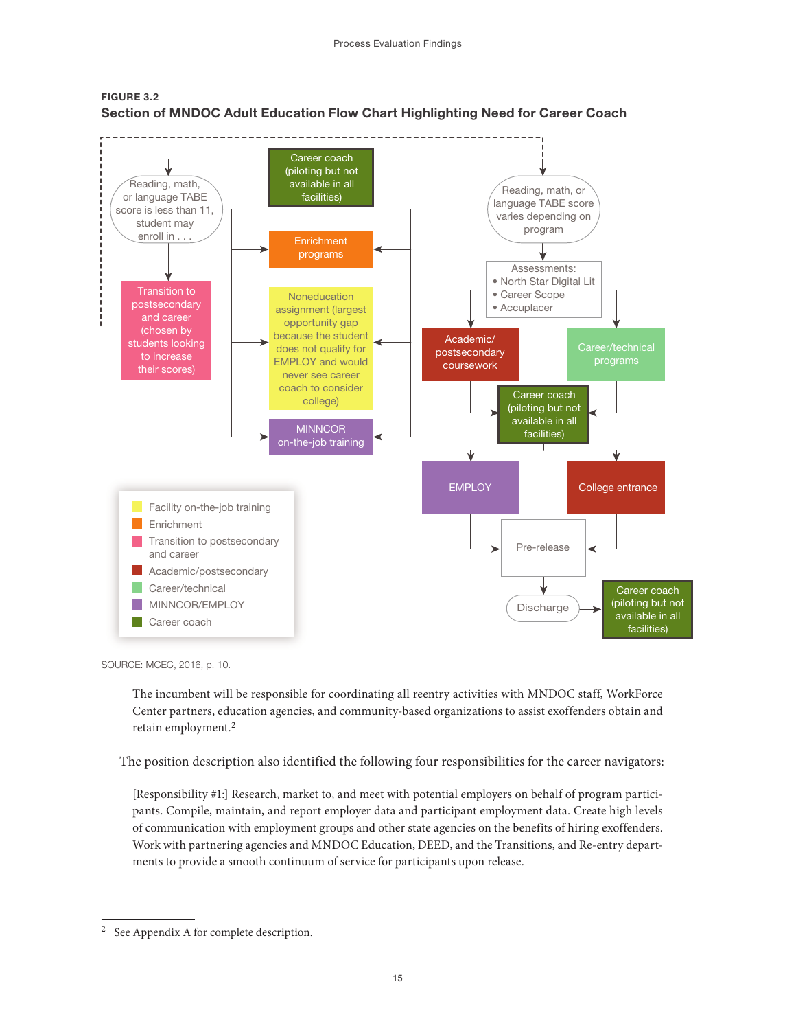**FIGURE 3.2**

**Section of MNDOC Adult Education Flow Chart Highlighting Need for Career Coach**

Reading, math, or language TABE score is less than 11, student may enroll in . . .

Career coach (piloting but not available in all facilities)

Reading, math, or language TABE score varies depending on program

Enrichment programs

Transition to postsecondary and career (chosen by students looking to increase their scores)

Noneducation assignment (largest opportunity gap because the student does not qualify for EMPLOY and would never see career coach to consider college)

Assessments:
- North Star Digital Lit
- Career Scope
- Accuplacer

Academic/ postsecondary coursework

Career/technical programs

Career coach (piloting but not available in all facilities)

MINNCOR on-the-job training

EMPLOY

College entrance

Pre-release

Discharge

Career coach (piloting but not available in all facilities)

- Facility on-the-job training
- Enrichment
- Transition to postsecondary and career
- Academic/postsecondary
- Career/technical
- MINNCOR/EMPLOY
- Career coach

SOURCE: MCEC, 2016, p. 10.

> The incumbent will be responsible for coordinating all reentry activities with MNDOC staff, WorkForce Center partners, education agencies, and community-based organizations to assist exoffenders obtain and retain employment.[2]

The position description also identified the following four responsibilities for the career navigators:

> [Responsibility #1:] Research, market to, and meet with potential employers on behalf of program participants. Compile, maintain, and report employer data and participant employment data. Create high levels of communication with employment groups and other state agencies on the benefits of hiring exoffenders. Work with partnering agencies and MNDOC Education, DEED, and the Transitions, and Re-entry departments to provide a smooth continuum of service for participants upon release.

[2] See Appendix A for complete description.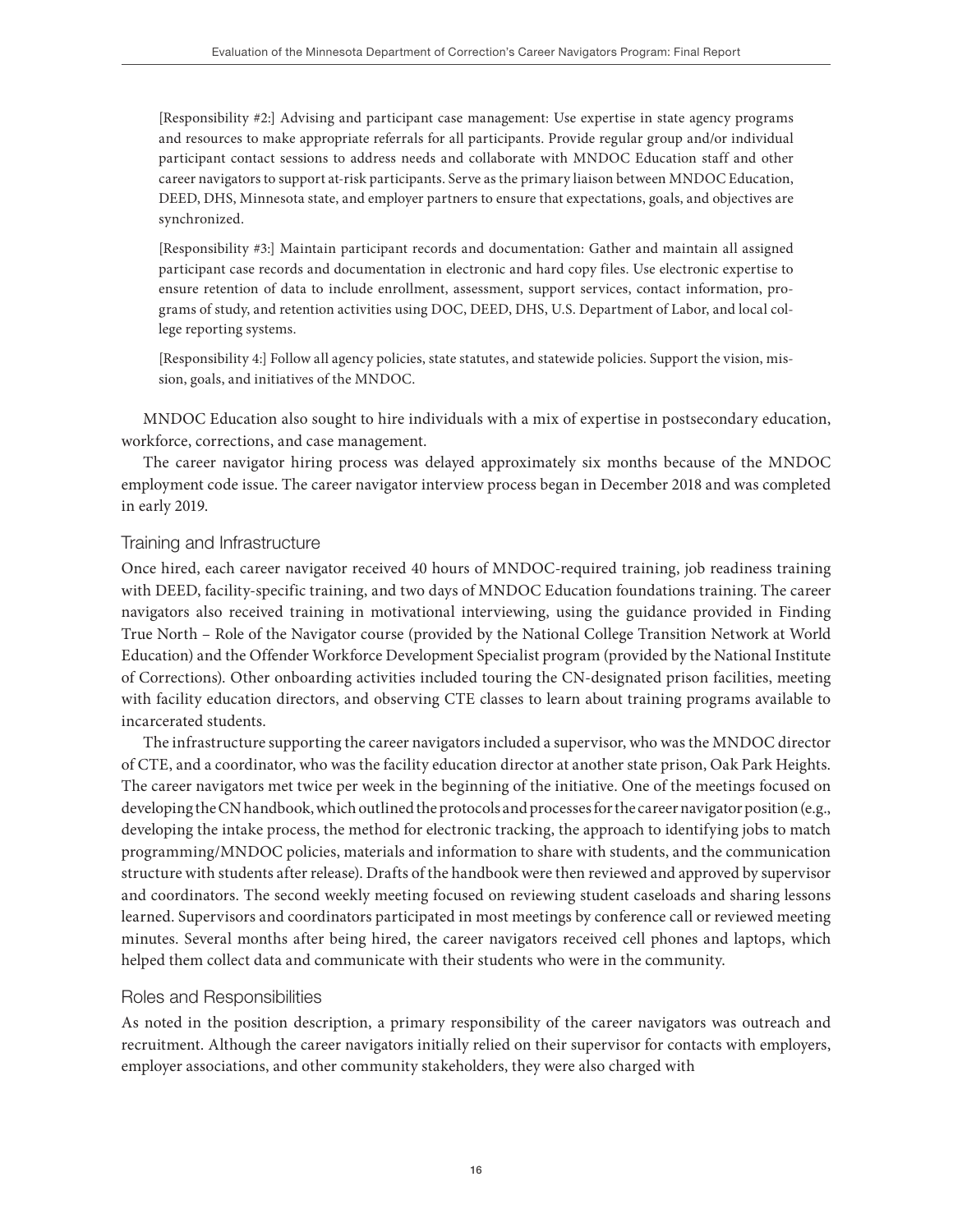> [Responsibility #2:] Advising and participant case management: Use expertise in state agency programs and resources to make appropriate referrals for all participants. Provide regular group and/or individual participant contact sessions to address needs and collaborate with MNDOC Education staff and other career navigators to support at-risk participants. Serve as the primary liaison between MNDOC Education, DEED, DHS, Minnesota state, and employer partners to ensure that expectations, goals, and objectives are synchronized.
>
> [Responsibility #3:] Maintain participant records and documentation: Gather and maintain all assigned participant case records and documentation in electronic and hard copy files. Use electronic expertise to ensure retention of data to include enrollment, assessment, support services, contact information, programs of study, and retention activities using DOC, DEED, DHS, U.S. Department of Labor, and local college reporting systems.
>
> [Responsibility 4:] Follow all agency policies, state statutes, and statewide policies. Support the vision, mission, goals, and initiatives of the MNDOC.

MNDOC Education also sought to hire individuals with a mix of expertise in postsecondary education, workforce, corrections, and case management.

The career navigator hiring process was delayed approximately six months because of the MNDOC employment code issue. The career navigator interview process began in December 2018 and was completed in early 2019.

### Training and Infrastructure

Once hired, each career navigator received 40 hours of MNDOC-required training, job readiness training with DEED, facility-specific training, and two days of MNDOC Education foundations training. The career navigators also received training in motivational interviewing, using the guidance provided in Finding True North – Role of the Navigator course (provided by the National College Transition Network at World Education) and the Offender Workforce Development Specialist program (provided by the National Institute of Corrections). Other onboarding activities included touring the CN-designated prison facilities, meeting with facility education directors, and observing CTE classes to learn about training programs available to incarcerated students.

The infrastructure supporting the career navigators included a supervisor, who was the MNDOC director of CTE, and a coordinator, who was the facility education director at another state prison, Oak Park Heights. The career navigators met twice per week in the beginning of the initiative. One of the meetings focused on developing the CN handbook, which outlined the protocols and processes for the career navigator position (e.g., developing the intake process, the method for electronic tracking, the approach to identifying jobs to match programming/MNDOC policies, materials and information to share with students, and the communication structure with students after release). Drafts of the handbook were then reviewed and approved by supervisor and coordinators. The second weekly meeting focused on reviewing student caseloads and sharing lessons learned. Supervisors and coordinators participated in most meetings by conference call or reviewed meeting minutes. Several months after being hired, the career navigators received cell phones and laptops, which helped them collect data and communicate with their students who were in the community.

### Roles and Responsibilities

As noted in the position description, a primary responsibility of the career navigators was outreach and recruitment. Although the career navigators initially relied on their supervisor for contacts with employers, employer associations, and other community stakeholders, they were also charged with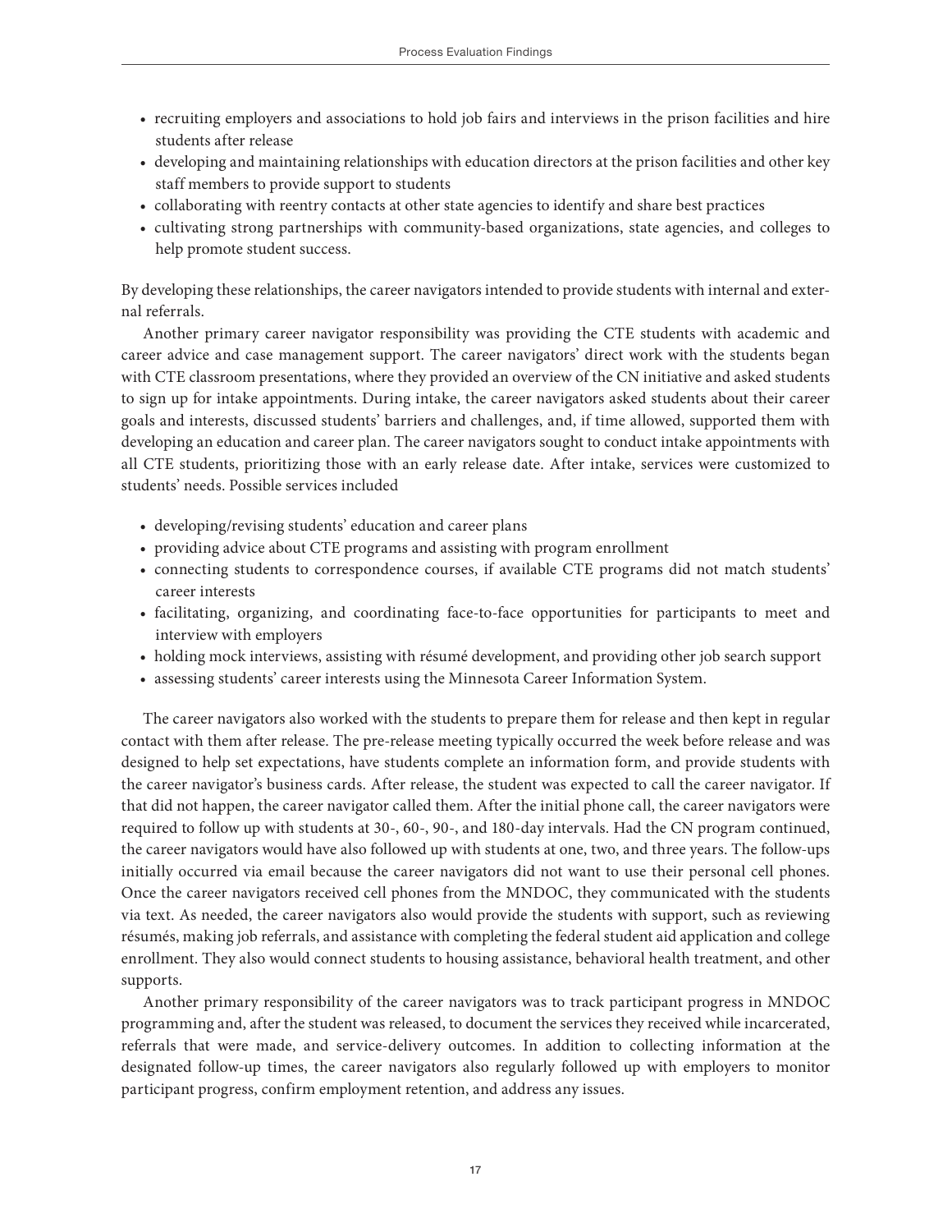- recruiting employers and associations to hold job fairs and interviews in the prison facilities and hire students after release
- developing and maintaining relationships with education directors at the prison facilities and other key staff members to provide support to students
- collaborating with reentry contacts at other state agencies to identify and share best practices
- cultivating strong partnerships with community-based organizations, state agencies, and colleges to help promote student success.

By developing these relationships, the career navigators intended to provide students with internal and external referrals.

Another primary career navigator responsibility was providing the CTE students with academic and career advice and case management support. The career navigators' direct work with the students began with CTE classroom presentations, where they provided an overview of the CN initiative and asked students to sign up for intake appointments. During intake, the career navigators asked students about their career goals and interests, discussed students' barriers and challenges, and, if time allowed, supported them with developing an education and career plan. The career navigators sought to conduct intake appointments with all CTE students, prioritizing those with an early release date. After intake, services were customized to students' needs. Possible services included

- developing/revising students' education and career plans
- providing advice about CTE programs and assisting with program enrollment
- connecting students to correspondence courses, if available CTE programs did not match students' career interests
- facilitating, organizing, and coordinating face-to-face opportunities for participants to meet and interview with employers
- holding mock interviews, assisting with résumé development, and providing other job search support
- assessing students' career interests using the Minnesota Career Information System.

The career navigators also worked with the students to prepare them for release and then kept in regular contact with them after release. The pre-release meeting typically occurred the week before release and was designed to help set expectations, have students complete an information form, and provide students with the career navigator's business cards. After release, the student was expected to call the career navigator. If that did not happen, the career navigator called them. After the initial phone call, the career navigators were required to follow up with students at 30-, 60-, 90-, and 180-day intervals. Had the CN program continued, the career navigators would have also followed up with students at one, two, and three years. The follow-ups initially occurred via email because the career navigators did not want to use their personal cell phones. Once the career navigators received cell phones from the MNDOC, they communicated with the students via text. As needed, the career navigators also would provide the students with support, such as reviewing résumés, making job referrals, and assistance with completing the federal student aid application and college enrollment. They also would connect students to housing assistance, behavioral health treatment, and other supports.

Another primary responsibility of the career navigators was to track participant progress in MNDOC programming and, after the student was released, to document the services they received while incarcerated, referrals that were made, and service-delivery outcomes. In addition to collecting information at the designated follow-up times, the career navigators also regularly followed up with employers to monitor participant progress, confirm employment retention, and address any issues.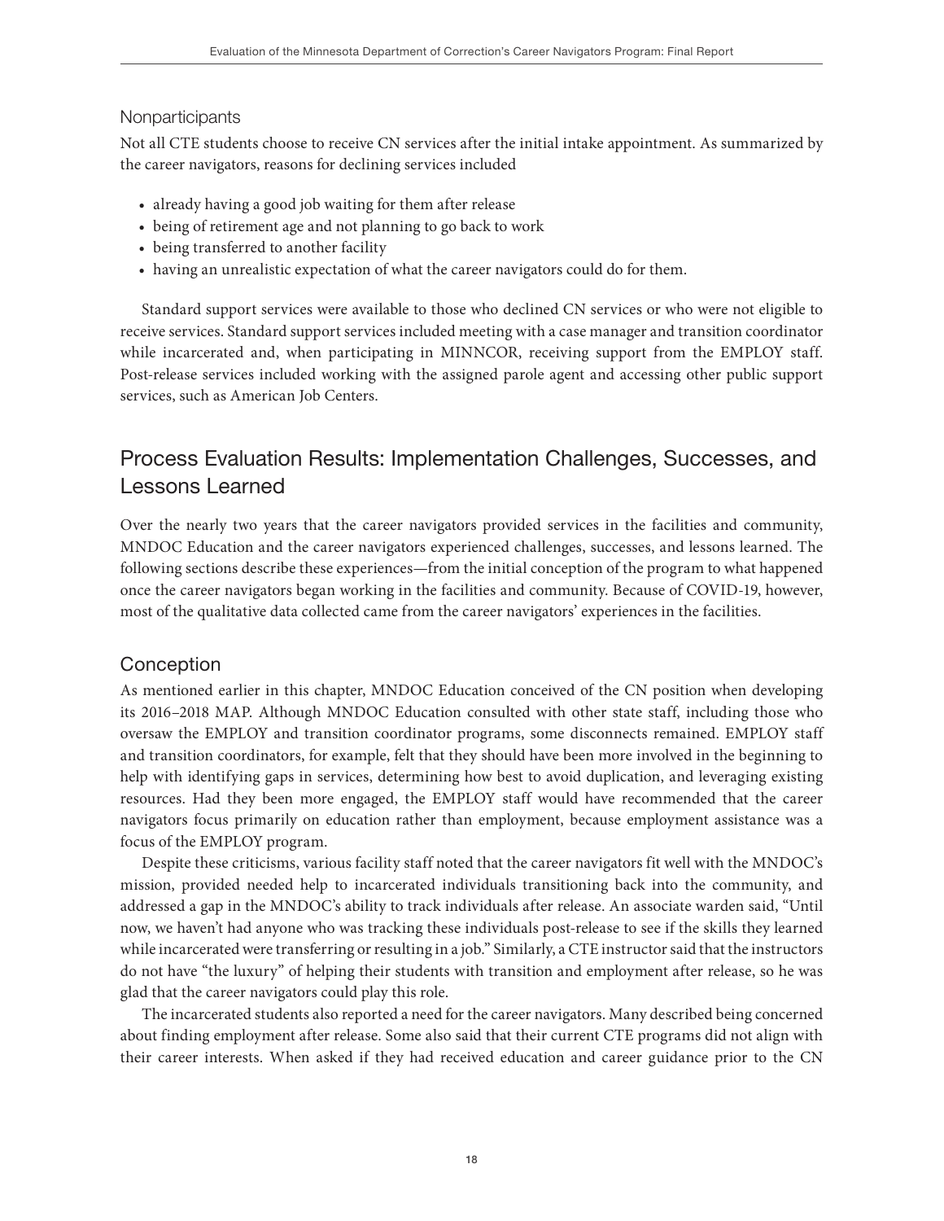### Nonparticipants

Not all CTE students choose to receive CN services after the initial intake appointment. As summarized by the career navigators, reasons for declining services included

- already having a good job waiting for them after release
- being of retirement age and not planning to go back to work
- being transferred to another facility
- having an unrealistic expectation of what the career navigators could do for them.

Standard support services were available to those who declined CN services or who were not eligible to receive services. Standard support services included meeting with a case manager and transition coordinator while incarcerated and, when participating in MINNCOR, receiving support from the EMPLOY staff. Post-release services included working with the assigned parole agent and accessing other public support services, such as American Job Centers.

## Process Evaluation Results: Implementation Challenges, Successes, and Lessons Learned

Over the nearly two years that the career navigators provided services in the facilities and community, MNDOC Education and the career navigators experienced challenges, successes, and lessons learned. The following sections describe these experiences—from the initial conception of the program to what happened once the career navigators began working in the facilities and community. Because of COVID-19, however, most of the qualitative data collected came from the career navigators' experiences in the facilities.

### Conception

As mentioned earlier in this chapter, MNDOC Education conceived of the CN position when developing its 2016–2018 MAP. Although MNDOC Education consulted with other state staff, including those who oversaw the EMPLOY and transition coordinator programs, some disconnects remained. EMPLOY staff and transition coordinators, for example, felt that they should have been more involved in the beginning to help with identifying gaps in services, determining how best to avoid duplication, and leveraging existing resources. Had they been more engaged, the EMPLOY staff would have recommended that the career navigators focus primarily on education rather than employment, because employment assistance was a focus of the EMPLOY program.

Despite these criticisms, various facility staff noted that the career navigators fit well with the MNDOC's mission, provided needed help to incarcerated individuals transitioning back into the community, and addressed a gap in the MNDOC's ability to track individuals after release. An associate warden said, "Until now, we haven't had anyone who was tracking these individuals post-release to see if the skills they learned while incarcerated were transferring or resulting in a job." Similarly, a CTE instructor said that the instructors do not have "the luxury" of helping their students with transition and employment after release, so he was glad that the career navigators could play this role.

The incarcerated students also reported a need for the career navigators. Many described being concerned about finding employment after release. Some also said that their current CTE programs did not align with their career interests. When asked if they had received education and career guidance prior to the CN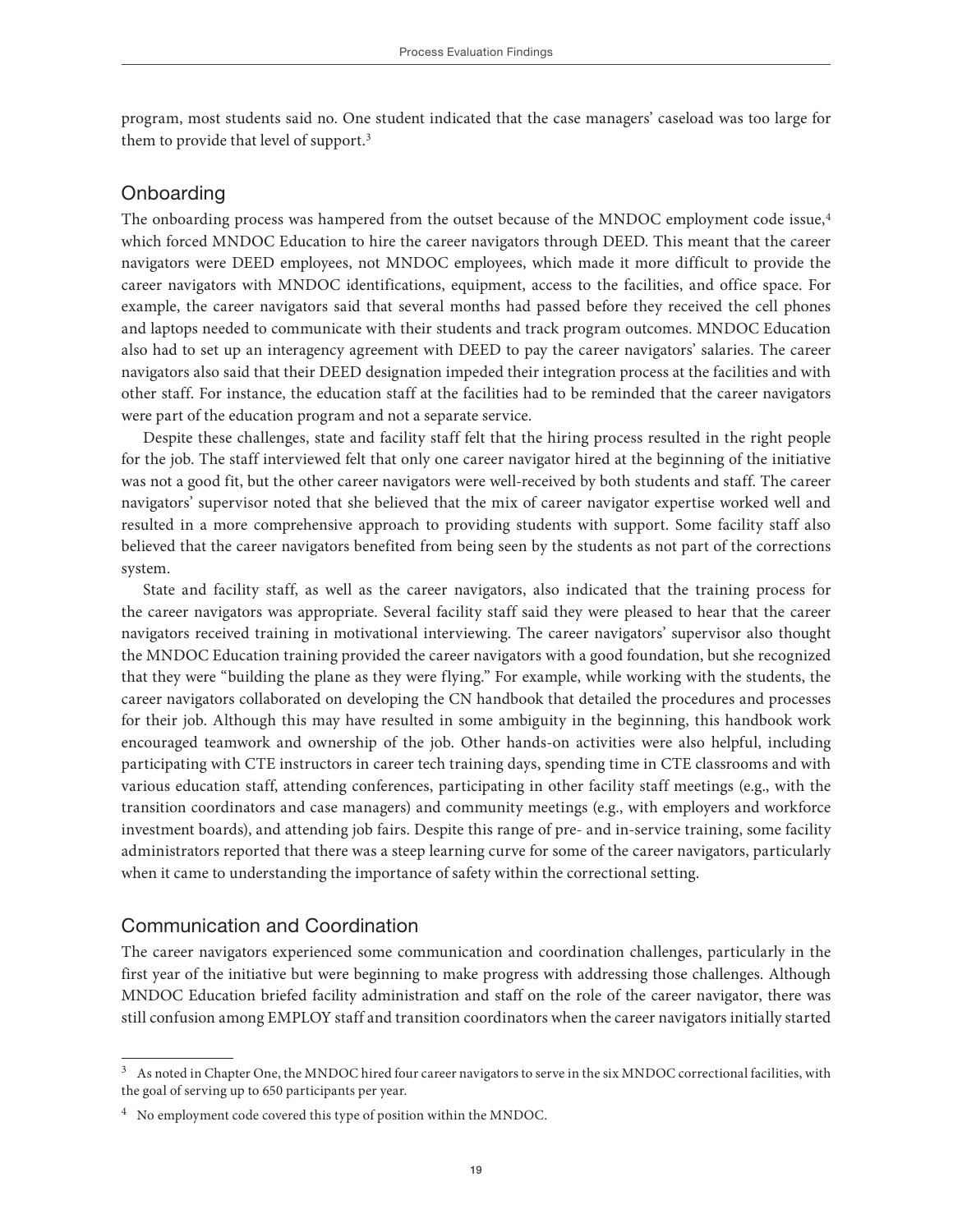program, most students said no. One student indicated that the case managers' caseload was too large for them to provide that level of support.[3]

## Onboarding

The onboarding process was hampered from the outset because of the MNDOC employment code issue,[4] which forced MNDOC Education to hire the career navigators through DEED. This meant that the career navigators were DEED employees, not MNDOC employees, which made it more difficult to provide the career navigators with MNDOC identifications, equipment, access to the facilities, and office space. For example, the career navigators said that several months had passed before they received the cell phones and laptops needed to communicate with their students and track program outcomes. MNDOC Education also had to set up an interagency agreement with DEED to pay the career navigators' salaries. The career navigators also said that their DEED designation impeded their integration process at the facilities and with other staff. For instance, the education staff at the facilities had to be reminded that the career navigators were part of the education program and not a separate service.

Despite these challenges, state and facility staff felt that the hiring process resulted in the right people for the job. The staff interviewed felt that only one career navigator hired at the beginning of the initiative was not a good fit, but the other career navigators were well-received by both students and staff. The career navigators' supervisor noted that she believed that the mix of career navigator expertise worked well and resulted in a more comprehensive approach to providing students with support. Some facility staff also believed that the career navigators benefited from being seen by the students as not part of the corrections system.

State and facility staff, as well as the career navigators, also indicated that the training process for the career navigators was appropriate. Several facility staff said they were pleased to hear that the career navigators received training in motivational interviewing. The career navigators' supervisor also thought the MNDOC Education training provided the career navigators with a good foundation, but she recognized that they were "building the plane as they were flying." For example, while working with the students, the career navigators collaborated on developing the CN handbook that detailed the procedures and processes for their job. Although this may have resulted in some ambiguity in the beginning, this handbook work encouraged teamwork and ownership of the job. Other hands-on activities were also helpful, including participating with CTE instructors in career tech training days, spending time in CTE classrooms and with various education staff, attending conferences, participating in other facility staff meetings (e.g., with the transition coordinators and case managers) and community meetings (e.g., with employers and workforce investment boards), and attending job fairs. Despite this range of pre- and in-service training, some facility administrators reported that there was a steep learning curve for some of the career navigators, particularly when it came to understanding the importance of safety within the correctional setting.

## Communication and Coordination

The career navigators experienced some communication and coordination challenges, particularly in the first year of the initiative but were beginning to make progress with addressing those challenges. Although MNDOC Education briefed facility administration and staff on the role of the career navigator, there was still confusion among EMPLOY staff and transition coordinators when the career navigators initially started

---

[3] As noted in Chapter One, the MNDOC hired four career navigators to serve in the six MNDOC correctional facilities, with the goal of serving up to 650 participants per year.

[4] No employment code covered this type of position within the MNDOC.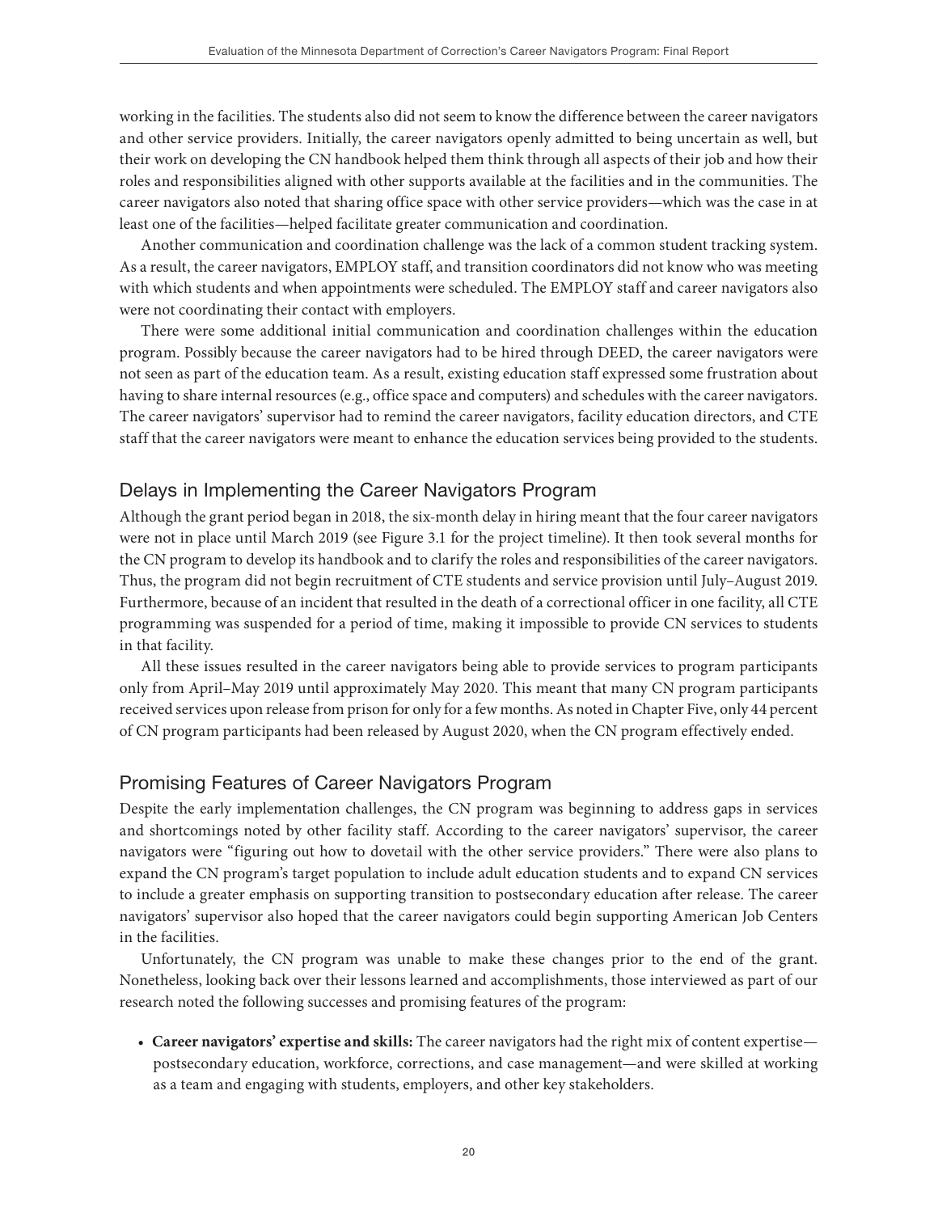working in the facilities. The students also did not seem to know the difference between the career navigators and other service providers. Initially, the career navigators openly admitted to being uncertain as well, but their work on developing the CN handbook helped them think through all aspects of their job and how their roles and responsibilities aligned with other supports available at the facilities and in the communities. The career navigators also noted that sharing office space with other service providers—which was the case in at least one of the facilities—helped facilitate greater communication and coordination.

Another communication and coordination challenge was the lack of a common student tracking system. As a result, the career navigators, EMPLOY staff, and transition coordinators did not know who was meeting with which students and when appointments were scheduled. The EMPLOY staff and career navigators also were not coordinating their contact with employers.

There were some additional initial communication and coordination challenges within the education program. Possibly because the career navigators had to be hired through DEED, the career navigators were not seen as part of the education team. As a result, existing education staff expressed some frustration about having to share internal resources (e.g., office space and computers) and schedules with the career navigators. The career navigators' supervisor had to remind the career navigators, facility education directors, and CTE staff that the career navigators were meant to enhance the education services being provided to the students.

## Delays in Implementing the Career Navigators Program

Although the grant period began in 2018, the six-month delay in hiring meant that the four career navigators were not in place until March 2019 (see Figure 3.1 for the project timeline). It then took several months for the CN program to develop its handbook and to clarify the roles and responsibilities of the career navigators. Thus, the program did not begin recruitment of CTE students and service provision until July–August 2019. Furthermore, because of an incident that resulted in the death of a correctional officer in one facility, all CTE programming was suspended for a period of time, making it impossible to provide CN services to students in that facility.

All these issues resulted in the career navigators being able to provide services to program participants only from April–May 2019 until approximately May 2020. This meant that many CN program participants received services upon release from prison for only for a few months. As noted in Chapter Five, only 44 percent of CN program participants had been released by August 2020, when the CN program effectively ended.

## Promising Features of Career Navigators Program

Despite the early implementation challenges, the CN program was beginning to address gaps in services and shortcomings noted by other facility staff. According to the career navigators' supervisor, the career navigators were "figuring out how to dovetail with the other service providers." There were also plans to expand the CN program's target population to include adult education students and to expand CN services to include a greater emphasis on supporting transition to postsecondary education after release. The career navigators' supervisor also hoped that the career navigators could begin supporting American Job Centers in the facilities.

Unfortunately, the CN program was unable to make these changes prior to the end of the grant. Nonetheless, looking back over their lessons learned and accomplishments, those interviewed as part of our research noted the following successes and promising features of the program:

- **Career navigators' expertise and skills:** The career navigators had the right mix of content expertise—postsecondary education, workforce, corrections, and case management—and were skilled at working as a team and engaging with students, employers, and other key stakeholders.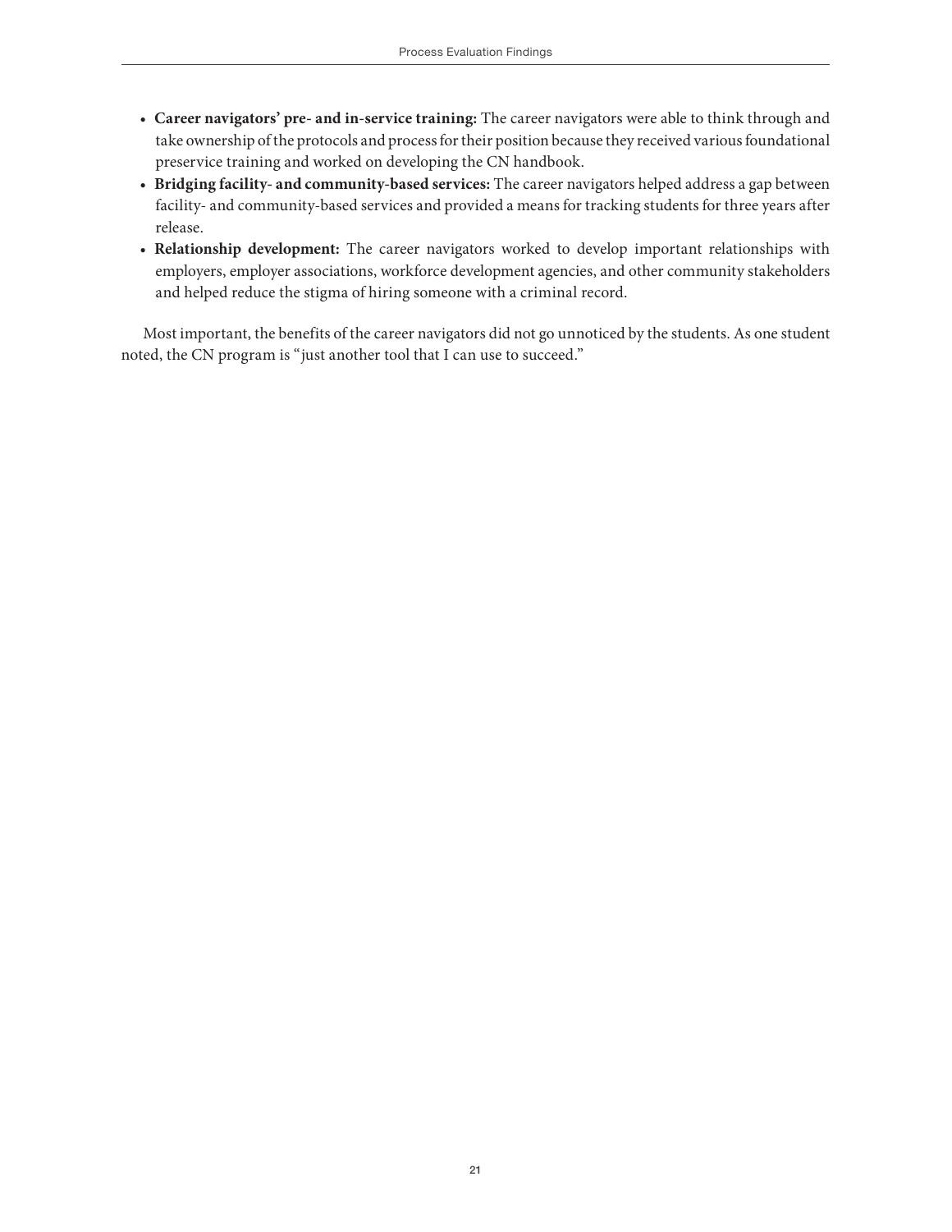- **Career navigators' pre- and in-service training:** The career navigators were able to think through and take ownership of the protocols and process for their position because they received various foundational preservice training and worked on developing the CN handbook.
- **Bridging facility- and community-based services:** The career navigators helped address a gap between facility- and community-based services and provided a means for tracking students for three years after release.
- **Relationship development:** The career navigators worked to develop important relationships with employers, employer associations, workforce development agencies, and other community stakeholders and helped reduce the stigma of hiring someone with a criminal record.

Most important, the benefits of the career navigators did not go unnoticed by the students. As one student noted, the CN program is "just another tool that I can use to succeed."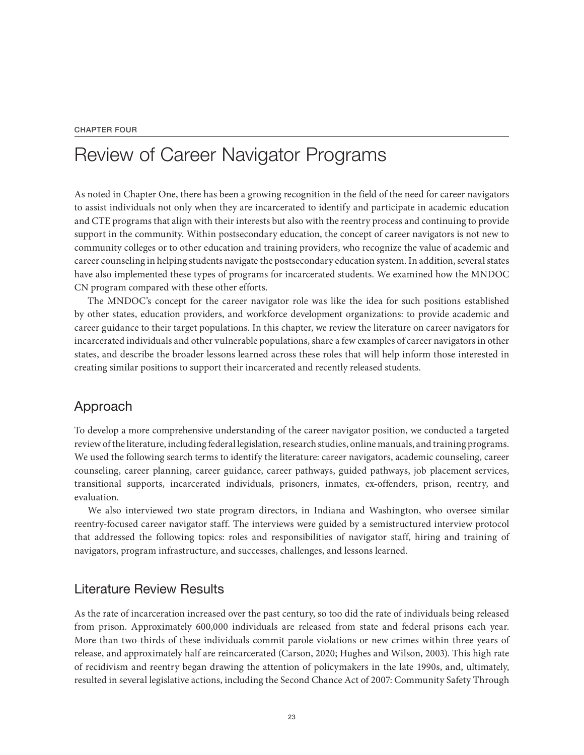CHAPTER FOUR

# Review of Career Navigator Programs

As noted in Chapter One, there has been a growing recognition in the field of the need for career navigators to assist individuals not only when they are incarcerated to identify and participate in academic education and CTE programs that align with their interests but also with the reentry process and continuing to provide support in the community. Within postsecondary education, the concept of career navigators is not new to community colleges or to other education and training providers, who recognize the value of academic and career counseling in helping students navigate the postsecondary education system. In addition, several states have also implemented these types of programs for incarcerated students. We examined how the MNDOC CN program compared with these other efforts.

The MNDOC's concept for the career navigator role was like the idea for such positions established by other states, education providers, and workforce development organizations: to provide academic and career guidance to their target populations. In this chapter, we review the literature on career navigators for incarcerated individuals and other vulnerable populations, share a few examples of career navigators in other states, and describe the broader lessons learned across these roles that will help inform those interested in creating similar positions to support their incarcerated and recently released students.

## Approach

To develop a more comprehensive understanding of the career navigator position, we conducted a targeted review of the literature, including federal legislation, research studies, online manuals, and training programs. We used the following search terms to identify the literature: career navigators, academic counseling, career counseling, career planning, career guidance, career pathways, guided pathways, job placement services, transitional supports, incarcerated individuals, prisoners, inmates, ex-offenders, prison, reentry, and evaluation.

We also interviewed two state program directors, in Indiana and Washington, who oversee similar reentry-focused career navigator staff. The interviews were guided by a semistructured interview protocol that addressed the following topics: roles and responsibilities of navigator staff, hiring and training of navigators, program infrastructure, and successes, challenges, and lessons learned.

## Literature Review Results

As the rate of incarceration increased over the past century, so too did the rate of individuals being released from prison. Approximately 600,000 individuals are released from state and federal prisons each year. More than two-thirds of these individuals commit parole violations or new crimes within three years of release, and approximately half are reincarcerated (Carson, 2020; Hughes and Wilson, 2003). This high rate of recidivism and reentry began drawing the attention of policymakers in the late 1990s, and, ultimately, resulted in several legislative actions, including the Second Chance Act of 2007: Community Safety Through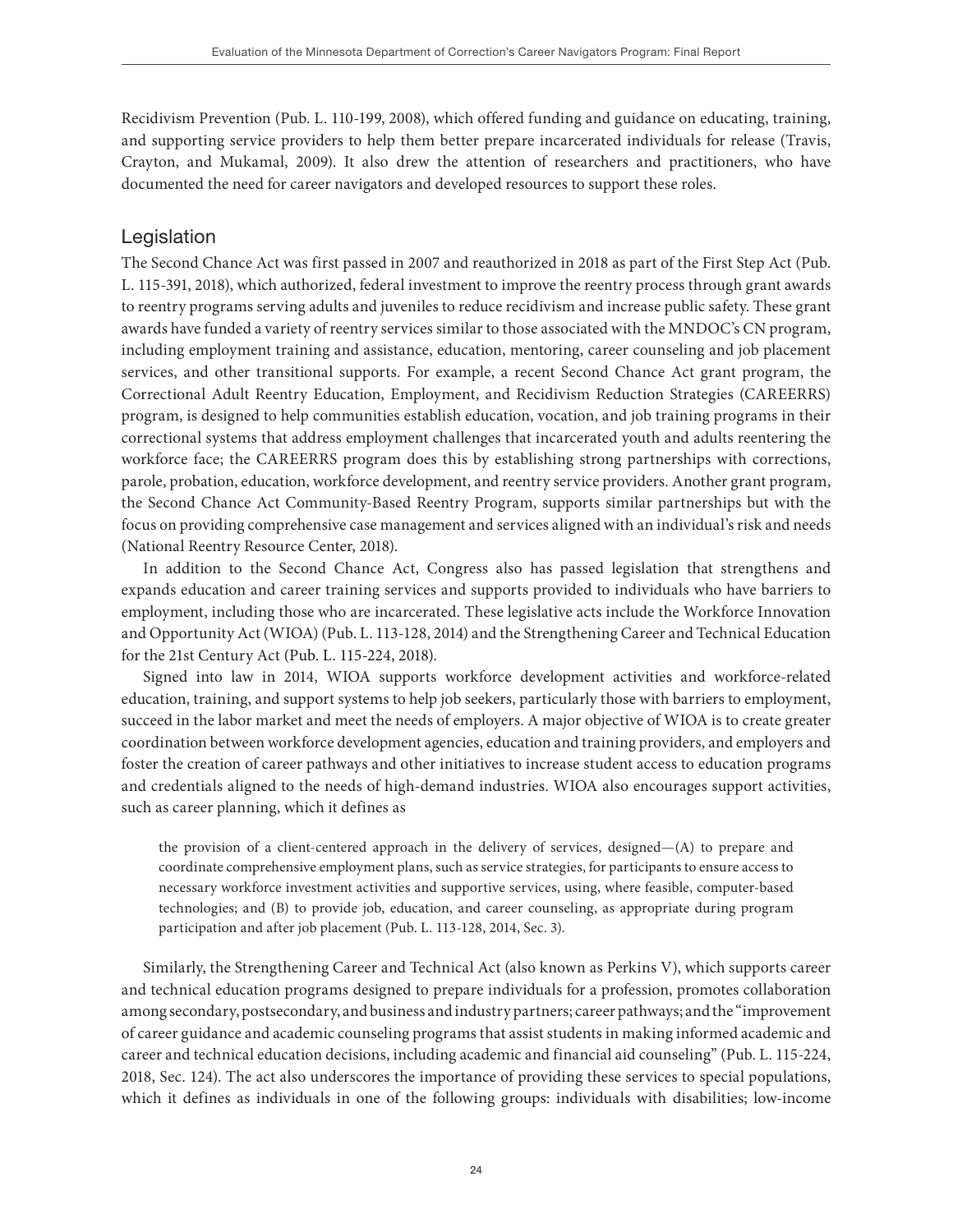Recidivism Prevention (Pub. L. 110-199, 2008), which offered funding and guidance on educating, training, and supporting service providers to help them better prepare incarcerated individuals for release (Travis, Crayton, and Mukamal, 2009). It also drew the attention of researchers and practitioners, who have documented the need for career navigators and developed resources to support these roles.

## Legislation

The Second Chance Act was first passed in 2007 and reauthorized in 2018 as part of the First Step Act (Pub. L. 115-391, 2018), which authorized, federal investment to improve the reentry process through grant awards to reentry programs serving adults and juveniles to reduce recidivism and increase public safety. These grant awards have funded a variety of reentry services similar to those associated with the MNDOC's CN program, including employment training and assistance, education, mentoring, career counseling and job placement services, and other transitional supports. For example, a recent Second Chance Act grant program, the Correctional Adult Reentry Education, Employment, and Recidivism Reduction Strategies (CAREERRS) program, is designed to help communities establish education, vocation, and job training programs in their correctional systems that address employment challenges that incarcerated youth and adults reentering the workforce face; the CAREERRS program does this by establishing strong partnerships with corrections, parole, probation, education, workforce development, and reentry service providers. Another grant program, the Second Chance Act Community-Based Reentry Program, supports similar partnerships but with the focus on providing comprehensive case management and services aligned with an individual's risk and needs (National Reentry Resource Center, 2018).

In addition to the Second Chance Act, Congress also has passed legislation that strengthens and expands education and career training services and supports provided to individuals who have barriers to employment, including those who are incarcerated. These legislative acts include the Workforce Innovation and Opportunity Act (WIOA) (Pub. L. 113-128, 2014) and the Strengthening Career and Technical Education for the 21st Century Act (Pub. L. 115-224, 2018).

Signed into law in 2014, WIOA supports workforce development activities and workforce-related education, training, and support systems to help job seekers, particularly those with barriers to employment, succeed in the labor market and meet the needs of employers. A major objective of WIOA is to create greater coordination between workforce development agencies, education and training providers, and employers and foster the creation of career pathways and other initiatives to increase student access to education programs and credentials aligned to the needs of high-demand industries. WIOA also encourages support activities, such as career planning, which it defines as

> the provision of a client-centered approach in the delivery of services, designed—(A) to prepare and coordinate comprehensive employment plans, such as service strategies, for participants to ensure access to necessary workforce investment activities and supportive services, using, where feasible, computer-based technologies; and (B) to provide job, education, and career counseling, as appropriate during program participation and after job placement (Pub. L. 113-128, 2014, Sec. 3).

Similarly, the Strengthening Career and Technical Act (also known as Perkins V), which supports career and technical education programs designed to prepare individuals for a profession, promotes collaboration among secondary, postsecondary, and business and industry partners; career pathways; and the "improvement of career guidance and academic counseling programs that assist students in making informed academic and career and technical education decisions, including academic and financial aid counseling" (Pub. L. 115-224, 2018, Sec. 124). The act also underscores the importance of providing these services to special populations, which it defines as individuals in one of the following groups: individuals with disabilities; low-income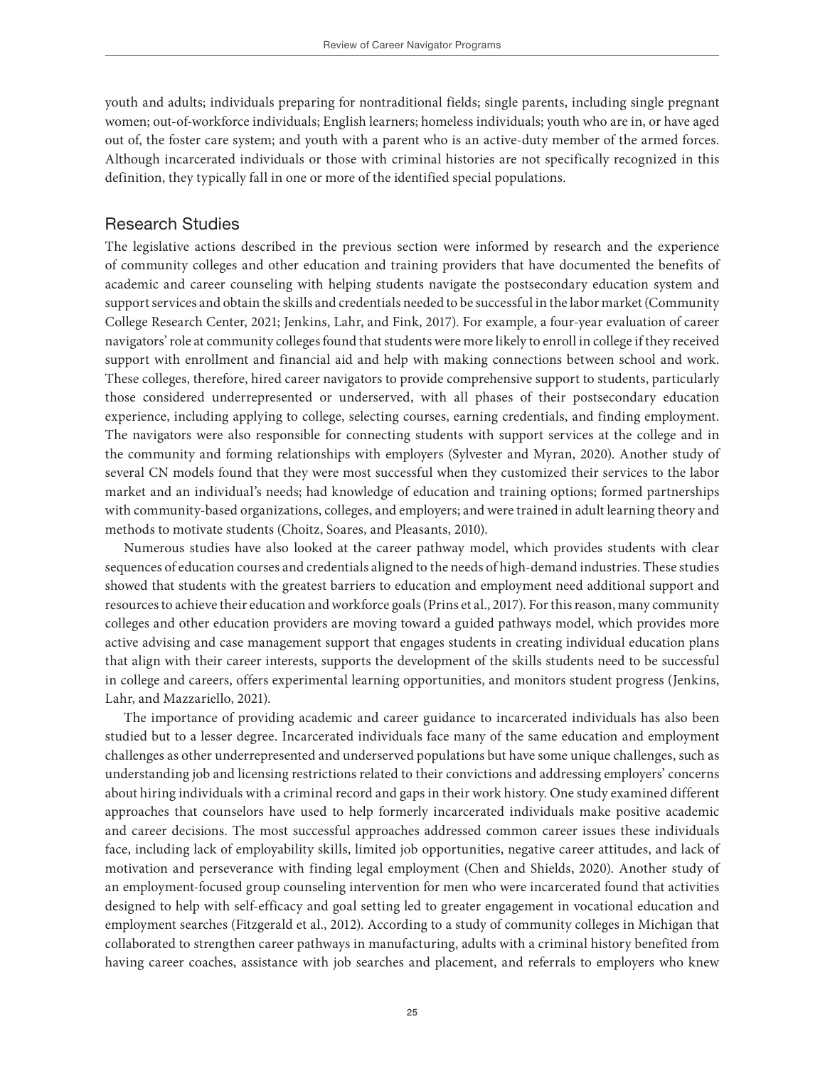youth and adults; individuals preparing for nontraditional fields; single parents, including single pregnant women; out-of-workforce individuals; English learners; homeless individuals; youth who are in, or have aged out of, the foster care system; and youth with a parent who is an active-duty member of the armed forces. Although incarcerated individuals or those with criminal histories are not specifically recognized in this definition, they typically fall in one or more of the identified special populations.

## Research Studies

The legislative actions described in the previous section were informed by research and the experience of community colleges and other education and training providers that have documented the benefits of academic and career counseling with helping students navigate the postsecondary education system and support services and obtain the skills and credentials needed to be successful in the labor market (Community College Research Center, 2021; Jenkins, Lahr, and Fink, 2017). For example, a four-year evaluation of career navigators' role at community colleges found that students were more likely to enroll in college if they received support with enrollment and financial aid and help with making connections between school and work. These colleges, therefore, hired career navigators to provide comprehensive support to students, particularly those considered underrepresented or underserved, with all phases of their postsecondary education experience, including applying to college, selecting courses, earning credentials, and finding employment. The navigators were also responsible for connecting students with support services at the college and in the community and forming relationships with employers (Sylvester and Myran, 2020). Another study of several CN models found that they were most successful when they customized their services to the labor market and an individual's needs; had knowledge of education and training options; formed partnerships with community-based organizations, colleges, and employers; and were trained in adult learning theory and methods to motivate students (Choitz, Soares, and Pleasants, 2010).

Numerous studies have also looked at the career pathway model, which provides students with clear sequences of education courses and credentials aligned to the needs of high-demand industries. These studies showed that students with the greatest barriers to education and employment need additional support and resources to achieve their education and workforce goals (Prins et al., 2017). For this reason, many community colleges and other education providers are moving toward a guided pathways model, which provides more active advising and case management support that engages students in creating individual education plans that align with their career interests, supports the development of the skills students need to be successful in college and careers, offers experimental learning opportunities, and monitors student progress (Jenkins, Lahr, and Mazzariello, 2021).

The importance of providing academic and career guidance to incarcerated individuals has also been studied but to a lesser degree. Incarcerated individuals face many of the same education and employment challenges as other underrepresented and underserved populations but have some unique challenges, such as understanding job and licensing restrictions related to their convictions and addressing employers' concerns about hiring individuals with a criminal record and gaps in their work history. One study examined different approaches that counselors have used to help formerly incarcerated individuals make positive academic and career decisions. The most successful approaches addressed common career issues these individuals face, including lack of employability skills, limited job opportunities, negative career attitudes, and lack of motivation and perseverance with finding legal employment (Chen and Shields, 2020). Another study of an employment-focused group counseling intervention for men who were incarcerated found that activities designed to help with self-efficacy and goal setting led to greater engagement in vocational education and employment searches (Fitzgerald et al., 2012). According to a study of community colleges in Michigan that collaborated to strengthen career pathways in manufacturing, adults with a criminal history benefited from having career coaches, assistance with job searches and placement, and referrals to employers who knew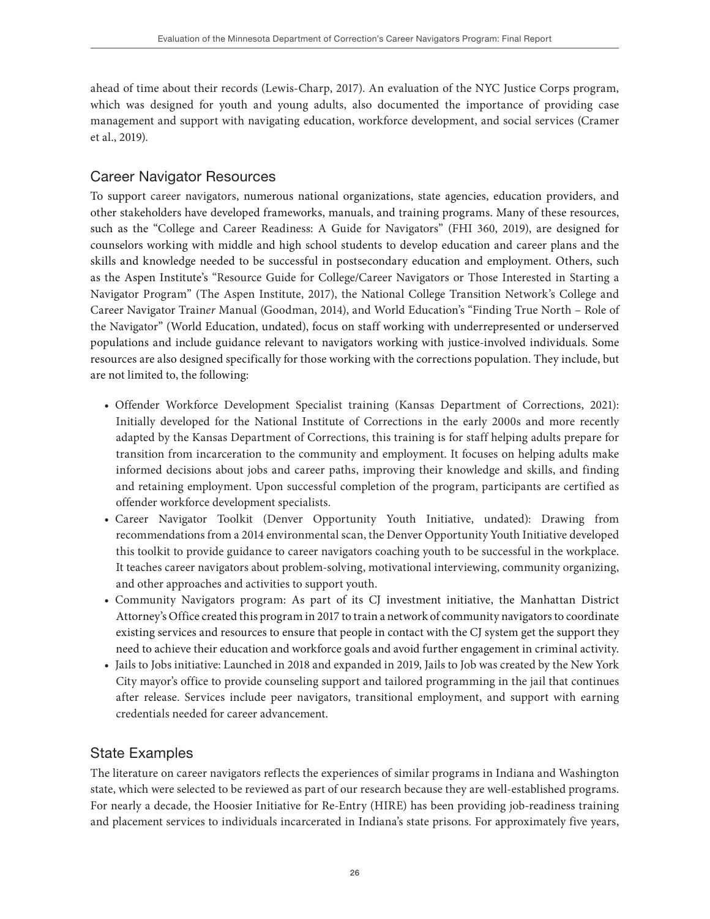ahead of time about their records (Lewis-Charp, 2017). An evaluation of the NYC Justice Corps program, which was designed for youth and young adults, also documented the importance of providing case management and support with navigating education, workforce development, and social services (Cramer et al., 2019).

## Career Navigator Resources

To support career navigators, numerous national organizations, state agencies, education providers, and other stakeholders have developed frameworks, manuals, and training programs. Many of these resources, such as the "College and Career Readiness: A Guide for Navigators" (FHI 360, 2019), are designed for counselors working with middle and high school students to develop education and career plans and the skills and knowledge needed to be successful in postsecondary education and employment. Others, such as the Aspen Institute's "Resource Guide for College/Career Navigators or Those Interested in Starting a Navigator Program" (The Aspen Institute, 2017), the National College Transition Network's College and Career Navigator Train*er* Manual (Goodman, 2014), and World Education's "Finding True North – Role of the Navigator" (World Education, undated), focus on staff working with underrepresented or underserved populations and include guidance relevant to navigators working with justice-involved individuals. Some resources are also designed specifically for those working with the corrections population. They include, but are not limited to, the following:

- Offender Workforce Development Specialist training (Kansas Department of Corrections, 2021): Initially developed for the National Institute of Corrections in the early 2000s and more recently adapted by the Kansas Department of Corrections, this training is for staff helping adults prepare for transition from incarceration to the community and employment. It focuses on helping adults make informed decisions about jobs and career paths, improving their knowledge and skills, and finding and retaining employment. Upon successful completion of the program, participants are certified as offender workforce development specialists.
- Career Navigator Toolkit (Denver Opportunity Youth Initiative, undated): Drawing from recommendations from a 2014 environmental scan, the Denver Opportunity Youth Initiative developed this toolkit to provide guidance to career navigators coaching youth to be successful in the workplace. It teaches career navigators about problem-solving, motivational interviewing, community organizing, and other approaches and activities to support youth.
- Community Navigators program: As part of its CJ investment initiative, the Manhattan District Attorney's Office created this program in 2017 to train a network of community navigators to coordinate existing services and resources to ensure that people in contact with the CJ system get the support they need to achieve their education and workforce goals and avoid further engagement in criminal activity.
- Jails to Jobs initiative: Launched in 2018 and expanded in 2019, Jails to Job was created by the New York City mayor's office to provide counseling support and tailored programming in the jail that continues after release. Services include peer navigators, transitional employment, and support with earning credentials needed for career advancement.

## State Examples

The literature on career navigators reflects the experiences of similar programs in Indiana and Washington state, which were selected to be reviewed as part of our research because they are well-established programs. For nearly a decade, the Hoosier Initiative for Re-Entry (HIRE) has been providing job-readiness training and placement services to individuals incarcerated in Indiana's state prisons. For approximately five years,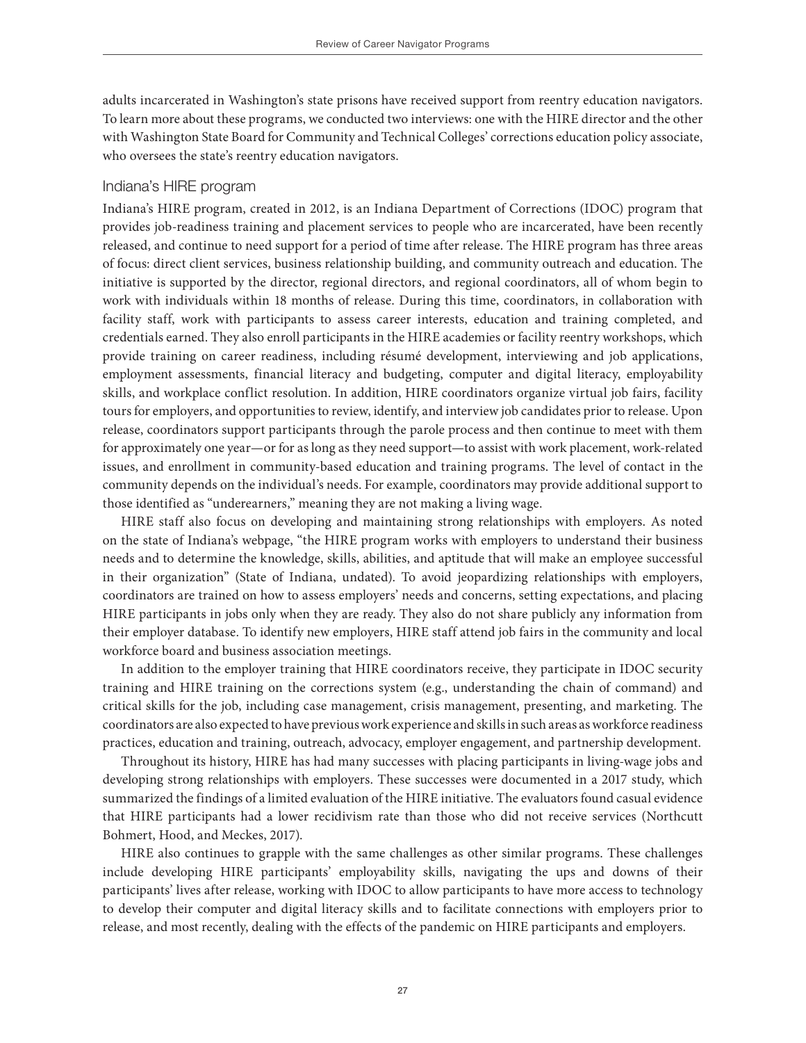adults incarcerated in Washington's state prisons have received support from reentry education navigators. To learn more about these programs, we conducted two interviews: one with the HIRE director and the other with Washington State Board for Community and Technical Colleges' corrections education policy associate, who oversees the state's reentry education navigators.

### Indiana's HIRE program

Indiana's HIRE program, created in 2012, is an Indiana Department of Corrections (IDOC) program that provides job-readiness training and placement services to people who are incarcerated, have been recently released, and continue to need support for a period of time after release. The HIRE program has three areas of focus: direct client services, business relationship building, and community outreach and education. The initiative is supported by the director, regional directors, and regional coordinators, all of whom begin to work with individuals within 18 months of release. During this time, coordinators, in collaboration with facility staff, work with participants to assess career interests, education and training completed, and credentials earned. They also enroll participants in the HIRE academies or facility reentry workshops, which provide training on career readiness, including résumé development, interviewing and job applications, employment assessments, financial literacy and budgeting, computer and digital literacy, employability skills, and workplace conflict resolution. In addition, HIRE coordinators organize virtual job fairs, facility tours for employers, and opportunities to review, identify, and interview job candidates prior to release. Upon release, coordinators support participants through the parole process and then continue to meet with them for approximately one year—or for as long as they need support—to assist with work placement, work-related issues, and enrollment in community-based education and training programs. The level of contact in the community depends on the individual's needs. For example, coordinators may provide additional support to those identified as "underearners," meaning they are not making a living wage.

HIRE staff also focus on developing and maintaining strong relationships with employers. As noted on the state of Indiana's webpage, "the HIRE program works with employers to understand their business needs and to determine the knowledge, skills, abilities, and aptitude that will make an employee successful in their organization" (State of Indiana, undated). To avoid jeopardizing relationships with employers, coordinators are trained on how to assess employers' needs and concerns, setting expectations, and placing HIRE participants in jobs only when they are ready. They also do not share publicly any information from their employer database. To identify new employers, HIRE staff attend job fairs in the community and local workforce board and business association meetings.

In addition to the employer training that HIRE coordinators receive, they participate in IDOC security training and HIRE training on the corrections system (e.g., understanding the chain of command) and critical skills for the job, including case management, crisis management, presenting, and marketing. The coordinators are also expected to have previous work experience and skills in such areas as workforce readiness practices, education and training, outreach, advocacy, employer engagement, and partnership development.

Throughout its history, HIRE has had many successes with placing participants in living-wage jobs and developing strong relationships with employers. These successes were documented in a 2017 study, which summarized the findings of a limited evaluation of the HIRE initiative. The evaluators found casual evidence that HIRE participants had a lower recidivism rate than those who did not receive services (Northcutt Bohmert, Hood, and Meckes, 2017).

HIRE also continues to grapple with the same challenges as other similar programs. These challenges include developing HIRE participants' employability skills, navigating the ups and downs of their participants' lives after release, working with IDOC to allow participants to have more access to technology to develop their computer and digital literacy skills and to facilitate connections with employers prior to release, and most recently, dealing with the effects of the pandemic on HIRE participants and employers.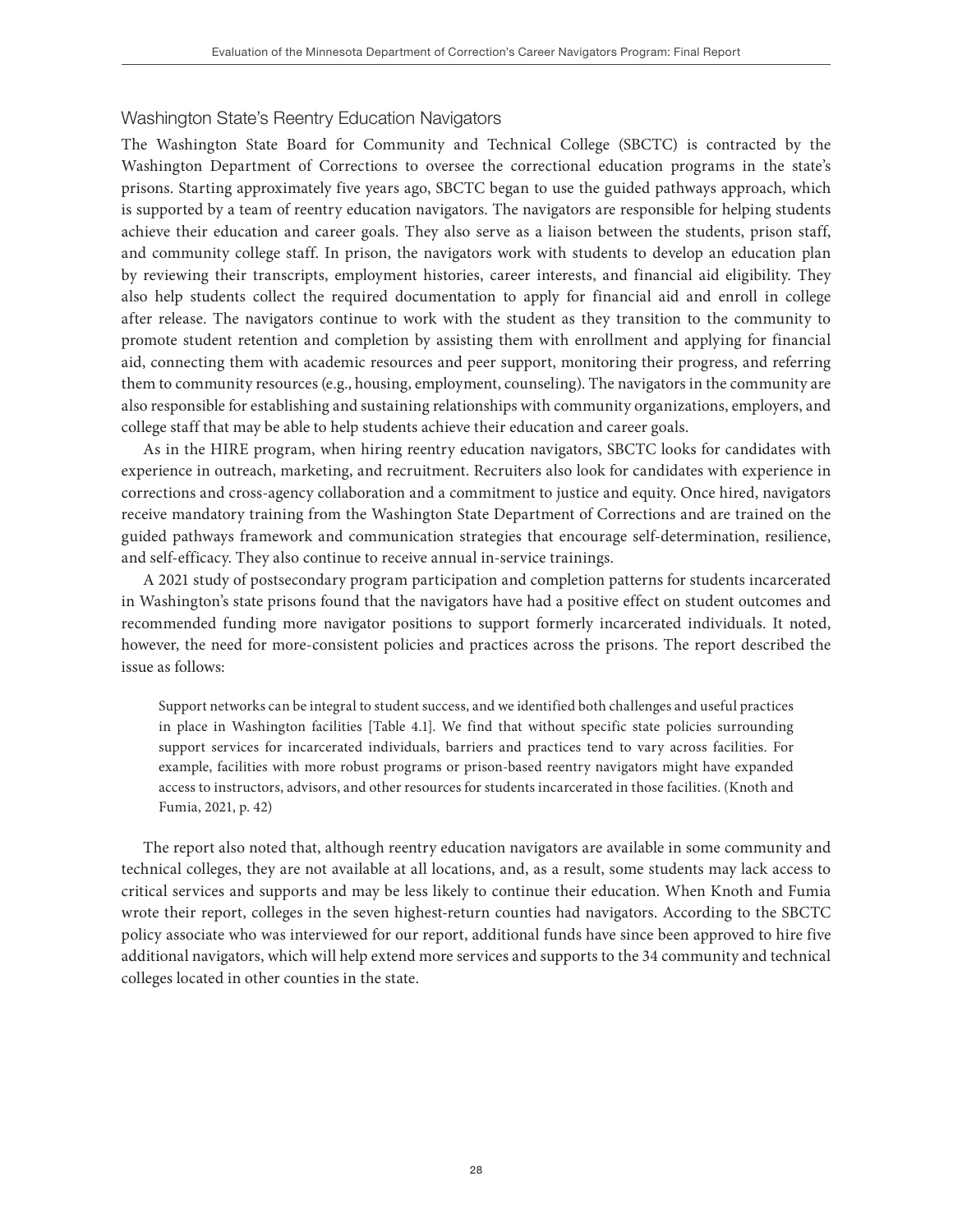### Washington State's Reentry Education Navigators

The Washington State Board for Community and Technical College (SBCTC) is contracted by the Washington Department of Corrections to oversee the correctional education programs in the state's prisons. Starting approximately five years ago, SBCTC began to use the guided pathways approach, which is supported by a team of reentry education navigators. The navigators are responsible for helping students achieve their education and career goals. They also serve as a liaison between the students, prison staff, and community college staff. In prison, the navigators work with students to develop an education plan by reviewing their transcripts, employment histories, career interests, and financial aid eligibility. They also help students collect the required documentation to apply for financial aid and enroll in college after release. The navigators continue to work with the student as they transition to the community to promote student retention and completion by assisting them with enrollment and applying for financial aid, connecting them with academic resources and peer support, monitoring their progress, and referring them to community resources (e.g., housing, employment, counseling). The navigators in the community are also responsible for establishing and sustaining relationships with community organizations, employers, and college staff that may be able to help students achieve their education and career goals.

As in the HIRE program, when hiring reentry education navigators, SBCTC looks for candidates with experience in outreach, marketing, and recruitment. Recruiters also look for candidates with experience in corrections and cross-agency collaboration and a commitment to justice and equity. Once hired, navigators receive mandatory training from the Washington State Department of Corrections and are trained on the guided pathways framework and communication strategies that encourage self-determination, resilience, and self-efficacy. They also continue to receive annual in-service trainings.

A 2021 study of postsecondary program participation and completion patterns for students incarcerated in Washington's state prisons found that the navigators have had a positive effect on student outcomes and recommended funding more navigator positions to support formerly incarcerated individuals. It noted, however, the need for more-consistent policies and practices across the prisons. The report described the issue as follows:

> Support networks can be integral to student success, and we identified both challenges and useful practices in place in Washington facilities [Table 4.1]. We find that without specific state policies surrounding support services for incarcerated individuals, barriers and practices tend to vary across facilities. For example, facilities with more robust programs or prison-based reentry navigators might have expanded access to instructors, advisors, and other resources for students incarcerated in those facilities. (Knoth and Fumia, 2021, p. 42)

The report also noted that, although reentry education navigators are available in some community and technical colleges, they are not available at all locations, and, as a result, some students may lack access to critical services and supports and may be less likely to continue their education. When Knoth and Fumia wrote their report, colleges in the seven highest-return counties had navigators. According to the SBCTC policy associate who was interviewed for our report, additional funds have since been approved to hire five additional navigators, which will help extend more services and supports to the 34 community and technical colleges located in other counties in the state.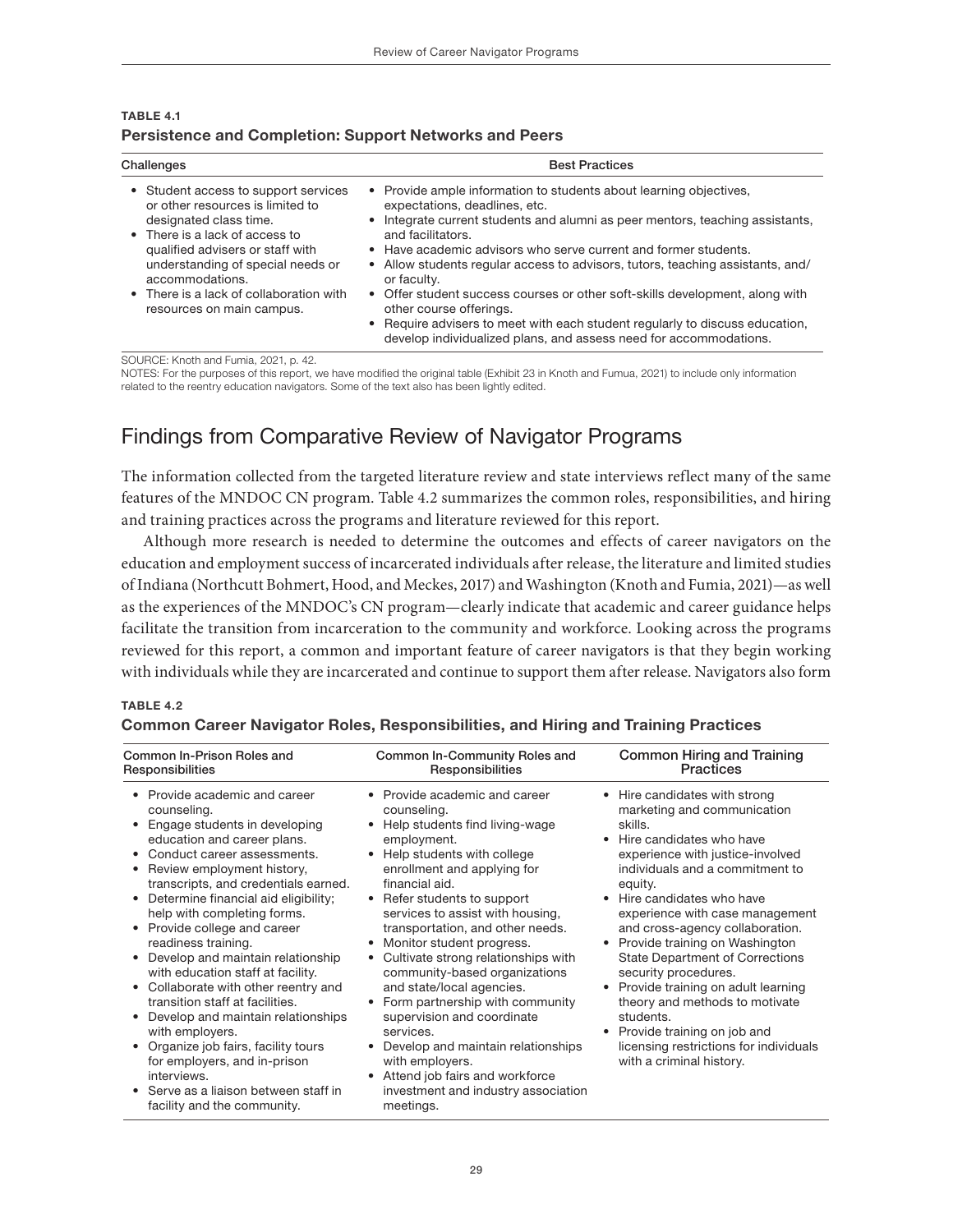**TABLE 4.1**

**Persistence and Completion: Support Networks and Peers**

| Challenges | Best Practices |
| --- | --- |
| • Student access to support services or other resources is limited to designated class time.<br>• There is a lack of access to qualified advisers or staff with understanding of special needs or accommodations.<br>• There is a lack of collaboration with resources on main campus. | • Provide ample information to students about learning objectives, expectations, deadlines, etc.<br>• Integrate current students and alumni as peer mentors, teaching assistants, and facilitators.<br>• Have academic advisors who serve current and former students.<br>• Allow students regular access to advisors, tutors, teaching assistants, and/or faculty.<br>• Offer student success courses or other soft-skills development, along with other course offerings.<br>• Require advisers to meet with each student regularly to discuss education, develop individualized plans, and assess need for accommodations. |

SOURCE: Knoth and Fumia, 2021, p. 42.

NOTES: For the purposes of this report, we have modified the original table (Exhibit 23 in Knoth and Fumua, 2021) to include only information related to the reentry education navigators. Some of the text also has been lightly edited.

## Findings from Comparative Review of Navigator Programs

The information collected from the targeted literature review and state interviews reflect many of the same features of the MNDOC CN program. Table 4.2 summarizes the common roles, responsibilities, and hiring and training practices across the programs and literature reviewed for this report.

Although more research is needed to determine the outcomes and effects of career navigators on the education and employment success of incarcerated individuals after release, the literature and limited studies of Indiana (Northcutt Bohmert, Hood, and Meckes, 2017) and Washington (Knoth and Fumia, 2021)—as well as the experiences of the MNDOC's CN program—clearly indicate that academic and career guidance helps facilitate the transition from incarceration to the community and workforce. Looking across the programs reviewed for this report, a common and important feature of career navigators is that they begin working with individuals while they are incarcerated and continue to support them after release. Navigators also form

**TABLE 4.2**

**Common Career Navigator Roles, Responsibilities, and Hiring and Training Practices**

| Common In-Prison Roles and Responsibilities | Common In-Community Roles and Responsibilities | Common Hiring and Training Practices |
| --- | --- | --- |
| • Provide academic and career counseling.<br>• Engage students in developing education and career plans.<br>• Conduct career assessments.<br>• Review employment history, transcripts, and credentials earned.<br>• Determine financial aid eligibility; help with completing forms.<br>• Provide college and career readiness training.<br>• Develop and maintain relationship with education staff at facility.<br>• Collaborate with other reentry and transition staff at facilities.<br>• Develop and maintain relationships with employers.<br>• Organize job fairs, facility tours for employers, and in-prison interviews.<br>• Serve as a liaison between staff in facility and the community. | • Provide academic and career counseling.<br>• Help students find living-wage employment.<br>• Help students with college enrollment and applying for financial aid.<br>• Refer students to support services to assist with housing, transportation, and other needs.<br>• Monitor student progress.<br>• Cultivate strong relationships with community-based organizations and state/local agencies.<br>• Form partnership with community supervision and coordinate services.<br>• Develop and maintain relationships with employers.<br>• Attend job fairs and workforce investment and industry association meetings. | • Hire candidates with strong marketing and communication skills.<br>• Hire candidates who have experience with justice-involved individuals and a commitment to equity.<br>• Hire candidates who have experience with case management and cross-agency collaboration.<br>• Provide training on Washington State Department of Corrections security procedures.<br>• Provide training on adult learning theory and methods to motivate students.<br>• Provide training on job and licensing restrictions for individuals with a criminal history. |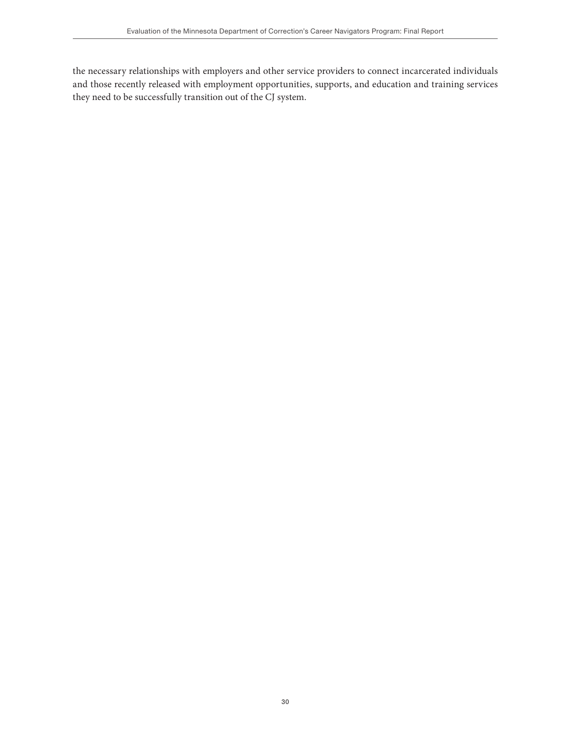the necessary relationships with employers and other service providers to connect incarcerated individuals and those recently released with employment opportunities, supports, and education and training services they need to be successfully transition out of the CJ system.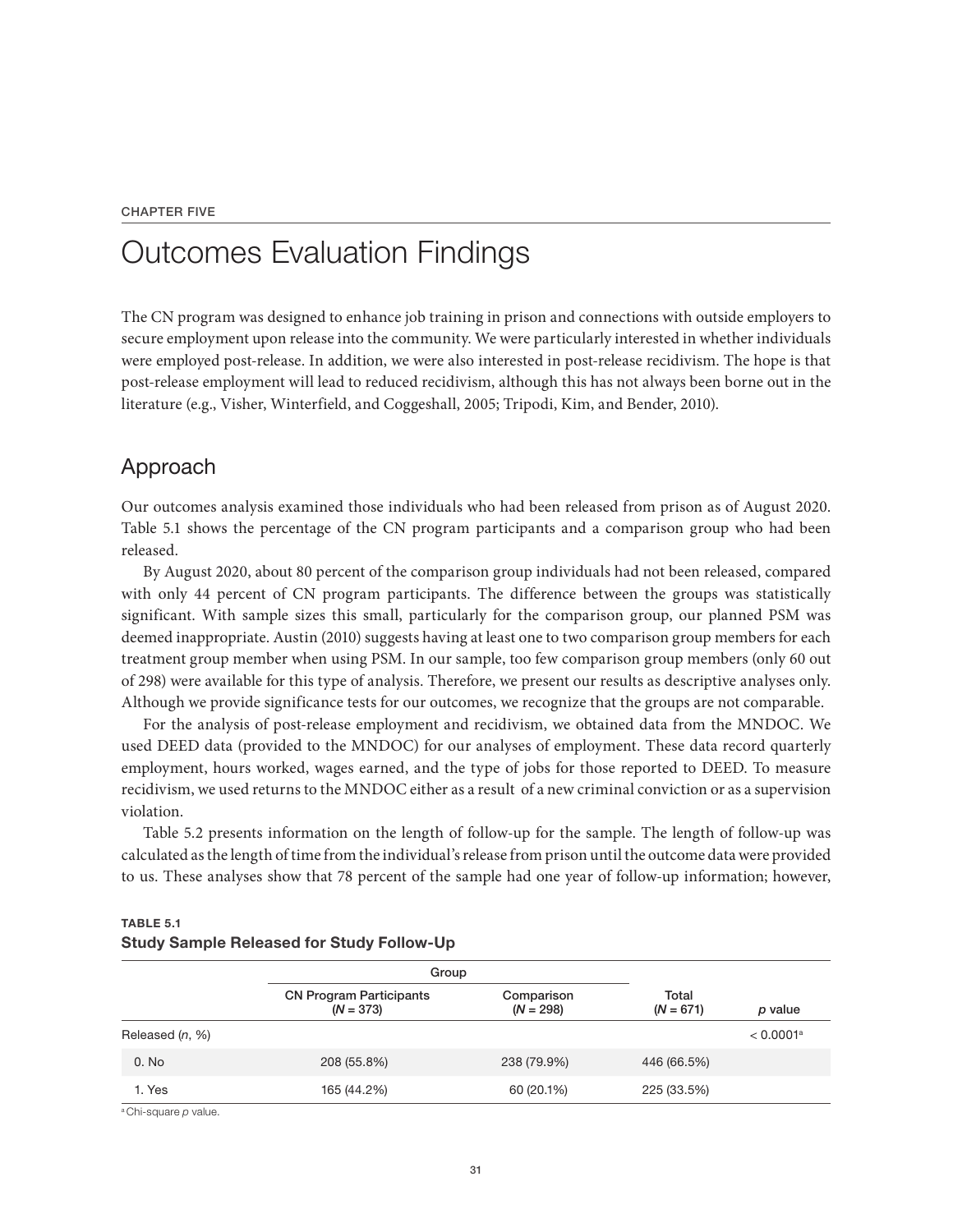CHAPTER FIVE

# Outcomes Evaluation Findings

The CN program was designed to enhance job training in prison and connections with outside employers to secure employment upon release into the community. We were particularly interested in whether individuals were employed post-release. In addition, we were also interested in post-release recidivism. The hope is that post-release employment will lead to reduced recidivism, although this has not always been borne out in the literature (e.g., Visher, Winterfield, and Coggeshall, 2005; Tripodi, Kim, and Bender, 2010).

## Approach

Our outcomes analysis examined those individuals who had been released from prison as of August 2020. Table 5.1 shows the percentage of the CN program participants and a comparison group who had been released.

By August 2020, about 80 percent of the comparison group individuals had not been released, compared with only 44 percent of CN program participants. The difference between the groups was statistically significant. With sample sizes this small, particularly for the comparison group, our planned PSM was deemed inappropriate. Austin (2010) suggests having at least one to two comparison group members for each treatment group member when using PSM. In our sample, too few comparison group members (only 60 out of 298) were available for this type of analysis. Therefore, we present our results as descriptive analyses only. Although we provide significance tests for our outcomes, we recognize that the groups are not comparable.

For the analysis of post-release employment and recidivism, we obtained data from the MNDOC. We used DEED data (provided to the MNDOC) for our analyses of employment. These data record quarterly employment, hours worked, wages earned, and the type of jobs for those reported to DEED. To measure recidivism, we used returns to the MNDOC either as a result of a new criminal conviction or as a supervision violation.

Table 5.2 presents information on the length of follow-up for the sample. The length of follow-up was calculated as the length of time from the individual's release from prison until the outcome data were provided to us. These analyses show that 78 percent of the sample had one year of follow-up information; however,

**TABLE 5.1**
**Study Sample Released for Study Follow-Up**

| | Group | | | |
|---|---|---|---|---|
| | CN Program Participants (*N* = 373) | Comparison (*N* = 298) | Total (*N* = 671) | *p* value |
| Released (*n*, %) | | | | < 0.0001[a] |
| 0. No | 208 (55.8%) | 238 (79.9%) | 446 (66.5%) | |
| 1. Yes | 165 (44.2%) | 60 (20.1%) | 225 (33.5%) | |

[a] Chi-square *p* value.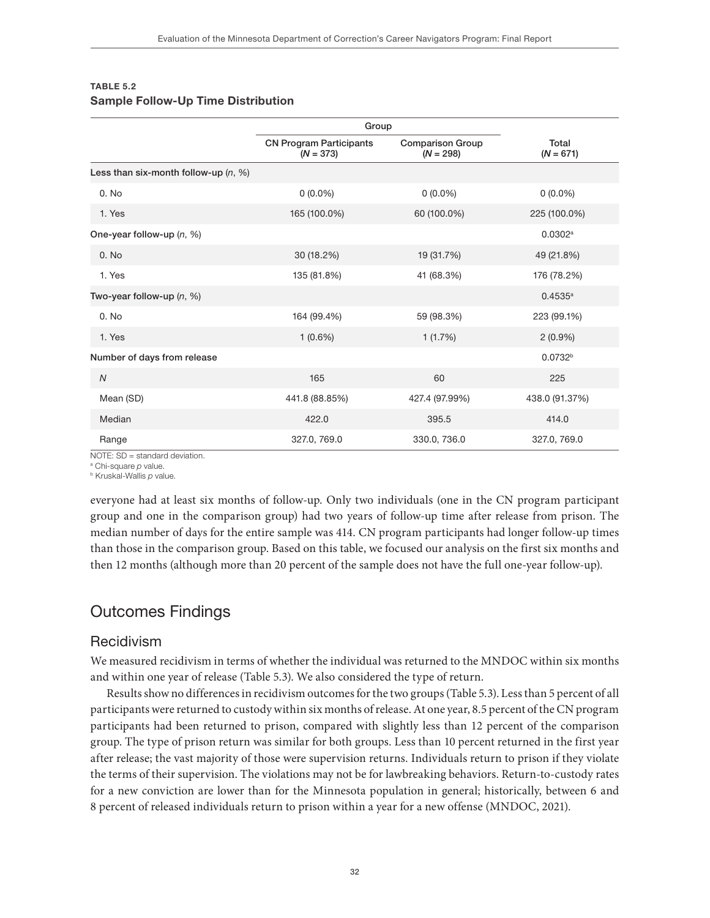**TABLE 5.2**
**Sample Follow-Up Time Distribution**

| | Group | | |
|---|---|---|---|
| | CN Program Participants (*N* = 373) | Comparison Group (*N* = 298) | Total (*N* = 671) |
| Less than six-month follow-up (*n*, %) | | | |
| 0. No | 0 (0.0%) | 0 (0.0%) | 0 (0.0%) |
| 1. Yes | 165 (100.0%) | 60 (100.0%) | 225 (100.0%) |
| One-year follow-up (*n*, %) | | | 0.0302[a] |
| 0. No | 30 (18.2%) | 19 (31.7%) | 49 (21.8%) |
| 1. Yes | 135 (81.8%) | 41 (68.3%) | 176 (78.2%) |
| Two-year follow-up (*n*, %) | | | 0.4535[a] |
| 0. No | 164 (99.4%) | 59 (98.3%) | 223 (99.1%) |
| 1. Yes | 1 (0.6%) | 1 (1.7%) | 2 (0.9%) |
| Number of days from release | | | 0.0732[b] |
| *N* | 165 | 60 | 225 |
| Mean (SD) | 441.8 (88.85%) | 427.4 (97.99%) | 438.0 (91.37%) |
| Median | 422.0 | 395.5 | 414.0 |
| Range | 327.0, 769.0 | 330.0, 736.0 | 327.0, 769.0 |

NOTE: SD = standard deviation.
[a] Chi-square *p* value.
[b] Kruskal-Wallis *p* value.

everyone had at least six months of follow-up. Only two individuals (one in the CN program participant group and one in the comparison group) had two years of follow-up time after release from prison. The median number of days for the entire sample was 414. CN program participants had longer follow-up times than those in the comparison group. Based on this table, we focused our analysis on the first six months and then 12 months (although more than 20 percent of the sample does not have the full one-year follow-up).

## Outcomes Findings

### Recidivism

We measured recidivism in terms of whether the individual was returned to the MNDOC within six months and within one year of release (Table 5.3). We also considered the type of return.

Results show no differences in recidivism outcomes for the two groups (Table 5.3). Less than 5 percent of all participants were returned to custody within six months of release. At one year, 8.5 percent of the CN program participants had been returned to prison, compared with slightly less than 12 percent of the comparison group. The type of prison return was similar for both groups. Less than 10 percent returned in the first year after release; the vast majority of those were supervision returns. Individuals return to prison if they violate the terms of their supervision. The violations may not be for lawbreaking behaviors. Return-to-custody rates for a new conviction are lower than for the Minnesota population in general; historically, between 6 and 8 percent of released individuals return to prison within a year for a new offense (MNDOC, 2021).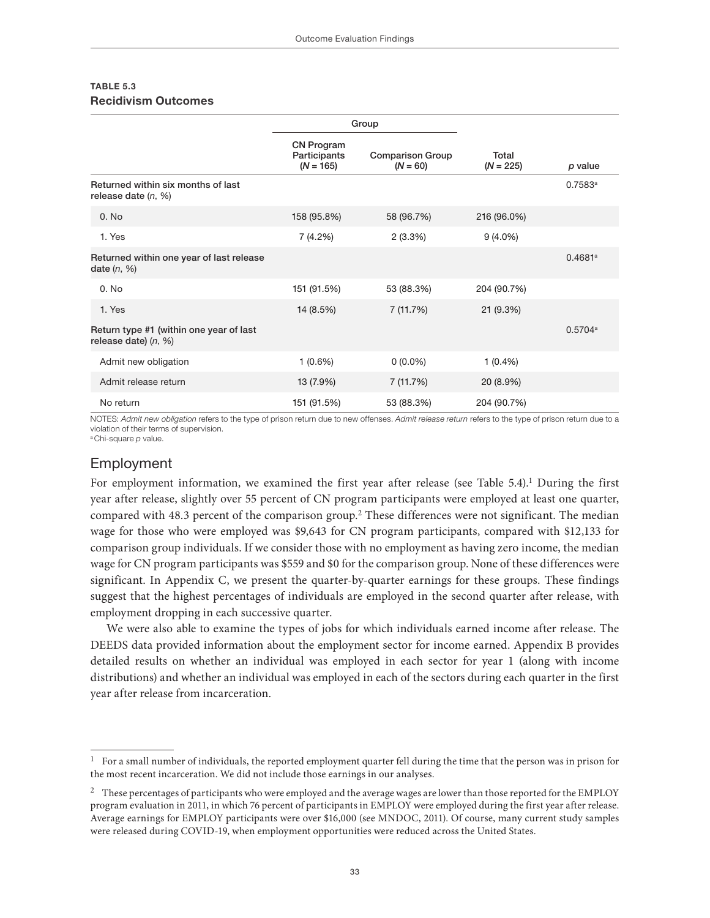**TABLE 5.3**
**Recidivism Outcomes**

| | Group | | | |
|---|---|---|---|---|
| | CN Program Participants (*N* = 165) | Comparison Group (*N* = 60) | Total (*N* = 225) | *p* value |
| Returned within six months of last release date (*n*, %) | | | | 0.7583[a] |
| 0. No | 158 (95.8%) | 58 (96.7%) | 216 (96.0%) | |
| 1. Yes | 7 (4.2%) | 2 (3.3%) | 9 (4.0%) | |
| Returned within one year of last release date (*n*, %) | | | | 0.4681[a] |
| 0. No | 151 (91.5%) | 53 (88.3%) | 204 (90.7%) | |
| 1. Yes | 14 (8.5%) | 7 (11.7%) | 21 (9.3%) | |
| Return type #1 (within one year of last release date) (*n*, %) | | | | 0.5704[a] |
| Admit new obligation | 1 (0.6%) | 0 (0.0%) | 1 (0.4%) | |
| Admit release return | 13 (7.9%) | 7 (11.7%) | 20 (8.9%) | |
| No return | 151 (91.5%) | 53 (88.3%) | 204 (90.7%) | |

NOTES: *Admit new obligation* refers to the type of prison return due to new offenses. *Admit release return* refers to the type of prison return due to a violation of their terms of supervision.
[a] Chi-square *p* value.

## Employment

For employment information, we examined the first year after release (see Table 5.4).[1] During the first year after release, slightly over 55 percent of CN program participants were employed at least one quarter, compared with 48.3 percent of the comparison group.[2] These differences were not significant. The median wage for those who were employed was $9,643 for CN program participants, compared with $12,133 for comparison group individuals. If we consider those with no employment as having zero income, the median wage for CN program participants was $559 and $0 for the comparison group. None of these differences were significant. In Appendix C, we present the quarter-by-quarter earnings for these groups. These findings suggest that the highest percentages of individuals are employed in the second quarter after release, with employment dropping in each successive quarter.

We were also able to examine the types of jobs for which individuals earned income after release. The DEEDS data provided information about the employment sector for income earned. Appendix B provides detailed results on whether an individual was employed in each sector for year 1 (along with income distributions) and whether an individual was employed in each of the sectors during each quarter in the first year after release from incarceration.

[1] For a small number of individuals, the reported employment quarter fell during the time that the person was in prison for the most recent incarceration. We did not include those earnings in our analyses.

[2] These percentages of participants who were employed and the average wages are lower than those reported for the EMPLOY program evaluation in 2011, in which 76 percent of participants in EMPLOY were employed during the first year after release. Average earnings for EMPLOY participants were over $16,000 (see MNDOC, 2011). Of course, many current study samples were released during COVID-19, when employment opportunities were reduced across the United States.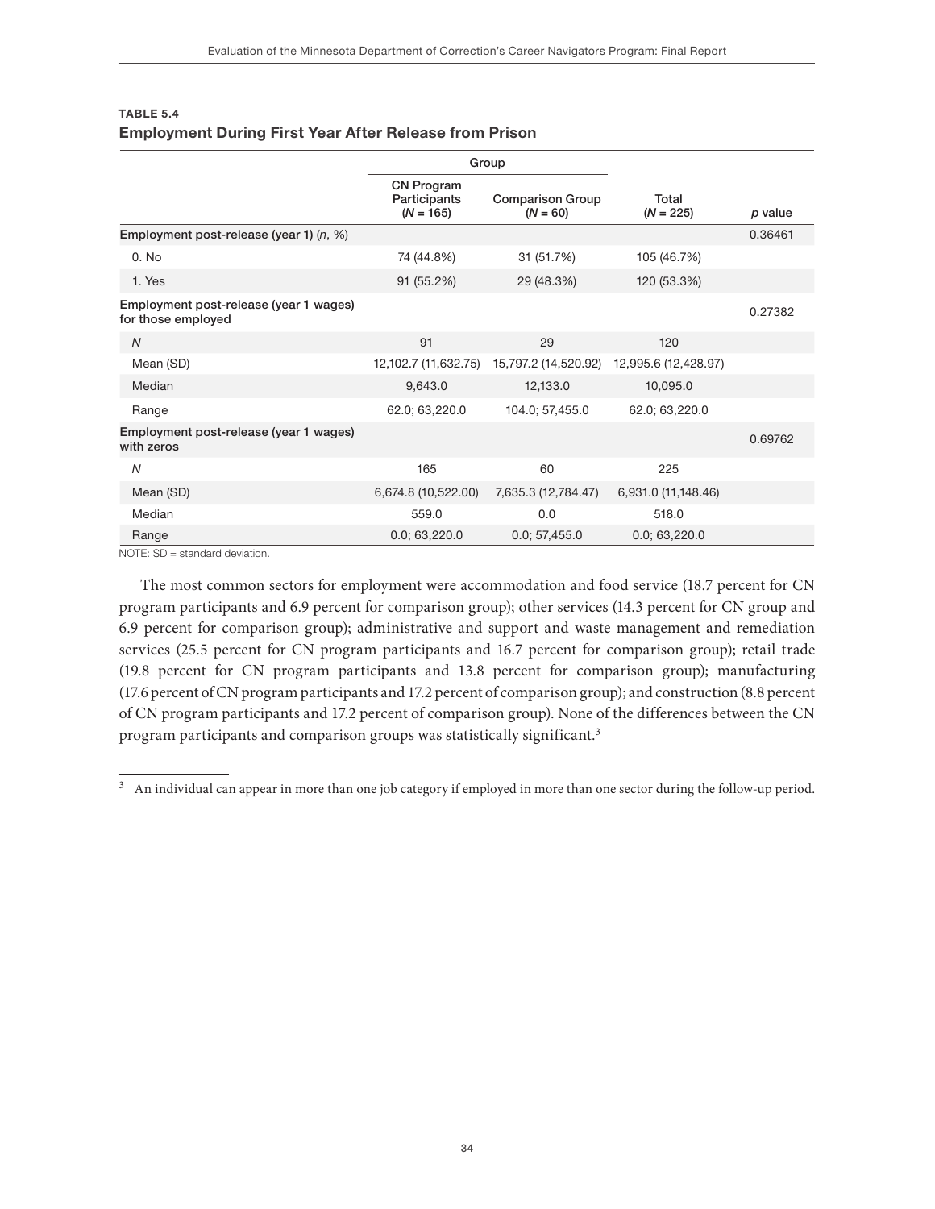**TABLE 5.4**
**Employment During First Year After Release from Prison**

| | Group | | | |
|---|---|---|---|---|
| | CN Program Participants (*N* = 165) | Comparison Group (*N* = 60) | Total (*N* = 225) | *p* value |
| **Employment post-release (year 1)** (*n*, %) | | | | 0.36461 |
| 0. No | 74 (44.8%) | 31 (51.7%) | 105 (46.7%) | |
| 1. Yes | 91 (55.2%) | 29 (48.3%) | 120 (53.3%) | |
| **Employment post-release (year 1 wages) for those employed** | | | | 0.27382 |
| *N* | 91 | 29 | 120 | |
| Mean (SD) | 12,102.7 (11,632.75) | 15,797.2 (14,520.92) | 12,995.6 (12,428.97) | |
| Median | 9,643.0 | 12,133.0 | 10,095.0 | |
| Range | 62.0; 63,220.0 | 104.0; 57,455.0 | 62.0; 63,220.0 | |
| **Employment post-release (year 1 wages) with zeros** | | | | 0.69762 |
| *N* | 165 | 60 | 225 | |
| Mean (SD) | 6,674.8 (10,522.00) | 7,635.3 (12,784.47) | 6,931.0 (11,148.46) | |
| Median | 559.0 | 0.0 | 518.0 | |
| Range | 0.0; 63,220.0 | 0.0; 57,455.0 | 0.0; 63,220.0 | |

NOTE: SD = standard deviation.

The most common sectors for employment were accommodation and food service (18.7 percent for CN program participants and 6.9 percent for comparison group); other services (14.3 percent for CN group and 6.9 percent for comparison group); administrative and support and waste management and remediation services (25.5 percent for CN program participants and 16.7 percent for comparison group); retail trade (19.8 percent for CN program participants and 13.8 percent for comparison group); manufacturing (17.6 percent of CN program participants and 17.2 percent of comparison group); and construction (8.8 percent of CN program participants and 17.2 percent of comparison group). None of the differences between the CN program participants and comparison groups was statistically significant.[3]

[3] An individual can appear in more than one job category if employed in more than one sector during the follow-up period.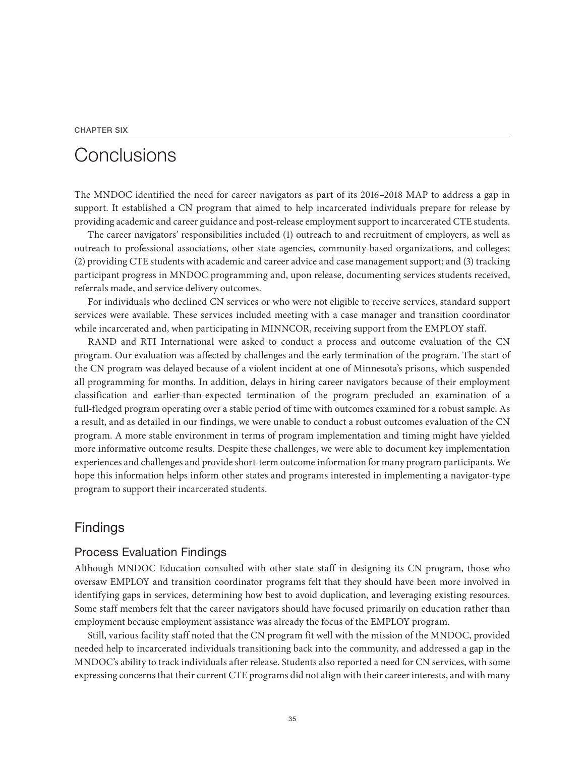CHAPTER SIX

# Conclusions

The MNDOC identified the need for career navigators as part of its 2016–2018 MAP to address a gap in support. It established a CN program that aimed to help incarcerated individuals prepare for release by providing academic and career guidance and post-release employment support to incarcerated CTE students.

The career navigators' responsibilities included (1) outreach to and recruitment of employers, as well as outreach to professional associations, other state agencies, community-based organizations, and colleges; (2) providing CTE students with academic and career advice and case management support; and (3) tracking participant progress in MNDOC programming and, upon release, documenting services students received, referrals made, and service delivery outcomes.

For individuals who declined CN services or who were not eligible to receive services, standard support services were available. These services included meeting with a case manager and transition coordinator while incarcerated and, when participating in MINNCOR, receiving support from the EMPLOY staff.

RAND and RTI International were asked to conduct a process and outcome evaluation of the CN program. Our evaluation was affected by challenges and the early termination of the program. The start of the CN program was delayed because of a violent incident at one of Minnesota's prisons, which suspended all programming for months. In addition, delays in hiring career navigators because of their employment classification and earlier-than-expected termination of the program precluded an examination of a full-fledged program operating over a stable period of time with outcomes examined for a robust sample. As a result, and as detailed in our findings, we were unable to conduct a robust outcomes evaluation of the CN program. A more stable environment in terms of program implementation and timing might have yielded more informative outcome results. Despite these challenges, we were able to document key implementation experiences and challenges and provide short-term outcome information for many program participants. We hope this information helps inform other states and programs interested in implementing a navigator-type program to support their incarcerated students.

## Findings

### Process Evaluation Findings

Although MNDOC Education consulted with other state staff in designing its CN program, those who oversaw EMPLOY and transition coordinator programs felt that they should have been more involved in identifying gaps in services, determining how best to avoid duplication, and leveraging existing resources. Some staff members felt that the career navigators should have focused primarily on education rather than employment because employment assistance was already the focus of the EMPLOY program.

Still, various facility staff noted that the CN program fit well with the mission of the MNDOC, provided needed help to incarcerated individuals transitioning back into the community, and addressed a gap in the MNDOC's ability to track individuals after release. Students also reported a need for CN services, with some expressing concerns that their current CTE programs did not align with their career interests, and with many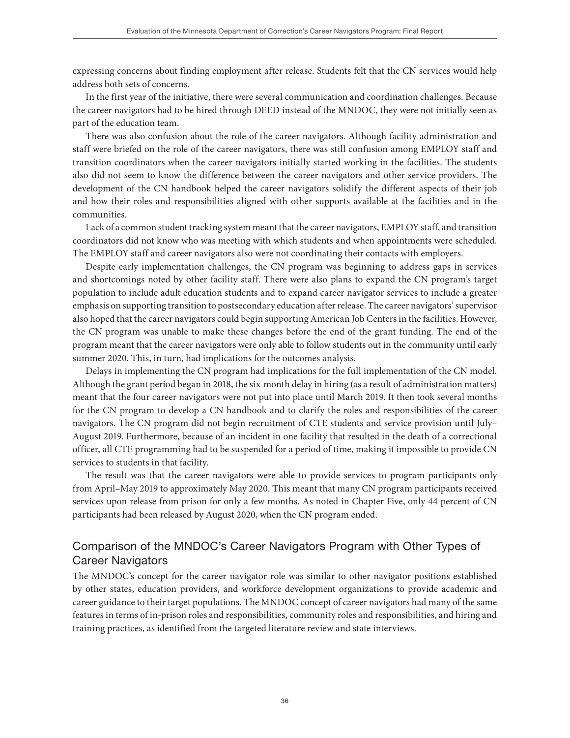expressing concerns about finding employment after release. Students felt that the CN services would help address both sets of concerns.

In the first year of the initiative, there were several communication and coordination challenges. Because the career navigators had to be hired through DEED instead of the MNDOC, they were not initially seen as part of the education team.

There was also confusion about the role of the career navigators. Although facility administration and staff were briefed on the role of the career navigators, there was still confusion among EMPLOY staff and transition coordinators when the career navigators initially started working in the facilities. The students also did not seem to know the difference between the career navigators and other service providers. The development of the CN handbook helped the career navigators solidify the different aspects of their job and how their roles and responsibilities aligned with other supports available at the facilities and in the communities.

Lack of a common student tracking system meant that the career navigators, EMPLOY staff, and transition coordinators did not know who was meeting with which students and when appointments were scheduled. The EMPLOY staff and career navigators also were not coordinating their contacts with employers.

Despite early implementation challenges, the CN program was beginning to address gaps in services and shortcomings noted by other facility staff. There were also plans to expand the CN program's target population to include adult education students and to expand career navigator services to include a greater emphasis on supporting transition to postsecondary education after release. The career navigators' supervisor also hoped that the career navigators could begin supporting American Job Centers in the facilities. However, the CN program was unable to make these changes before the end of the grant funding. The end of the program meant that the career navigators were only able to follow students out in the community until early summer 2020. This, in turn, had implications for the outcomes analysis.

Delays in implementing the CN program had implications for the full implementation of the CN model. Although the grant period began in 2018, the six-month delay in hiring (as a result of administration matters) meant that the four career navigators were not put into place until March 2019. It then took several months for the CN program to develop a CN handbook and to clarify the roles and responsibilities of the career navigators. The CN program did not begin recruitment of CTE students and service provision until July–August 2019. Furthermore, because of an incident in one facility that resulted in the death of a correctional officer, all CTE programming had to be suspended for a period of time, making it impossible to provide CN services to students in that facility.

The result was that the career navigators were able to provide services to program participants only from April–May 2019 to approximately May 2020. This meant that many CN program participants received services upon release from prison for only a few months. As noted in Chapter Five, only 44 percent of CN participants had been released by August 2020, when the CN program ended.

## Comparison of the MNDOC's Career Navigators Program with Other Types of Career Navigators

The MNDOC's concept for the career navigator role was similar to other navigator positions established by other states, education providers, and workforce development organizations to provide academic and career guidance to their target populations. The MNDOC concept of career navigators had many of the same features in terms of in-prison roles and responsibilities, community roles and responsibilities, and hiring and training practices, as identified from the targeted literature review and state interviews.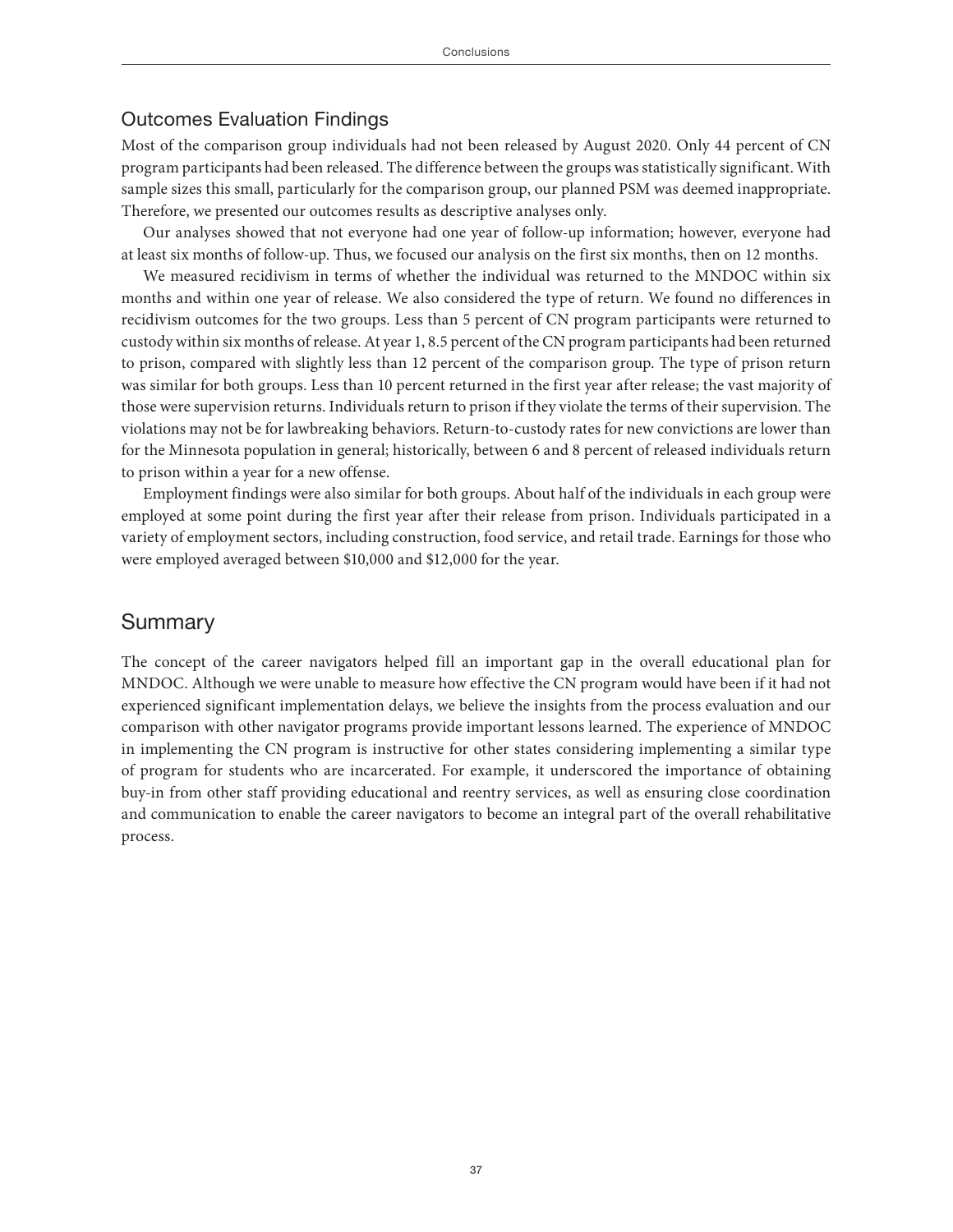## Outcomes Evaluation Findings

Most of the comparison group individuals had not been released by August 2020. Only 44 percent of CN program participants had been released. The difference between the groups was statistically significant. With sample sizes this small, particularly for the comparison group, our planned PSM was deemed inappropriate. Therefore, we presented our outcomes results as descriptive analyses only.

Our analyses showed that not everyone had one year of follow-up information; however, everyone had at least six months of follow-up. Thus, we focused our analysis on the first six months, then on 12 months.

We measured recidivism in terms of whether the individual was returned to the MNDOC within six months and within one year of release. We also considered the type of return. We found no differences in recidivism outcomes for the two groups. Less than 5 percent of CN program participants were returned to custody within six months of release. At year 1, 8.5 percent of the CN program participants had been returned to prison, compared with slightly less than 12 percent of the comparison group. The type of prison return was similar for both groups. Less than 10 percent returned in the first year after release; the vast majority of those were supervision returns. Individuals return to prison if they violate the terms of their supervision. The violations may not be for lawbreaking behaviors. Return-to-custody rates for new convictions are lower than for the Minnesota population in general; historically, between 6 and 8 percent of released individuals return to prison within a year for a new offense.

Employment findings were also similar for both groups. About half of the individuals in each group were employed at some point during the first year after their release from prison. Individuals participated in a variety of employment sectors, including construction, food service, and retail trade. Earnings for those who were employed averaged between $10,000 and $12,000 for the year.

## Summary

The concept of the career navigators helped fill an important gap in the overall educational plan for MNDOC. Although we were unable to measure how effective the CN program would have been if it had not experienced significant implementation delays, we believe the insights from the process evaluation and our comparison with other navigator programs provide important lessons learned. The experience of MNDOC in implementing the CN program is instructive for other states considering implementing a similar type of program for students who are incarcerated. For example, it underscored the importance of obtaining buy-in from other staff providing educational and reentry services, as well as ensuring close coordination and communication to enable the career navigators to become an integral part of the overall rehabilitative process.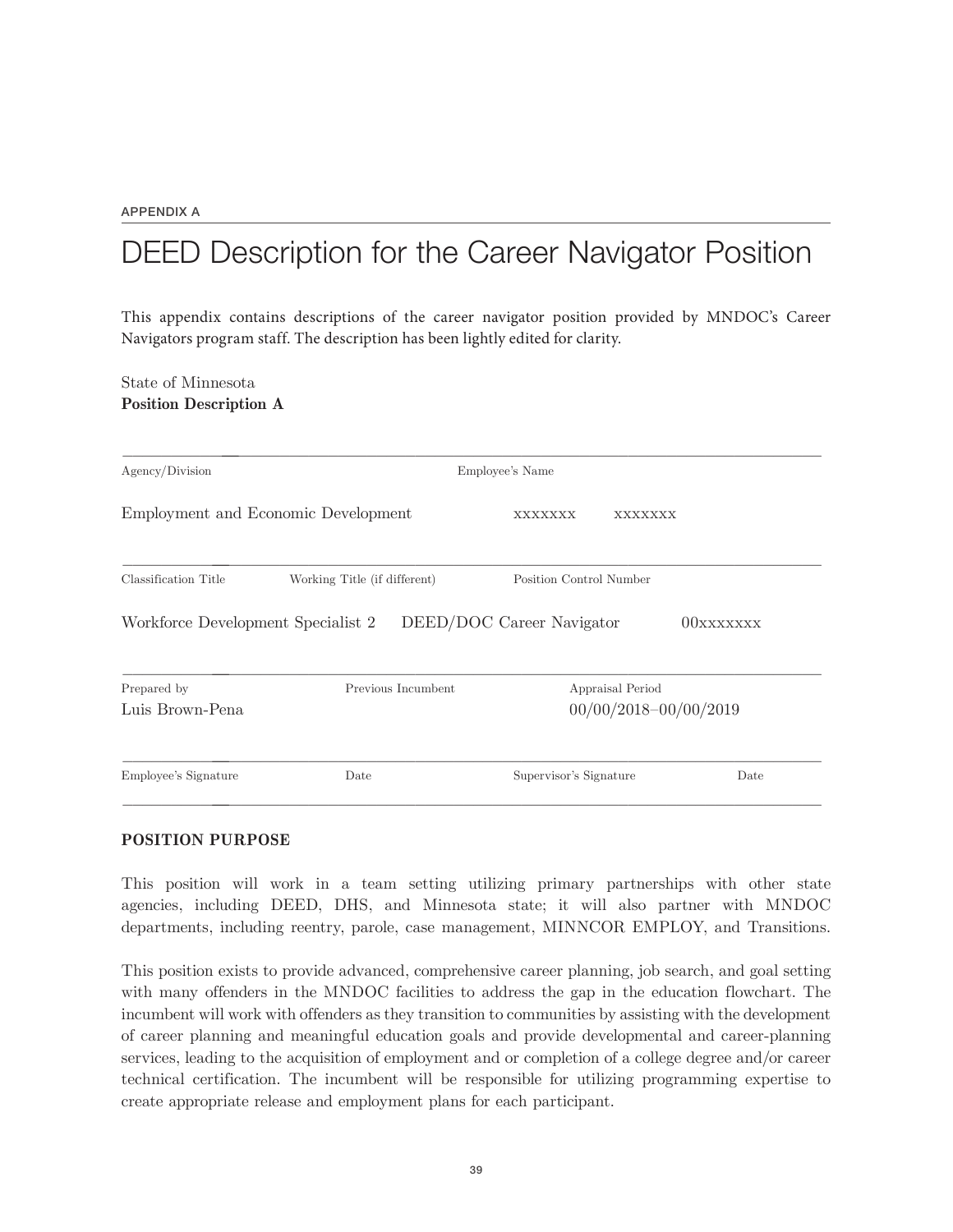APPENDIX A

# DEED Description for the Career Navigator Position

This appendix contains descriptions of the career navigator position provided by MNDOC's Career Navigators program staff. The description has been lightly edited for clarity.

State of Minnesota
**Position Description A**

| Agency/Division | Employee's Name |
|---|---|
| Employment and Economic Development | xxxxxxx xxxxxxx |

| Classification Title | Working Title (if different) | Position Control Number |
|---|---|---|
| Workforce Development Specialist 2 | DEED/DOC Career Navigator | 00xxxxxxx |

| Prepared by | Previous Incumbent | Appraisal Period |
|---|---|---|
| Luis Brown-Pena | | 00/00/2018–00/00/2019 |

| Employee's Signature | Date | Supervisor's Signature | Date |
|---|---|---|---|
| | | | |

## POSITION PURPOSE

This position will work in a team setting utilizing primary partnerships with other state agencies, including DEED, DHS, and Minnesota state; it will also partner with MNDOC departments, including reentry, parole, case management, MINNCOR EMPLOY, and Transitions.

This position exists to provide advanced, comprehensive career planning, job search, and goal setting with many offenders in the MNDOC facilities to address the gap in the education flowchart. The incumbent will work with offenders as they transition to communities by assisting with the development of career planning and meaningful education goals and provide developmental and career-planning services, leading to the acquisition of employment and or completion of a college degree and/or career technical certification. The incumbent will be responsible for utilizing programming expertise to create appropriate release and employment plans for each participant.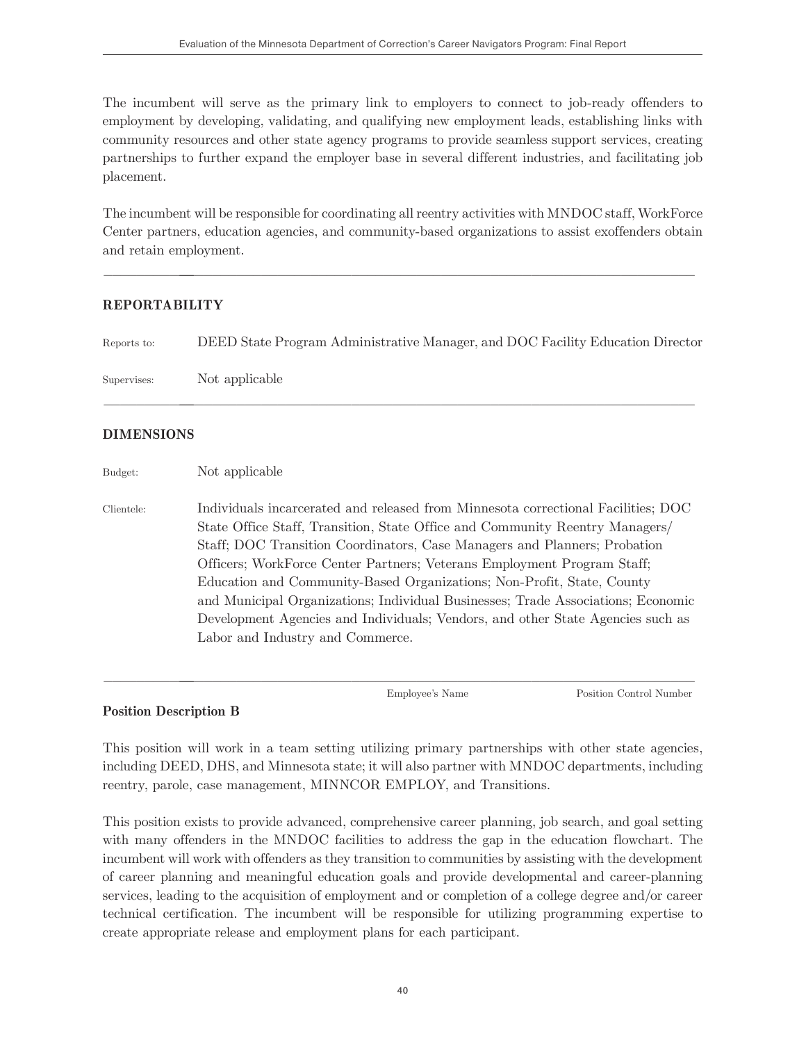The incumbent will serve as the primary link to employers to connect to job-ready offenders to employment by developing, validating, and qualifying new employment leads, establishing links with community resources and other state agency programs to provide seamless support services, creating partnerships to further expand the employer base in several different industries, and facilitating job placement.

The incumbent will be responsible for coordinating all reentry activities with MNDOC staff, WorkForce Center partners, education agencies, and community-based organizations to assist exoffenders obtain and retain employment.

---

### REPORTABILITY

Reports to: DEED State Program Administrative Manager, and DOC Facility Education Director

Supervises: Not applicable

---

### DIMENSIONS

Budget: Not applicable

Clientele: Individuals incarcerated and released from Minnesota correctional Facilities; DOC State Office Staff, Transition, State Office and Community Reentry Managers/ Staff; DOC Transition Coordinators, Case Managers and Planners; Probation Officers; WorkForce Center Partners; Veterans Employment Program Staff; Education and Community-Based Organizations; Non-Profit, State, County and Municipal Organizations; Individual Businesses; Trade Associations; Economic Development Agencies and Individuals; Vendors, and other State Agencies such as Labor and Industry and Commerce.

---

Employee's Name Position Control Number

**Position Description B**

This position will work in a team setting utilizing primary partnerships with other state agencies, including DEED, DHS, and Minnesota state; it will also partner with MNDOC departments, including reentry, parole, case management, MINNCOR EMPLOY, and Transitions.

This position exists to provide advanced, comprehensive career planning, job search, and goal setting with many offenders in the MNDOC facilities to address the gap in the education flowchart. The incumbent will work with offenders as they transition to communities by assisting with the development of career planning and meaningful education goals and provide developmental and career-planning services, leading to the acquisition of employment and or completion of a college degree and/or career technical certification. The incumbent will be responsible for utilizing programming expertise to create appropriate release and employment plans for each participant.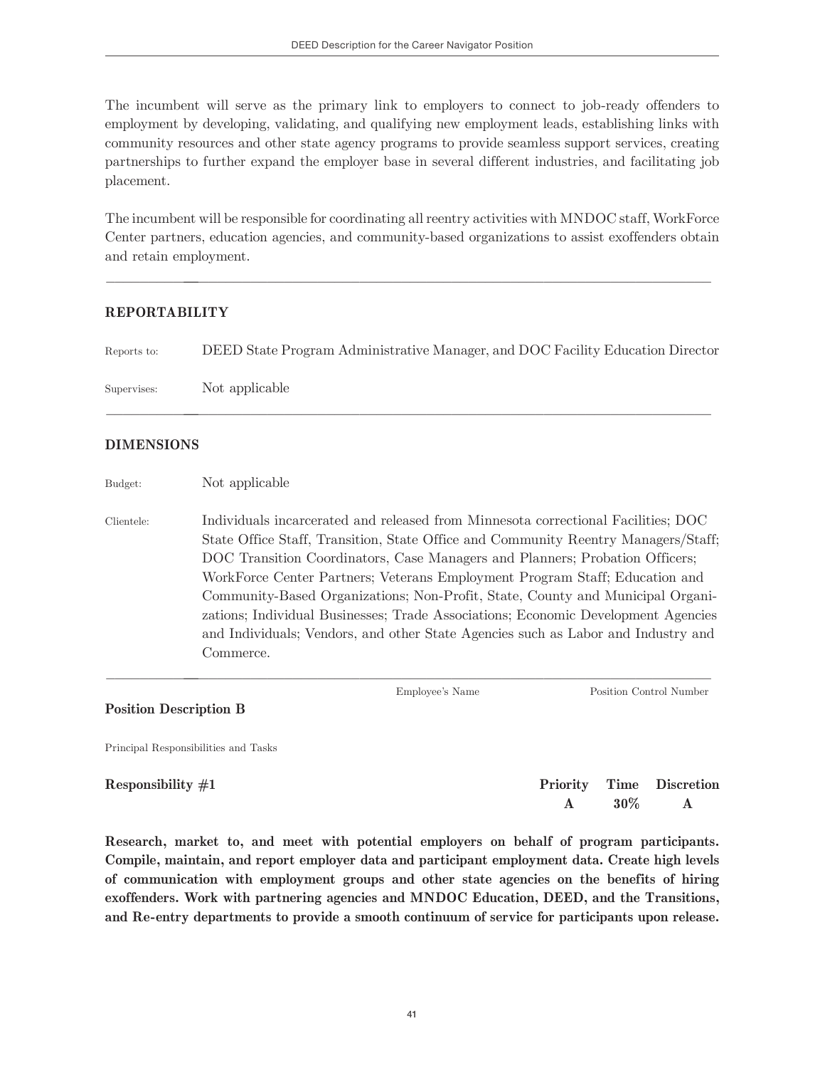The incumbent will serve as the primary link to employers to connect to job-ready offenders to employment by developing, validating, and qualifying new employment leads, establishing links with community resources and other state agency programs to provide seamless support services, creating partnerships to further expand the employer base in several different industries, and facilitating job placement.

The incumbent will be responsible for coordinating all reentry activities with MNDOC staff, WorkForce Center partners, education agencies, and community-based organizations to assist exoffenders obtain and retain employment.

---

## REPORTABILITY

| | |
|---|---|
| Reports to: | DEED State Program Administrative Manager, and DOC Facility Education Director |
| Supervises: | Not applicable |

---

## DIMENSIONS

| | |
|---|---|
| Budget: | Not applicable |
| Clientele: | Individuals incarcerated and released from Minnesota correctional Facilities; DOC State Office Staff, Transition, State Office and Community Reentry Managers/Staff; DOC Transition Coordinators, Case Managers and Planners; Probation Officers; WorkForce Center Partners; Veterans Employment Program Staff; Education and Community-Based Organizations; Non-Profit, State, County and Municipal Organizations; Individual Businesses; Trade Associations; Economic Development Agencies and Individuals; Vendors, and other State Agencies such as Labor and Industry and Commerce. |

---

Employee's Name &nbsp;&nbsp;&nbsp;&nbsp; Position Control Number

**Position Description B**

Principal Responsibilities and Tasks

| **Responsibility #1** | **Priority** | **Time** | **Discretion** |
|---|---|---|---|
| | **A** | **30%** | **A** |

**Research, market to, and meet with potential employers on behalf of program participants. Compile, maintain, and report employer data and participant employment data. Create high levels of communication with employment groups and other state agencies on the benefits of hiring exoffenders. Work with partnering agencies and MNDOC Education, DEED, and the Transitions, and Re-entry departments to provide a smooth continuum of service for participants upon release.**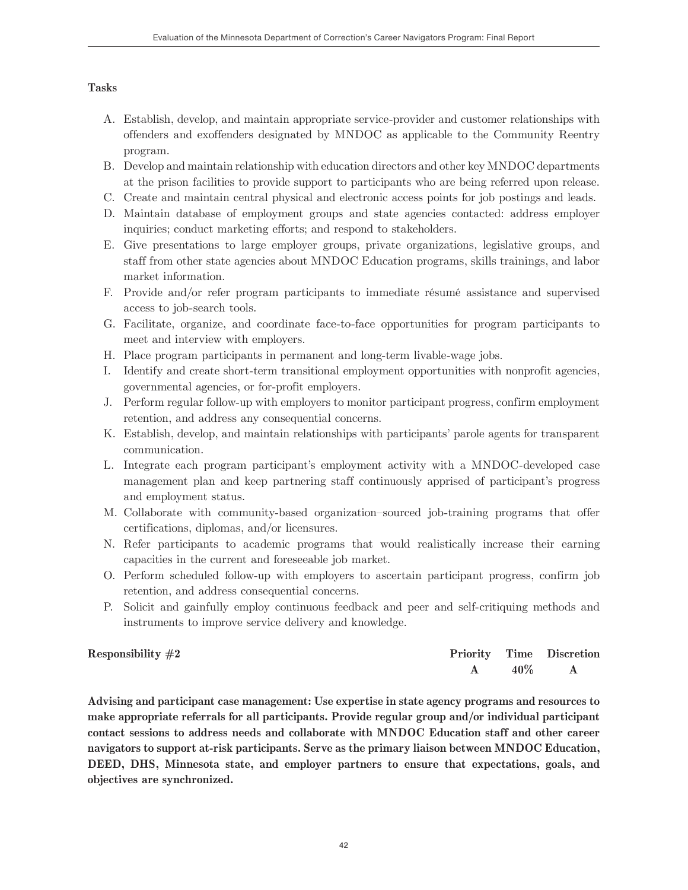**Tasks**

A. Establish, develop, and maintain appropriate service-provider and customer relationships with offenders and exoffenders designated by MNDOC as applicable to the Community Reentry program.
B. Develop and maintain relationship with education directors and other key MNDOC departments at the prison facilities to provide support to participants who are being referred upon release.
C. Create and maintain central physical and electronic access points for job postings and leads.
D. Maintain database of employment groups and state agencies contacted: address employer inquiries; conduct marketing efforts; and respond to stakeholders.
E. Give presentations to large employer groups, private organizations, legislative groups, and staff from other state agencies about MNDOC Education programs, skills trainings, and labor market information.
F. Provide and/or refer program participants to immediate résumé assistance and supervised access to job-search tools.
G. Facilitate, organize, and coordinate face-to-face opportunities for program participants to meet and interview with employers.
H. Place program participants in permanent and long-term livable-wage jobs.
I. Identify and create short-term transitional employment opportunities with nonprofit agencies, governmental agencies, or for-profit employers.
J. Perform regular follow-up with employers to monitor participant progress, confirm employment retention, and address any consequential concerns.
K. Establish, develop, and maintain relationships with participants' parole agents for transparent communication.
L. Integrate each program participant's employment activity with a MNDOC-developed case management plan and keep partnering staff continuously apprised of participant's progress and employment status.
M. Collaborate with community-based organization–sourced job-training programs that offer certifications, diplomas, and/or licensures.
N. Refer participants to academic programs that would realistically increase their earning capacities in the current and foreseeable job market.
O. Perform scheduled follow-up with employers to ascertain participant progress, confirm job retention, and address consequential concerns.
P. Solicit and gainfully employ continuous feedback and peer and self-critiquing methods and instruments to improve service delivery and knowledge.

| **Responsibility #2** | **Priority** | **Time** | **Discretion** |
|---|---|---|---|
| | **A** | **40%** | **A** |

**Advising and participant case management: Use expertise in state agency programs and resources to make appropriate referrals for all participants. Provide regular group and/or individual participant contact sessions to address needs and collaborate with MNDOC Education staff and other career navigators to support at-risk participants. Serve as the primary liaison between MNDOC Education, DEED, DHS, Minnesota state, and employer partners to ensure that expectations, goals, and objectives are synchronized.**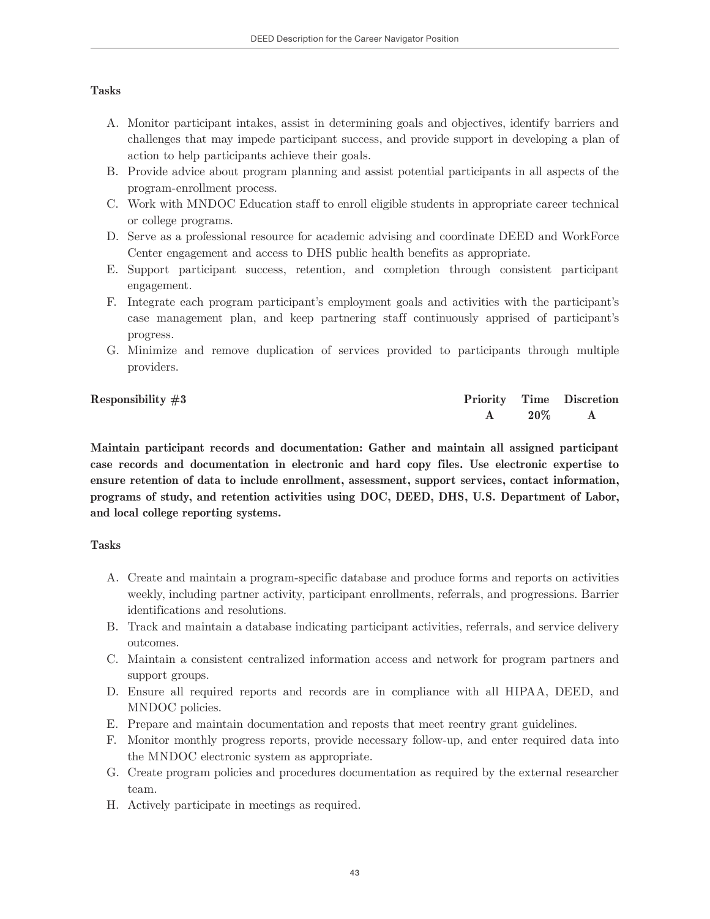**Tasks**

A. Monitor participant intakes, assist in determining goals and objectives, identify barriers and challenges that may impede participant success, and provide support in developing a plan of action to help participants achieve their goals.
B. Provide advice about program planning and assist potential participants in all aspects of the program-enrollment process.
C. Work with MNDOC Education staff to enroll eligible students in appropriate career technical or college programs.
D. Serve as a professional resource for academic advising and coordinate DEED and WorkForce Center engagement and access to DHS public health benefits as appropriate.
E. Support participant success, retention, and completion through consistent participant engagement.
F. Integrate each program participant's employment goals and activities with the participant's case management plan, and keep partnering staff continuously apprised of participant's progress.
G. Minimize and remove duplication of services provided to participants through multiple providers.

| **Responsibility #3** | **Priority** | **Time** | **Discretion** |
|---|---|---|---|
| | **A** | **20%** | **A** |

**Maintain participant records and documentation: Gather and maintain all assigned participant case records and documentation in electronic and hard copy files. Use electronic expertise to ensure retention of data to include enrollment, assessment, support services, contact information, programs of study, and retention activities using DOC, DEED, DHS, U.S. Department of Labor, and local college reporting systems.**

**Tasks**

A. Create and maintain a program-specific database and produce forms and reports on activities weekly, including partner activity, participant enrollments, referrals, and progressions. Barrier identifications and resolutions.
B. Track and maintain a database indicating participant activities, referrals, and service delivery outcomes.
C. Maintain a consistent centralized information access and network for program partners and support groups.
D. Ensure all required reports and records are in compliance with all HIPAA, DEED, and MNDOC policies.
E. Prepare and maintain documentation and reposts that meet reentry grant guidelines.
F. Monitor monthly progress reports, provide necessary follow-up, and enter required data into the MNDOC electronic system as appropriate.
G. Create program policies and procedures documentation as required by the external researcher team.
H. Actively participate in meetings as required.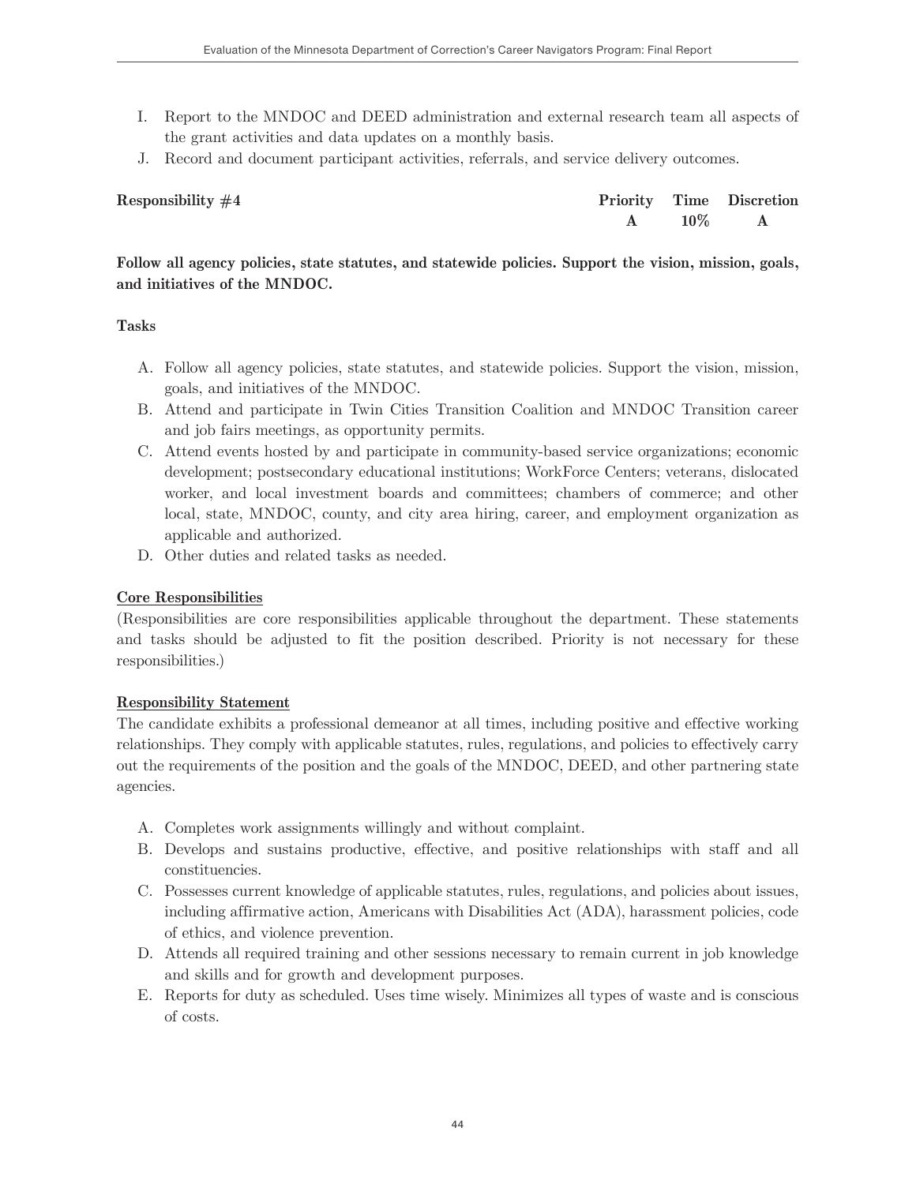I. Report to the MNDOC and DEED administration and external research team all aspects of the grant activities and data updates on a monthly basis.
J. Record and document participant activities, referrals, and service delivery outcomes.

| **Responsibility #4** | **Priority** | **Time** | **Discretion** |
|---|---|---|---|
| | **A** | **10%** | **A** |

**Follow all agency policies, state statutes, and statewide policies. Support the vision, mission, goals, and initiatives of the MNDOC.**

**Tasks**

A. Follow all agency policies, state statutes, and statewide policies. Support the vision, mission, goals, and initiatives of the MNDOC.
B. Attend and participate in Twin Cities Transition Coalition and MNDOC Transition career and job fairs meetings, as opportunity permits.
C. Attend events hosted by and participate in community-based service organizations; economic development; postsecondary educational institutions; WorkForce Centers; veterans, dislocated worker, and local investment boards and committees; chambers of commerce; and other local, state, MNDOC, county, and city area hiring, career, and employment organization as applicable and authorized.
D. Other duties and related tasks as needed.

**Core Responsibilities**

(Responsibilities are core responsibilities applicable throughout the department. These statements and tasks should be adjusted to fit the position described. Priority is not necessary for these responsibilities.)

**Responsibility Statement**

The candidate exhibits a professional demeanor at all times, including positive and effective working relationships. They comply with applicable statutes, rules, regulations, and policies to effectively carry out the requirements of the position and the goals of the MNDOC, DEED, and other partnering state agencies.

A. Completes work assignments willingly and without complaint.
B. Develops and sustains productive, effective, and positive relationships with staff and all constituencies.
C. Possesses current knowledge of applicable statutes, rules, regulations, and policies about issues, including affirmative action, Americans with Disabilities Act (ADA), harassment policies, code of ethics, and violence prevention.
D. Attends all required training and other sessions necessary to remain current in job knowledge and skills and for growth and development purposes.
E. Reports for duty as scheduled. Uses time wisely. Minimizes all types of waste and is conscious of costs.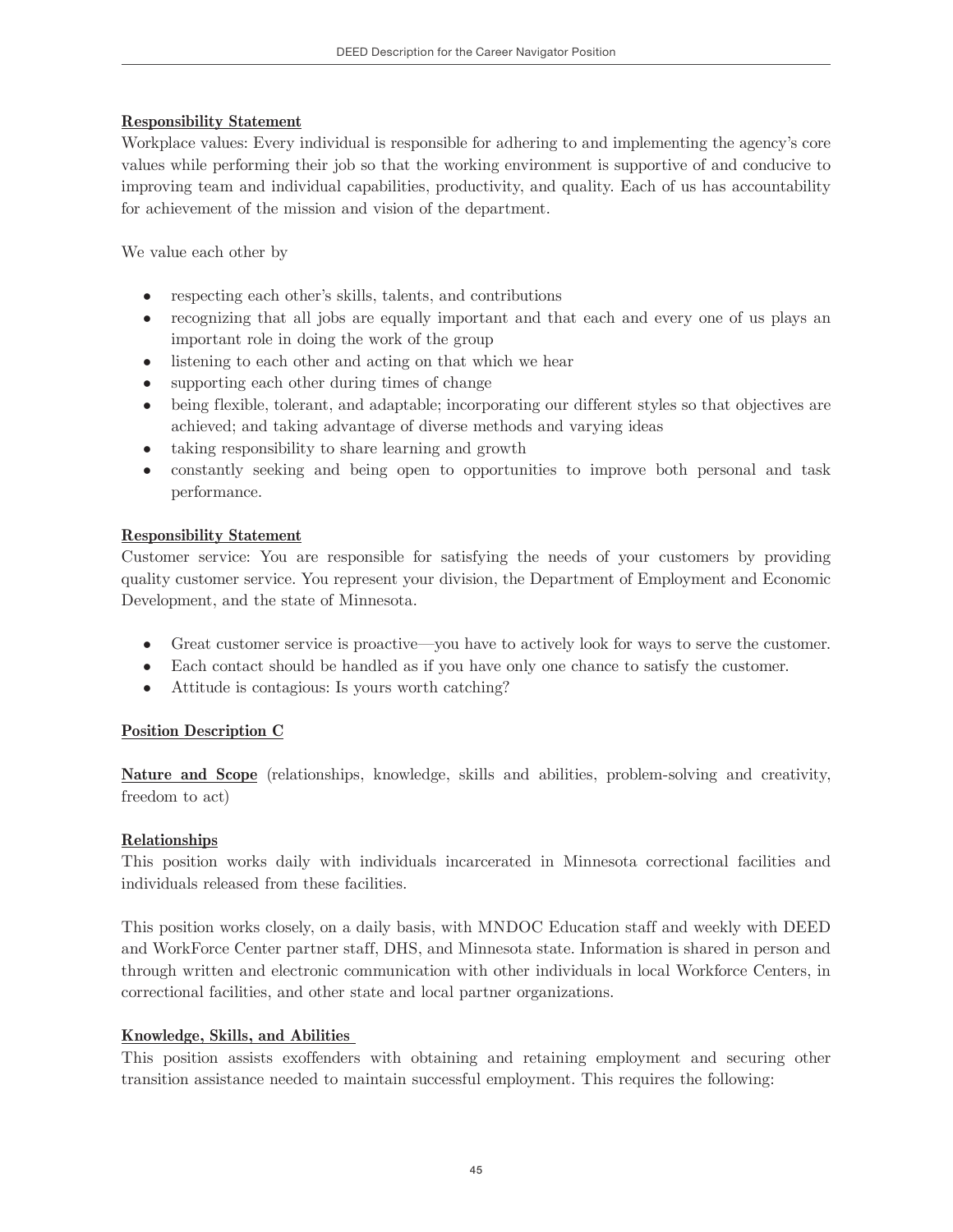**Responsibility Statement**

Workplace values: Every individual is responsible for adhering to and implementing the agency's core values while performing their job so that the working environment is supportive of and conducive to improving team and individual capabilities, productivity, and quality. Each of us has accountability for achievement of the mission and vision of the department.

We value each other by

- respecting each other's skills, talents, and contributions
- recognizing that all jobs are equally important and that each and every one of us plays an important role in doing the work of the group
- listening to each other and acting on that which we hear
- supporting each other during times of change
- being flexible, tolerant, and adaptable; incorporating our different styles so that objectives are achieved; and taking advantage of diverse methods and varying ideas
- taking responsibility to share learning and growth
- constantly seeking and being open to opportunities to improve both personal and task performance.

**Responsibility Statement**

Customer service: You are responsible for satisfying the needs of your customers by providing quality customer service. You represent your division, the Department of Employment and Economic Development, and the state of Minnesota.

- Great customer service is proactive—you have to actively look for ways to serve the customer.
- Each contact should be handled as if you have only one chance to satisfy the customer.
- Attitude is contagious: Is yours worth catching?

**Position Description C**

**Nature and Scope** (relationships, knowledge, skills and abilities, problem-solving and creativity, freedom to act)

**Relationships**

This position works daily with individuals incarcerated in Minnesota correctional facilities and individuals released from these facilities.

This position works closely, on a daily basis, with MNDOC Education staff and weekly with DEED and WorkForce Center partner staff, DHS, and Minnesota state. Information is shared in person and through written and electronic communication with other individuals in local Workforce Centers, in correctional facilities, and other state and local partner organizations.

**Knowledge, Skills, and Abilities**

This position assists exoffenders with obtaining and retaining employment and securing other transition assistance needed to maintain successful employment. This requires the following: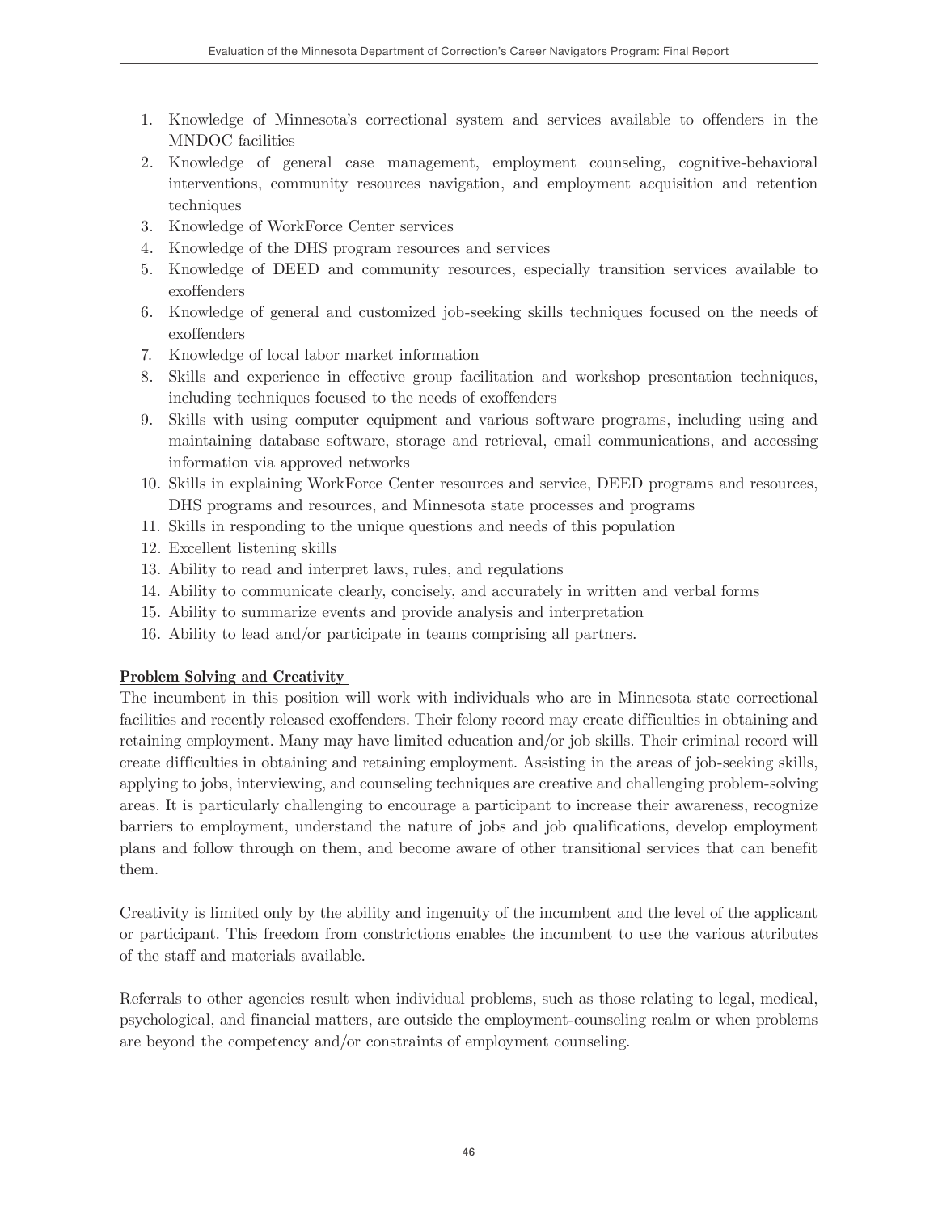1. Knowledge of Minnesota's correctional system and services available to offenders in the MNDOC facilities
2. Knowledge of general case management, employment counseling, cognitive-behavioral interventions, community resources navigation, and employment acquisition and retention techniques
3. Knowledge of WorkForce Center services
4. Knowledge of the DHS program resources and services
5. Knowledge of DEED and community resources, especially transition services available to exoffenders
6. Knowledge of general and customized job-seeking skills techniques focused on the needs of exoffenders
7. Knowledge of local labor market information
8. Skills and experience in effective group facilitation and workshop presentation techniques, including techniques focused to the needs of exoffenders
9. Skills with using computer equipment and various software programs, including using and maintaining database software, storage and retrieval, email communications, and accessing information via approved networks
10. Skills in explaining WorkForce Center resources and service, DEED programs and resources, DHS programs and resources, and Minnesota state processes and programs
11. Skills in responding to the unique questions and needs of this population
12. Excellent listening skills
13. Ability to read and interpret laws, rules, and regulations
14. Ability to communicate clearly, concisely, and accurately in written and verbal forms
15. Ability to summarize events and provide analysis and interpretation
16. Ability to lead and/or participate in teams comprising all partners.

**Problem Solving and Creativity**

The incumbent in this position will work with individuals who are in Minnesota state correctional facilities and recently released exoffenders. Their felony record may create difficulties in obtaining and retaining employment. Many may have limited education and/or job skills. Their criminal record will create difficulties in obtaining and retaining employment. Assisting in the areas of job-seeking skills, applying to jobs, interviewing, and counseling techniques are creative and challenging problem-solving areas. It is particularly challenging to encourage a participant to increase their awareness, recognize barriers to employment, understand the nature of jobs and job qualifications, develop employment plans and follow through on them, and become aware of other transitional services that can benefit them.

Creativity is limited only by the ability and ingenuity of the incumbent and the level of the applicant or participant. This freedom from constrictions enables the incumbent to use the various attributes of the staff and materials available.

Referrals to other agencies result when individual problems, such as those relating to legal, medical, psychological, and financial matters, are outside the employment-counseling realm or when problems are beyond the competency and/or constraints of employment counseling.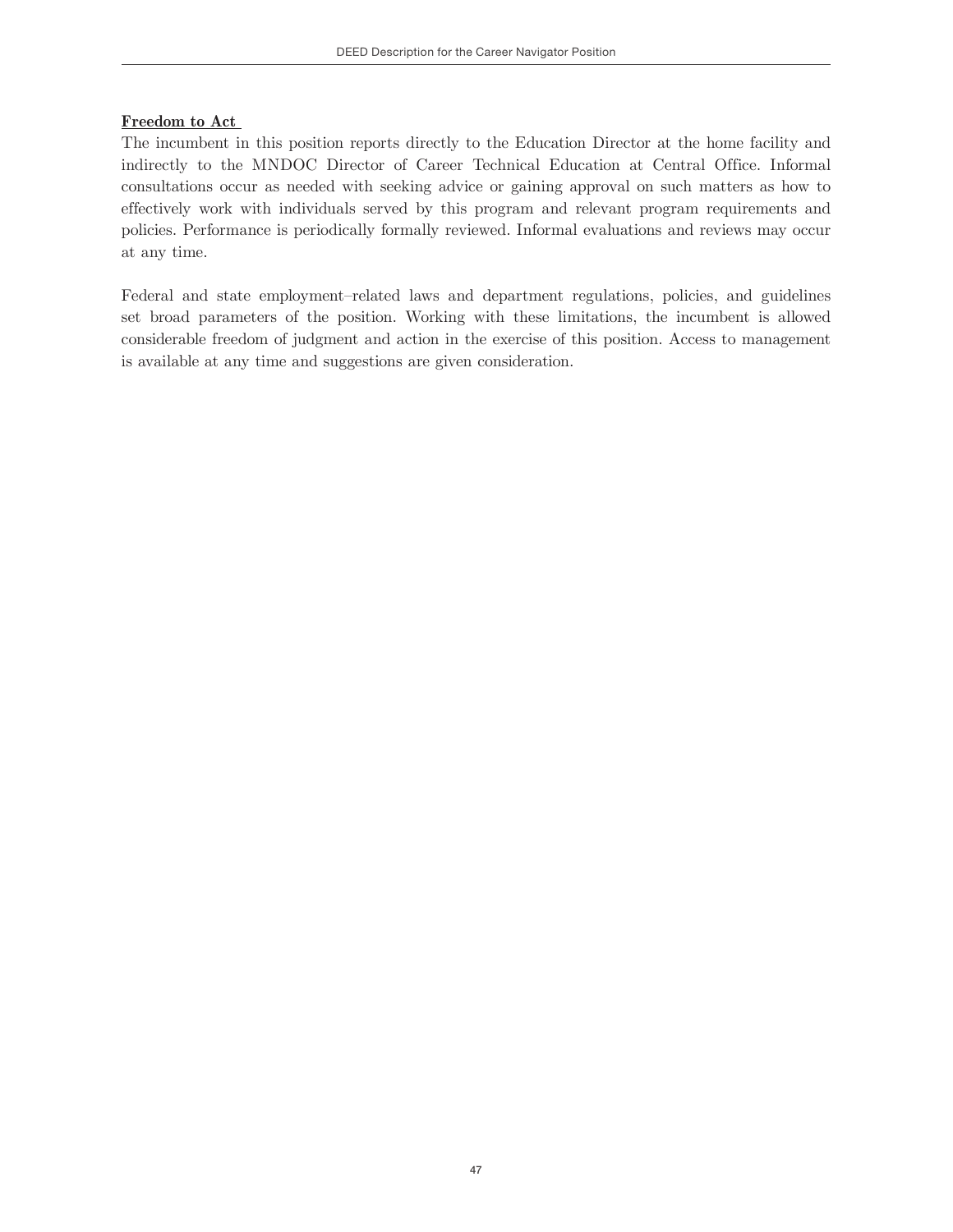**Freedom to Act**

The incumbent in this position reports directly to the Education Director at the home facility and indirectly to the MNDOC Director of Career Technical Education at Central Office. Informal consultations occur as needed with seeking advice or gaining approval on such matters as how to effectively work with individuals served by this program and relevant program requirements and policies. Performance is periodically formally reviewed. Informal evaluations and reviews may occur at any time.

Federal and state employment–related laws and department regulations, policies, and guidelines set broad parameters of the position. Working with these limitations, the incumbent is allowed considerable freedom of judgment and action in the exercise of this position. Access to management is available at any time and suggestions are given consideration.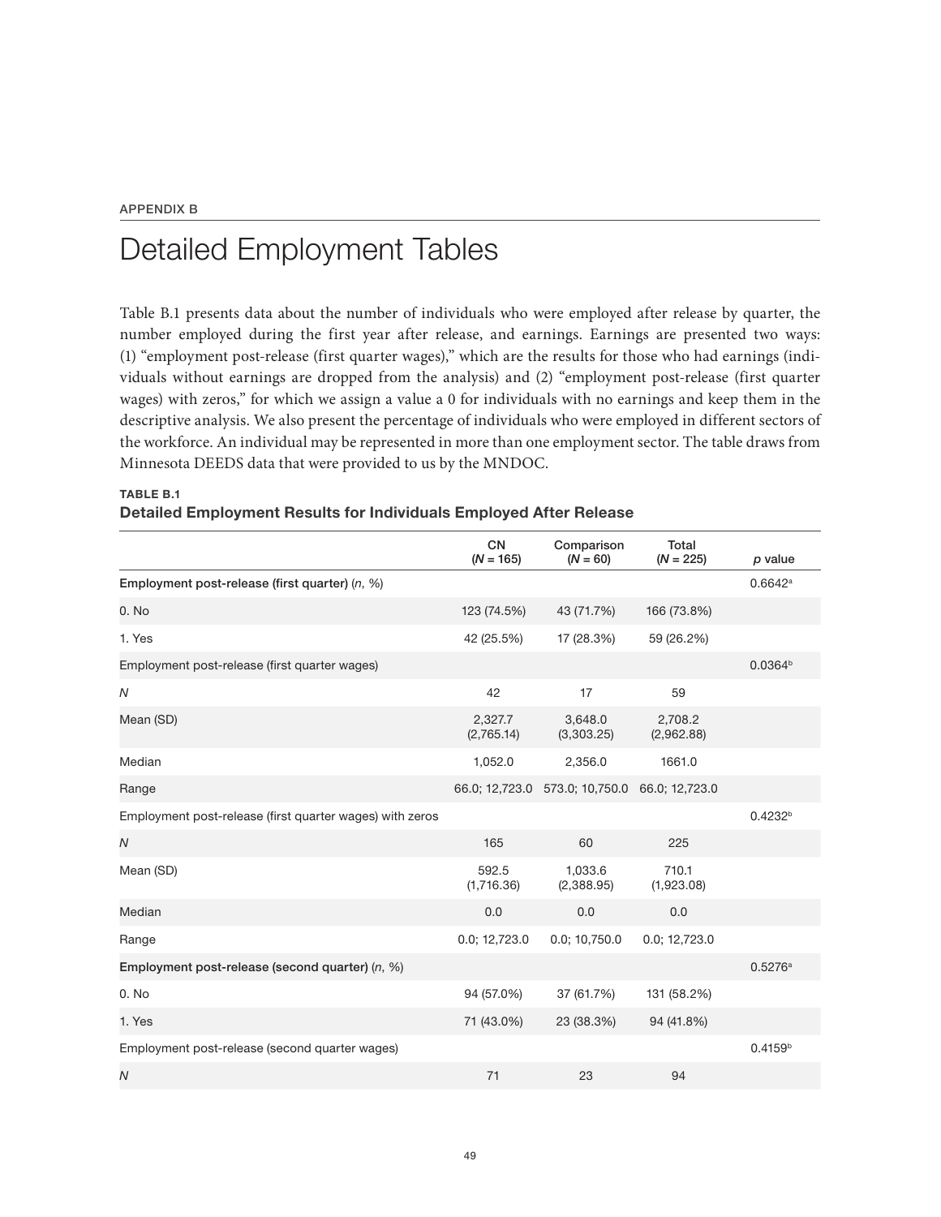APPENDIX B

# Detailed Employment Tables

Table B.1 presents data about the number of individuals who were employed after release by quarter, the number employed during the first year after release, and earnings. Earnings are presented two ways: (1) "employment post-release (first quarter wages)," which are the results for those who had earnings (individuals without earnings are dropped from the analysis) and (2) "employment post-release (first quarter wages) with zeros," for which we assign a value a 0 for individuals with no earnings and keep them in the descriptive analysis. We also present the percentage of individuals who were employed in different sectors of the workforce. An individual may be represented in more than one employment sector. The table draws from Minnesota DEEDS data that were provided to us by the MNDOC.

**TABLE B.1**
**Detailed Employment Results for Individuals Employed After Release**

| | CN (*N* = 165) | Comparison (*N* = 60) | Total (*N* = 225) | *p* value |
|---|---|---|---|---|
| **Employment post-release (first quarter)** (*n*, %) | | | | 0.6642[a] |
| 0. No | 123 (74.5%) | 43 (71.7%) | 166 (73.8%) | |
| 1. Yes | 42 (25.5%) | 17 (28.3%) | 59 (26.2%) | |
| Employment post-release (first quarter wages) | | | | 0.0364[b] |
| *N* | 42 | 17 | 59 | |
| Mean (SD) | 2,327.7 (2,765.14) | 3,648.0 (3,303.25) | 2,708.2 (2,962.88) | |
| Median | 1,052.0 | 2,356.0 | 1661.0 | |
| Range | 66.0; 12,723.0 | 573.0; 10,750.0 | 66.0; 12,723.0 | |
| Employment post-release (first quarter wages) with zeros | | | | 0.4232[b] |
| *N* | 165 | 60 | 225 | |
| Mean (SD) | 592.5 (1,716.36) | 1,033.6 (2,388.95) | 710.1 (1,923.08) | |
| Median | 0.0 | 0.0 | 0.0 | |
| Range | 0.0; 12,723.0 | 0.0; 10,750.0 | 0.0; 12,723.0 | |
| **Employment post-release (second quarter)** (*n*, %) | | | | 0.5276[a] |
| 0. No | 94 (57.0%) | 37 (61.7%) | 131 (58.2%) | |
| 1. Yes | 71 (43.0%) | 23 (38.3%) | 94 (41.8%) | |
| Employment post-release (second quarter wages) | | | | 0.4159[b] |
| *N* | 71 | 23 | 94 | |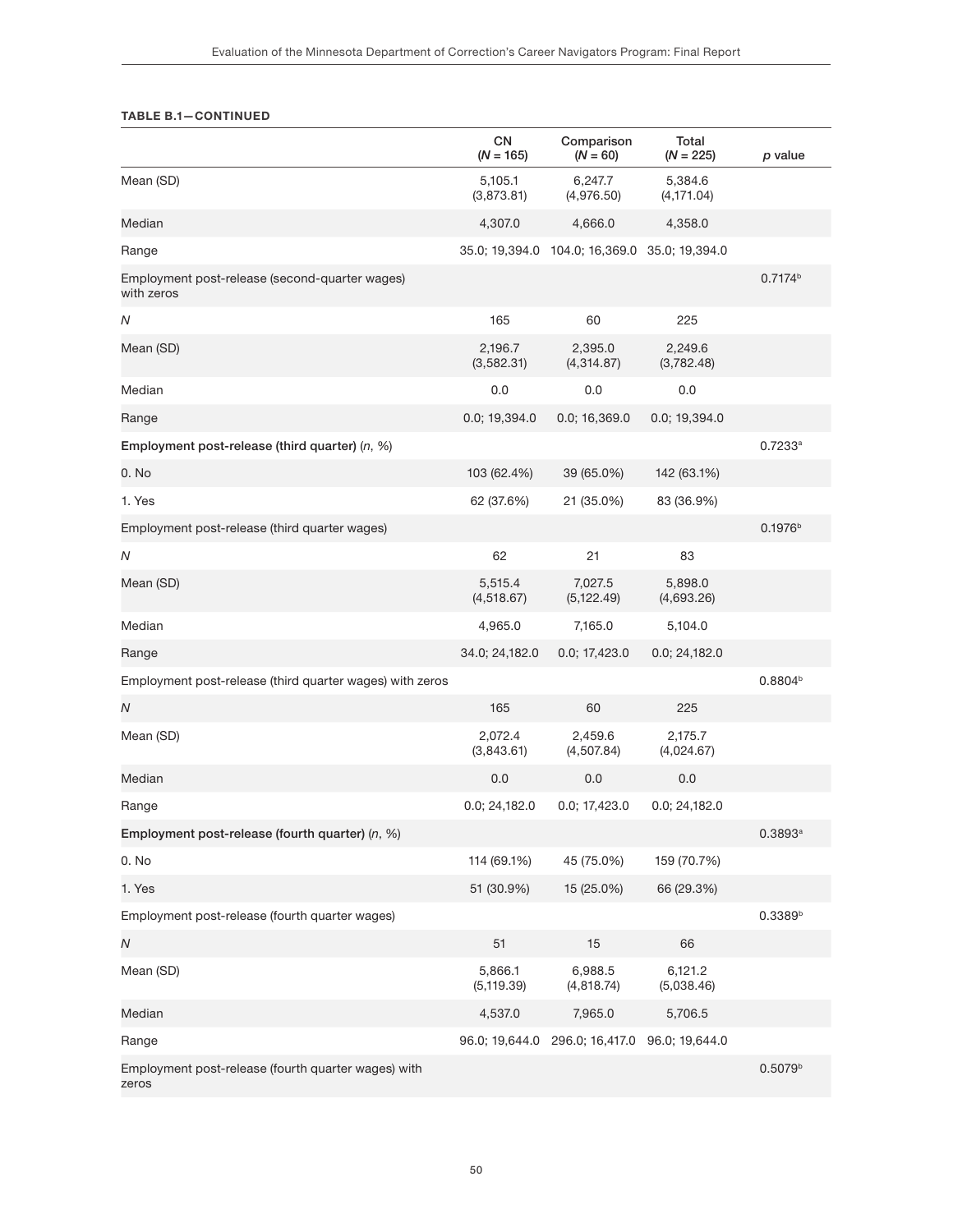**TABLE B.1—CONTINUED**

| | CN (*N* = 165) | Comparison (*N* = 60) | Total (*N* = 225) | *p* value |
|---|---|---|---|---|
| Mean (SD) | 5,105.1 (3,873.81) | 6,247.7 (4,976.50) | 5,384.6 (4,171.04) | |
| Median | 4,307.0 | 4,666.0 | 4,358.0 | |
| Range | 35.0; 19,394.0 | 104.0; 16,369.0 | 35.0; 19,394.0 | |
| Employment post-release (second-quarter wages) with zeros | | | | 0.7174[b] |
| *N* | 165 | 60 | 225 | |
| Mean (SD) | 2,196.7 (3,582.31) | 2,395.0 (4,314.87) | 2,249.6 (3,782.48) | |
| Median | 0.0 | 0.0 | 0.0 | |
| Range | 0.0; 19,394.0 | 0.0; 16,369.0 | 0.0; 19,394.0 | |
| **Employment post-release (third quarter)** (*n*, %) | | | | 0.7233[a] |
| 0. No | 103 (62.4%) | 39 (65.0%) | 142 (63.1%) | |
| 1. Yes | 62 (37.6%) | 21 (35.0%) | 83 (36.9%) | |
| Employment post-release (third quarter wages) | | | | 0.1976[b] |
| *N* | 62 | 21 | 83 | |
| Mean (SD) | 5,515.4 (4,518.67) | 7,027.5 (5,122.49) | 5,898.0 (4,693.26) | |
| Median | 4,965.0 | 7,165.0 | 5,104.0 | |
| Range | 34.0; 24,182.0 | 0.0; 17,423.0 | 0.0; 24,182.0 | |
| Employment post-release (third quarter wages) with zeros | | | | 0.8804[b] |
| *N* | 165 | 60 | 225 | |
| Mean (SD) | 2,072.4 (3,843.61) | 2,459.6 (4,507.84) | 2,175.7 (4,024.67) | |
| Median | 0.0 | 0.0 | 0.0 | |
| Range | 0.0; 24,182.0 | 0.0; 17,423.0 | 0.0; 24,182.0 | |
| **Employment post-release (fourth quarter)** (*n*, %) | | | | 0.3893[a] |
| 0. No | 114 (69.1%) | 45 (75.0%) | 159 (70.7%) | |
| 1. Yes | 51 (30.9%) | 15 (25.0%) | 66 (29.3%) | |
| Employment post-release (fourth quarter wages) | | | | 0.3389[b] |
| *N* | 51 | 15 | 66 | |
| Mean (SD) | 5,866.1 (5,119.39) | 6,988.5 (4,818.74) | 6,121.2 (5,038.46) | |
| Median | 4,537.0 | 7,965.0 | 5,706.5 | |
| Range | 96.0; 19,644.0 | 296.0; 16,417.0 | 96.0; 19,644.0 | |
| Employment post-release (fourth quarter wages) with zeros | | | | 0.5079[b] |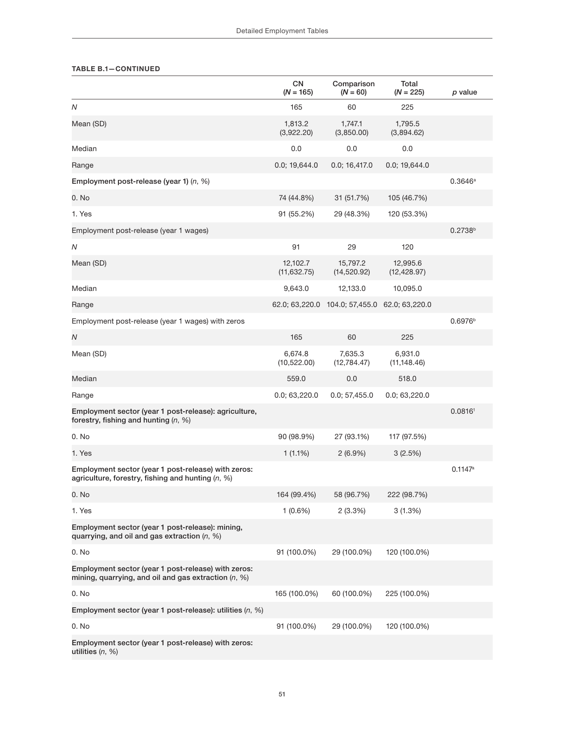**TABLE B.1—CONTINUED**

| | CN (*N* = 165) | Comparison (*N* = 60) | Total (*N* = 225) | *p* value |
|---|---|---|---|---|
| *N* | 165 | 60 | 225 | |
| Mean (SD) | 1,813.2 (3,922.20) | 1,747.1 (3,850.00) | 1,795.5 (3,894.62) | |
| Median | 0.0 | 0.0 | 0.0 | |
| Range | 0.0; 19,644.0 | 0.0; 16,417.0 | 0.0; 19,644.0 | |
| **Employment post-release (year 1)** (*n*, %) | | | | 0.3646[a] |
| 0. No | 74 (44.8%) | 31 (51.7%) | 105 (46.7%) | |
| 1. Yes | 91 (55.2%) | 29 (48.3%) | 120 (53.3%) | |
| Employment post-release (year 1 wages) | | | | 0.2738[b] |
| *N* | 91 | 29 | 120 | |
| Mean (SD) | 12,102.7 (11,632.75) | 15,797.2 (14,520.92) | 12,995.6 (12,428.97) | |
| Median | 9,643.0 | 12,133.0 | 10,095.0 | |
| Range | 62.0; 63,220.0 | 104.0; 57,455.0 | 62.0; 63,220.0 | |
| Employment post-release (year 1 wages) with zeros | | | | 0.6976[b] |
| *N* | 165 | 60 | 225 | |
| Mean (SD) | 6,674.8 (10,522.00) | 7,635.3 (12,784.47) | 6,931.0 (11,148.46) | |
| Median | 559.0 | 0.0 | 518.0 | |
| Range | 0.0; 63,220.0 | 0.0; 57,455.0 | 0.0; 63,220.0 | |
| **Employment sector (year 1 post-release): agriculture, forestry, fishing and hunting** (*n*, %) | | | | 0.0816[1] |
| 0. No | 90 (98.9%) | 27 (93.1%) | 117 (97.5%) | |
| 1. Yes | 1 (1.1%) | 2 (6.9%) | 3 (2.5%) | |
| **Employment sector (year 1 post-release) with zeros: agriculture, forestry, fishing and hunting** (*n*, %) | | | | 0.1147[a] |
| 0. No | 164 (99.4%) | 58 (96.7%) | 222 (98.7%) | |
| 1. Yes | 1 (0.6%) | 2 (3.3%) | 3 (1.3%) | |
| **Employment sector (year 1 post-release): mining, quarrying, and oil and gas extraction** (*n*, %) | | | | |
| 0. No | 91 (100.0%) | 29 (100.0%) | 120 (100.0%) | |
| **Employment sector (year 1 post-release) with zeros: mining, quarrying, and oil and gas extraction** (*n*, %) | | | | |
| 0. No | 165 (100.0%) | 60 (100.0%) | 225 (100.0%) | |
| **Employment sector (year 1 post-release): utilities** (*n*, %) | | | | |
| 0. No | 91 (100.0%) | 29 (100.0%) | 120 (100.0%) | |
| **Employment sector (year 1 post-release) with zeros: utilities** (*n*, %) | | | | |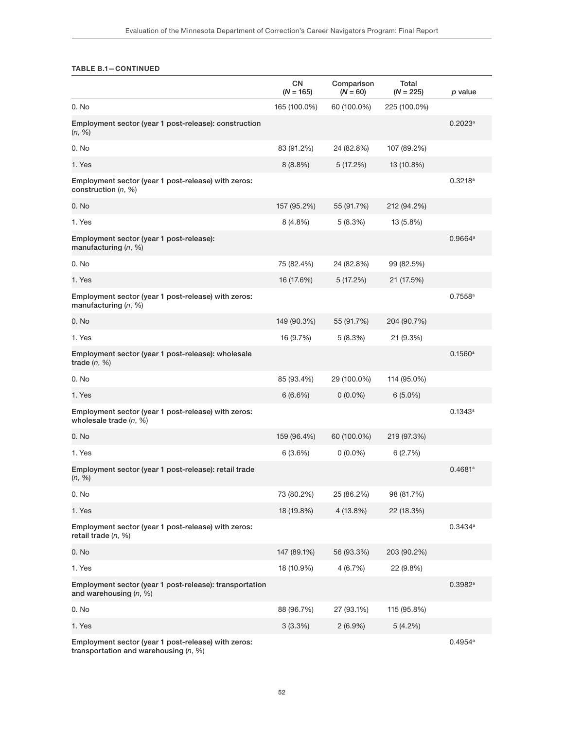**TABLE B.1—CONTINUED**

| | CN ($N$ = 165) | Comparison ($N$ = 60) | Total ($N$ = 225) | $p$ value |
|---|---|---|---|---|
| 0. No | 165 (100.0%) | 60 (100.0%) | 225 (100.0%) | |
| **Employment sector (year 1 post-release): construction ($n$, %)** | | | | 0.2023[a] |
| 0. No | 83 (91.2%) | 24 (82.8%) | 107 (89.2%) | |
| 1. Yes | 8 (8.8%) | 5 (17.2%) | 13 (10.8%) | |
| **Employment sector (year 1 post-release) with zeros: construction ($n$, %)** | | | | 0.3218[a] |
| 0. No | 157 (95.2%) | 55 (91.7%) | 212 (94.2%) | |
| 1. Yes | 8 (4.8%) | 5 (8.3%) | 13 (5.8%) | |
| **Employment sector (year 1 post-release): manufacturing ($n$, %)** | | | | 0.9664[a] |
| 0. No | 75 (82.4%) | 24 (82.8%) | 99 (82.5%) | |
| 1. Yes | 16 (17.6%) | 5 (17.2%) | 21 (17.5%) | |
| **Employment sector (year 1 post-release) with zeros: manufacturing ($n$, %)** | | | | 0.7558[a] |
| 0. No | 149 (90.3%) | 55 (91.7%) | 204 (90.7%) | |
| 1. Yes | 16 (9.7%) | 5 (8.3%) | 21 (9.3%) | |
| **Employment sector (year 1 post-release): wholesale trade ($n$, %)** | | | | 0.1560[a] |
| 0. No | 85 (93.4%) | 29 (100.0%) | 114 (95.0%) | |
| 1. Yes | 6 (6.6%) | 0 (0.0%) | 6 (5.0%) | |
| **Employment sector (year 1 post-release) with zeros: wholesale trade ($n$, %)** | | | | 0.1343[a] |
| 0. No | 159 (96.4%) | 60 (100.0%) | 219 (97.3%) | |
| 1. Yes | 6 (3.6%) | 0 (0.0%) | 6 (2.7%) | |
| **Employment sector (year 1 post-release): retail trade ($n$, %)** | | | | 0.4681[a] |
| 0. No | 73 (80.2%) | 25 (86.2%) | 98 (81.7%) | |
| 1. Yes | 18 (19.8%) | 4 (13.8%) | 22 (18.3%) | |
| **Employment sector (year 1 post-release) with zeros: retail trade ($n$, %)** | | | | 0.3434[a] |
| 0. No | 147 (89.1%) | 56 (93.3%) | 203 (90.2%) | |
| 1. Yes | 18 (10.9%) | 4 (6.7%) | 22 (9.8%) | |
| **Employment sector (year 1 post-release): transportation and warehousing ($n$, %)** | | | | 0.3982[a] |
| 0. No | 88 (96.7%) | 27 (93.1%) | 115 (95.8%) | |
| 1. Yes | 3 (3.3%) | 2 (6.9%) | 5 (4.2%) | |
| **Employment sector (year 1 post-release) with zeros: transportation and warehousing ($n$, %)** | | | | 0.4954[a] |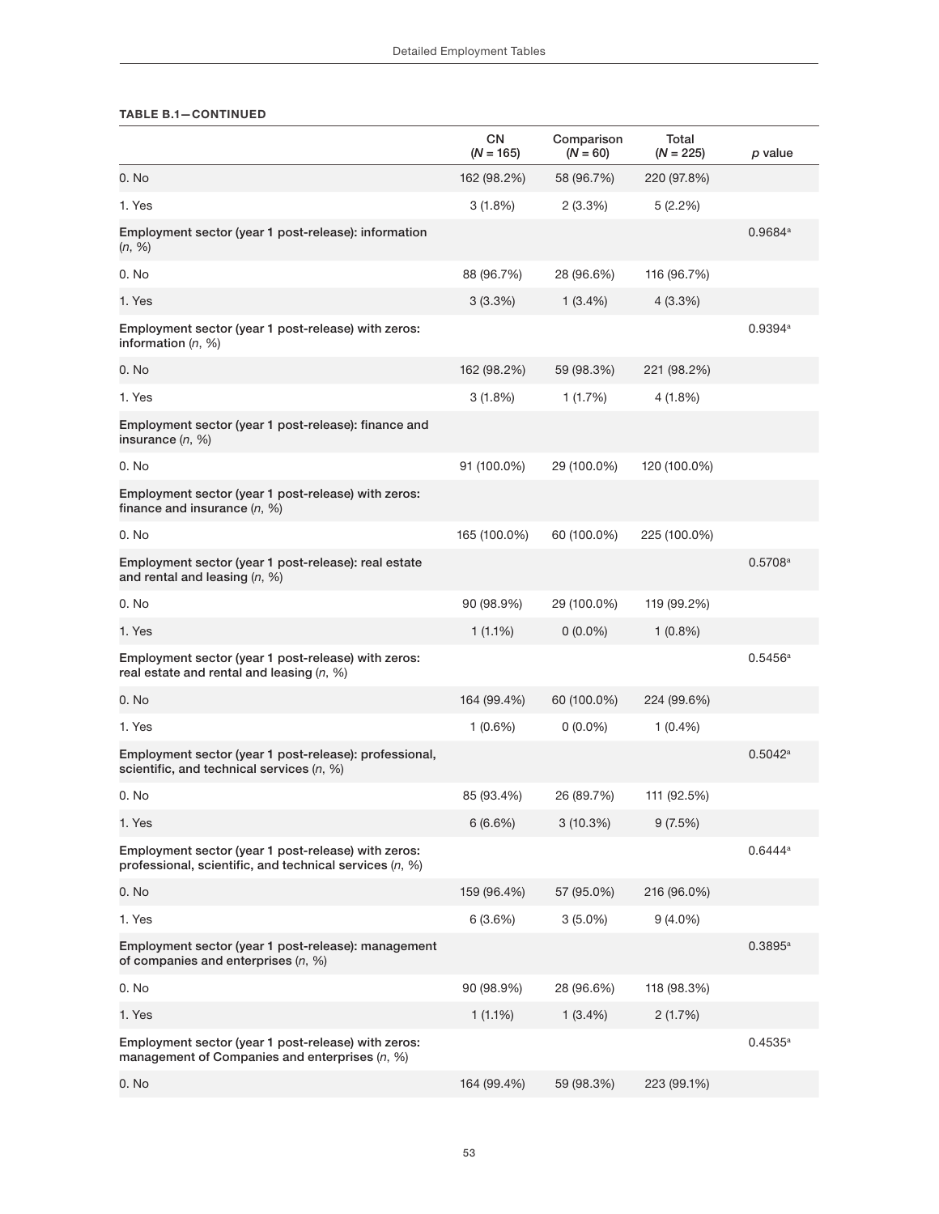**TABLE B.1—CONTINUED**

| | CN (*N* = 165) | Comparison (*N* = 60) | Total (*N* = 225) | *p* value |
|---|---|---|---|---|
| 0. No | 162 (98.2%) | 58 (96.7%) | 220 (97.8%) | |
| 1. Yes | 3 (1.8%) | 2 (3.3%) | 5 (2.2%) | |
| Employment sector (year 1 post-release): information (*n*, %) | | | | 0.9684[a] |
| 0. No | 88 (96.7%) | 28 (96.6%) | 116 (96.7%) | |
| 1. Yes | 3 (3.3%) | 1 (3.4%) | 4 (3.3%) | |
| Employment sector (year 1 post-release) with zeros: information (*n*, %) | | | | 0.9394[a] |
| 0. No | 162 (98.2%) | 59 (98.3%) | 221 (98.2%) | |
| 1. Yes | 3 (1.8%) | 1 (1.7%) | 4 (1.8%) | |
| Employment sector (year 1 post-release): finance and insurance (*n*, %) | | | | |
| 0. No | 91 (100.0%) | 29 (100.0%) | 120 (100.0%) | |
| Employment sector (year 1 post-release) with zeros: finance and insurance (*n*, %) | | | | |
| 0. No | 165 (100.0%) | 60 (100.0%) | 225 (100.0%) | |
| Employment sector (year 1 post-release): real estate and rental and leasing (*n*, %) | | | | 0.5708[a] |
| 0. No | 90 (98.9%) | 29 (100.0%) | 119 (99.2%) | |
| 1. Yes | 1 (1.1%) | 0 (0.0%) | 1 (0.8%) | |
| Employment sector (year 1 post-release) with zeros: real estate and rental and leasing (*n*, %) | | | | 0.5456[a] |
| 0. No | 164 (99.4%) | 60 (100.0%) | 224 (99.6%) | |
| 1. Yes | 1 (0.6%) | 0 (0.0%) | 1 (0.4%) | |
| Employment sector (year 1 post-release): professional, scientific, and technical services (*n*, %) | | | | 0.5042[a] |
| 0. No | 85 (93.4%) | 26 (89.7%) | 111 (92.5%) | |
| 1. Yes | 6 (6.6%) | 3 (10.3%) | 9 (7.5%) | |
| Employment sector (year 1 post-release) with zeros: professional, scientific, and technical services (*n*, %) | | | | 0.6444[a] |
| 0. No | 159 (96.4%) | 57 (95.0%) | 216 (96.0%) | |
| 1. Yes | 6 (3.6%) | 3 (5.0%) | 9 (4.0%) | |
| Employment sector (year 1 post-release): management of companies and enterprises (*n*, %) | | | | 0.3895[a] |
| 0. No | 90 (98.9%) | 28 (96.6%) | 118 (98.3%) | |
| 1. Yes | 1 (1.1%) | 1 (3.4%) | 2 (1.7%) | |
| Employment sector (year 1 post-release) with zeros: management of Companies and enterprises (*n*, %) | | | | 0.4535[a] |
| 0. No | 164 (99.4%) | 59 (98.3%) | 223 (99.1%) | |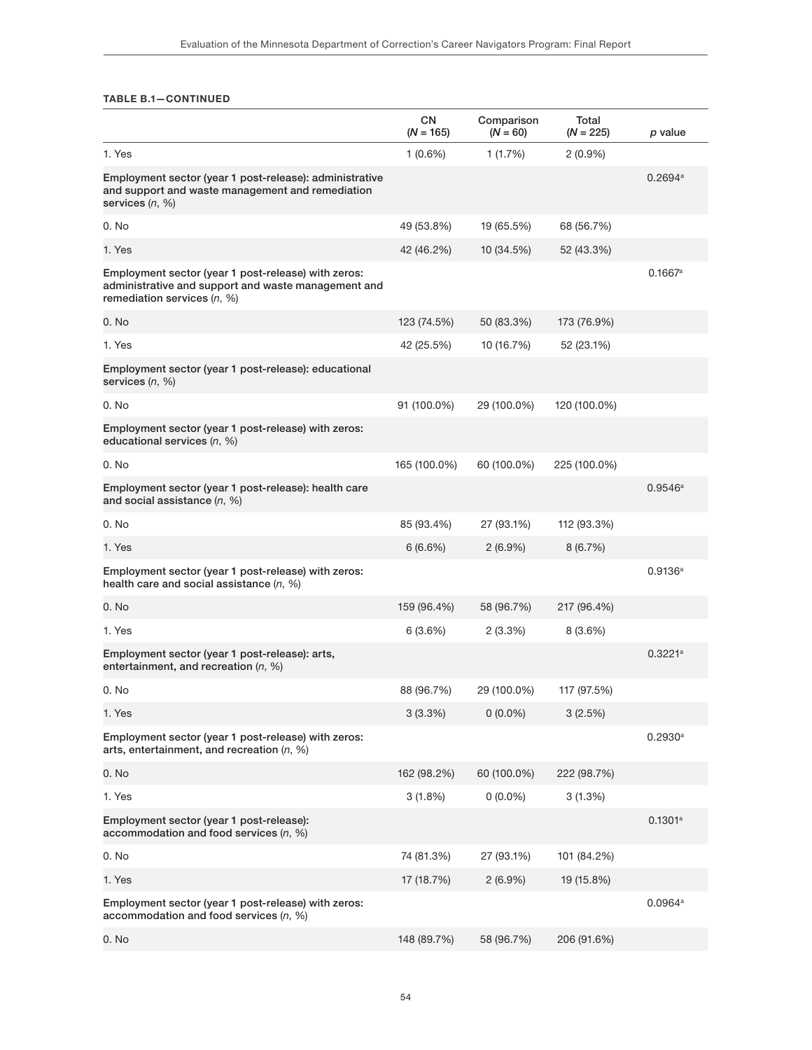**TABLE B.1—CONTINUED**

| | CN (*N* = 165) | Comparison (*N* = 60) | Total (*N* = 225) | *p* value |
|---|---|---|---|---|
| 1. Yes | 1 (0.6%) | 1 (1.7%) | 2 (0.9%) | |
| **Employment sector (year 1 post-release): administrative and support and waste management and remediation services (*n*, %)** | | | | 0.2694[a] |
| 0. No | 49 (53.8%) | 19 (65.5%) | 68 (56.7%) | |
| 1. Yes | 42 (46.2%) | 10 (34.5%) | 52 (43.3%) | |
| **Employment sector (year 1 post-release) with zeros: administrative and support and waste management and remediation services (*n*, %)** | | | | 0.1667[a] |
| 0. No | 123 (74.5%) | 50 (83.3%) | 173 (76.9%) | |
| 1. Yes | 42 (25.5%) | 10 (16.7%) | 52 (23.1%) | |
| **Employment sector (year 1 post-release): educational services (*n*, %)** | | | | |
| 0. No | 91 (100.0%) | 29 (100.0%) | 120 (100.0%) | |
| **Employment sector (year 1 post-release) with zeros: educational services (*n*, %)** | | | | |
| 0. No | 165 (100.0%) | 60 (100.0%) | 225 (100.0%) | |
| **Employment sector (year 1 post-release): health care and social assistance (*n*, %)** | | | | 0.9546[a] |
| 0. No | 85 (93.4%) | 27 (93.1%) | 112 (93.3%) | |
| 1. Yes | 6 (6.6%) | 2 (6.9%) | 8 (6.7%) | |
| **Employment sector (year 1 post-release) with zeros: health care and social assistance (*n*, %)** | | | | 0.9136[a] |
| 0. No | 159 (96.4%) | 58 (96.7%) | 217 (96.4%) | |
| 1. Yes | 6 (3.6%) | 2 (3.3%) | 8 (3.6%) | |
| **Employment sector (year 1 post-release): arts, entertainment, and recreation (*n*, %)** | | | | 0.3221[a] |
| 0. No | 88 (96.7%) | 29 (100.0%) | 117 (97.5%) | |
| 1. Yes | 3 (3.3%) | 0 (0.0%) | 3 (2.5%) | |
| **Employment sector (year 1 post-release) with zeros: arts, entertainment, and recreation (*n*, %)** | | | | 0.2930[a] |
| 0. No | 162 (98.2%) | 60 (100.0%) | 222 (98.7%) | |
| 1. Yes | 3 (1.8%) | 0 (0.0%) | 3 (1.3%) | |
| **Employment sector (year 1 post-release): accommodation and food services (*n*, %)** | | | | 0.1301[a] |
| 0. No | 74 (81.3%) | 27 (93.1%) | 101 (84.2%) | |
| 1. Yes | 17 (18.7%) | 2 (6.9%) | 19 (15.8%) | |
| **Employment sector (year 1 post-release) with zeros: accommodation and food services (*n*, %)** | | | | 0.0964[a] |
| 0. No | 148 (89.7%) | 58 (96.7%) | 206 (91.6%) | |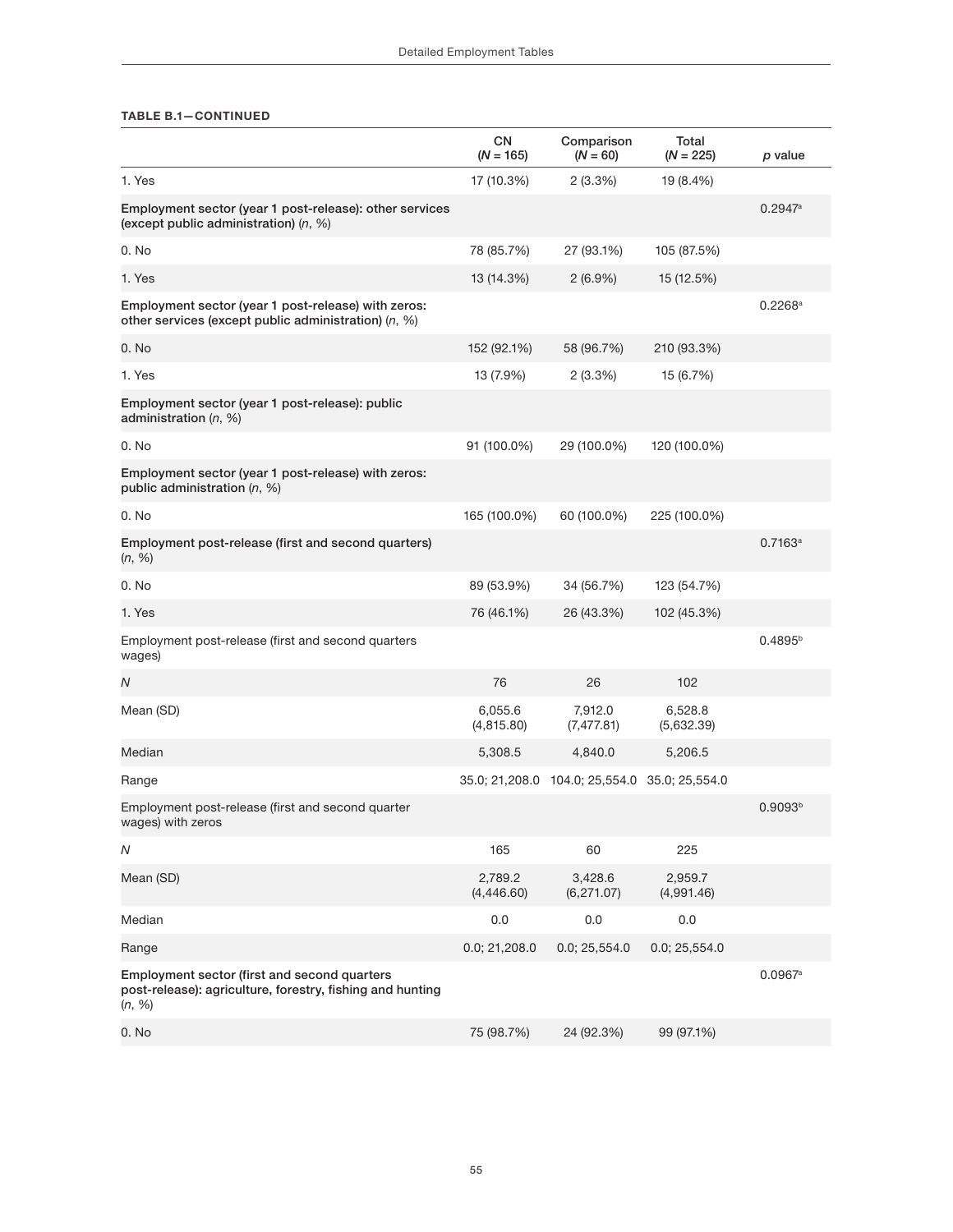**TABLE B.1—CONTINUED**

| | CN (*N* = 165) | Comparison (*N* = 60) | Total (*N* = 225) | *p* value |
|---|---|---|---|---|
| 1. Yes | 17 (10.3%) | 2 (3.3%) | 19 (8.4%) | |
| **Employment sector (year 1 post-release): other services (except public administration)** (*n*, %) | | | | 0.2947[a] |
| 0. No | 78 (85.7%) | 27 (93.1%) | 105 (87.5%) | |
| 1. Yes | 13 (14.3%) | 2 (6.9%) | 15 (12.5%) | |
| **Employment sector (year 1 post-release) with zeros: other services (except public administration)** (*n*, %) | | | | 0.2268[a] |
| 0. No | 152 (92.1%) | 58 (96.7%) | 210 (93.3%) | |
| 1. Yes | 13 (7.9%) | 2 (3.3%) | 15 (6.7%) | |
| **Employment sector (year 1 post-release): public administration** (*n*, %) | | | | |
| 0. No | 91 (100.0%) | 29 (100.0%) | 120 (100.0%) | |
| **Employment sector (year 1 post-release) with zeros: public administration** (*n*, %) | | | | |
| 0. No | 165 (100.0%) | 60 (100.0%) | 225 (100.0%) | |
| **Employment post-release (first and second quarters)** (*n*, %) | | | | 0.7163[a] |
| 0. No | 89 (53.9%) | 34 (56.7%) | 123 (54.7%) | |
| 1. Yes | 76 (46.1%) | 26 (43.3%) | 102 (45.3%) | |
| Employment post-release (first and second quarters wages) | | | | 0.4895[b] |
| *N* | 76 | 26 | 102 | |
| Mean (SD) | 6,055.6 (4,815.80) | 7,912.0 (7,477.81) | 6,528.8 (5,632.39) | |
| Median | 5,308.5 | 4,840.0 | 5,206.5 | |
| Range | 35.0; 21,208.0 | 104.0; 25,554.0 | 35.0; 25,554.0 | |
| Employment post-release (first and second quarter wages) with zeros | | | | 0.9093[b] |
| *N* | 165 | 60 | 225 | |
| Mean (SD) | 2,789.2 (4,446.60) | 3,428.6 (6,271.07) | 2,959.7 (4,991.46) | |
| Median | 0.0 | 0.0 | 0.0 | |
| Range | 0.0; 21,208.0 | 0.0; 25,554.0 | 0.0; 25,554.0 | |
| **Employment sector (first and second quarters post-release): agriculture, forestry, fishing and hunting** (*n*, %) | | | | 0.0967[a] |
| 0. No | 75 (98.7%) | 24 (92.3%) | 99 (97.1%) | |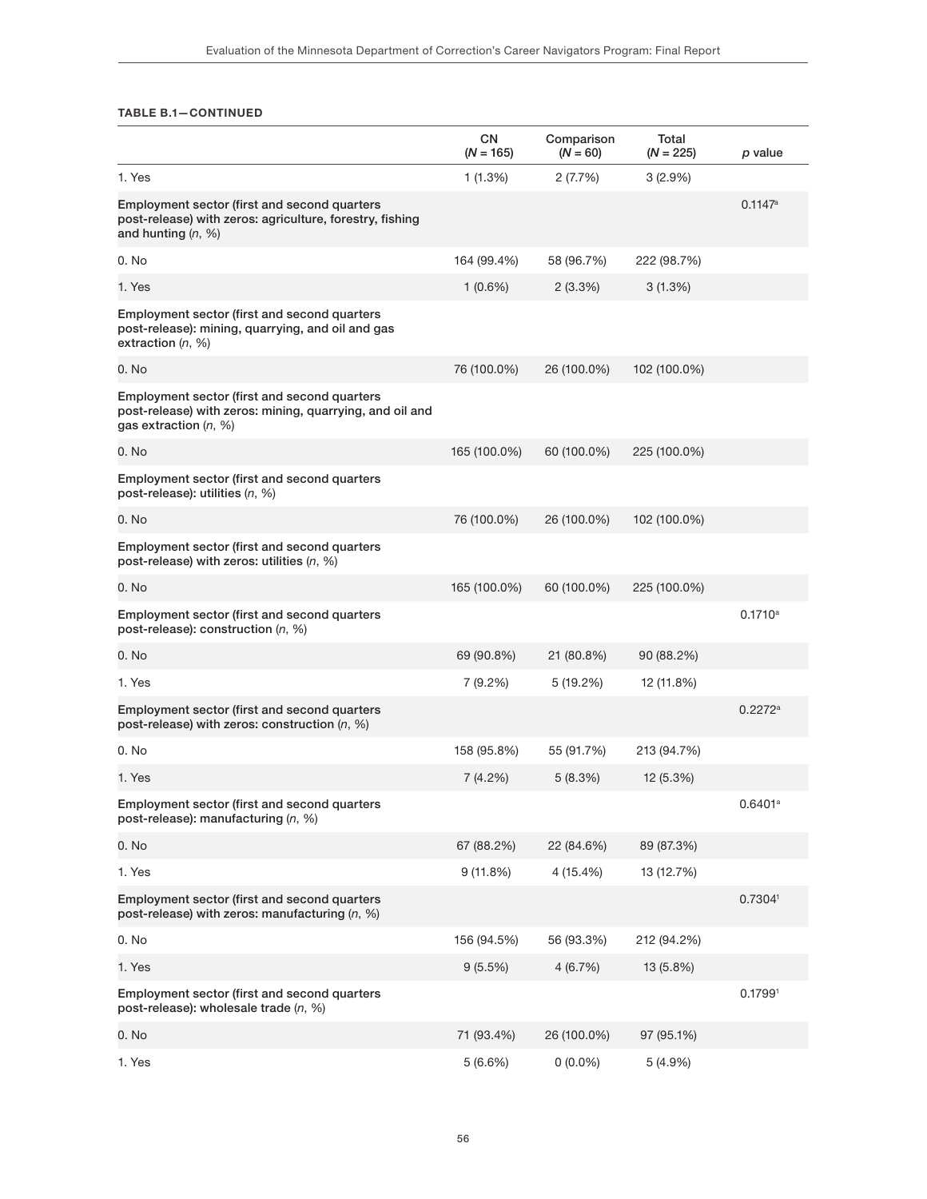**TABLE B.1—CONTINUED**

| | CN (*N* = 165) | Comparison (*N* = 60) | Total (*N* = 225) | *p* value |
|---|---|---|---|---|
| 1. Yes | 1 (1.3%) | 2 (7.7%) | 3 (2.9%) | |
| **Employment sector (first and second quarters post-release) with zeros: agriculture, forestry, fishing and hunting (*n*, %)** | | | | 0.1147[a] |
| 0. No | 164 (99.4%) | 58 (96.7%) | 222 (98.7%) | |
| 1. Yes | 1 (0.6%) | 2 (3.3%) | 3 (1.3%) | |
| **Employment sector (first and second quarters post-release): mining, quarrying, and oil and gas extraction (*n*, %)** | | | | |
| 0. No | 76 (100.0%) | 26 (100.0%) | 102 (100.0%) | |
| **Employment sector (first and second quarters post-release) with zeros: mining, quarrying, and oil and gas extraction (*n*, %)** | | | | |
| 0. No | 165 (100.0%) | 60 (100.0%) | 225 (100.0%) | |
| **Employment sector (first and second quarters post-release): utilities (*n*, %)** | | | | |
| 0. No | 76 (100.0%) | 26 (100.0%) | 102 (100.0%) | |
| **Employment sector (first and second quarters post-release) with zeros: utilities (*n*, %)** | | | | |
| 0. No | 165 (100.0%) | 60 (100.0%) | 225 (100.0%) | |
| **Employment sector (first and second quarters post-release): construction (*n*, %)** | | | | 0.1710[a] |
| 0. No | 69 (90.8%) | 21 (80.8%) | 90 (88.2%) | |
| 1. Yes | 7 (9.2%) | 5 (19.2%) | 12 (11.8%) | |
| **Employment sector (first and second quarters post-release) with zeros: construction (*n*, %)** | | | | 0.2272[a] |
| 0. No | 158 (95.8%) | 55 (91.7%) | 213 (94.7%) | |
| 1. Yes | 7 (4.2%) | 5 (8.3%) | 12 (5.3%) | |
| **Employment sector (first and second quarters post-release): manufacturing (*n*, %)** | | | | 0.6401[a] |
| 0. No | 67 (88.2%) | 22 (84.6%) | 89 (87.3%) | |
| 1. Yes | 9 (11.8%) | 4 (15.4%) | 13 (12.7%) | |
| **Employment sector (first and second quarters post-release) with zeros: manufacturing (*n*, %)** | | | | 0.7304[1] |
| 0. No | 156 (94.5%) | 56 (93.3%) | 212 (94.2%) | |
| 1. Yes | 9 (5.5%) | 4 (6.7%) | 13 (5.8%) | |
| **Employment sector (first and second quarters post-release): wholesale trade (*n*, %)** | | | | 0.1799[1] |
| 0. No | 71 (93.4%) | 26 (100.0%) | 97 (95.1%) | |
| 1. Yes | 5 (6.6%) | 0 (0.0%) | 5 (4.9%) | |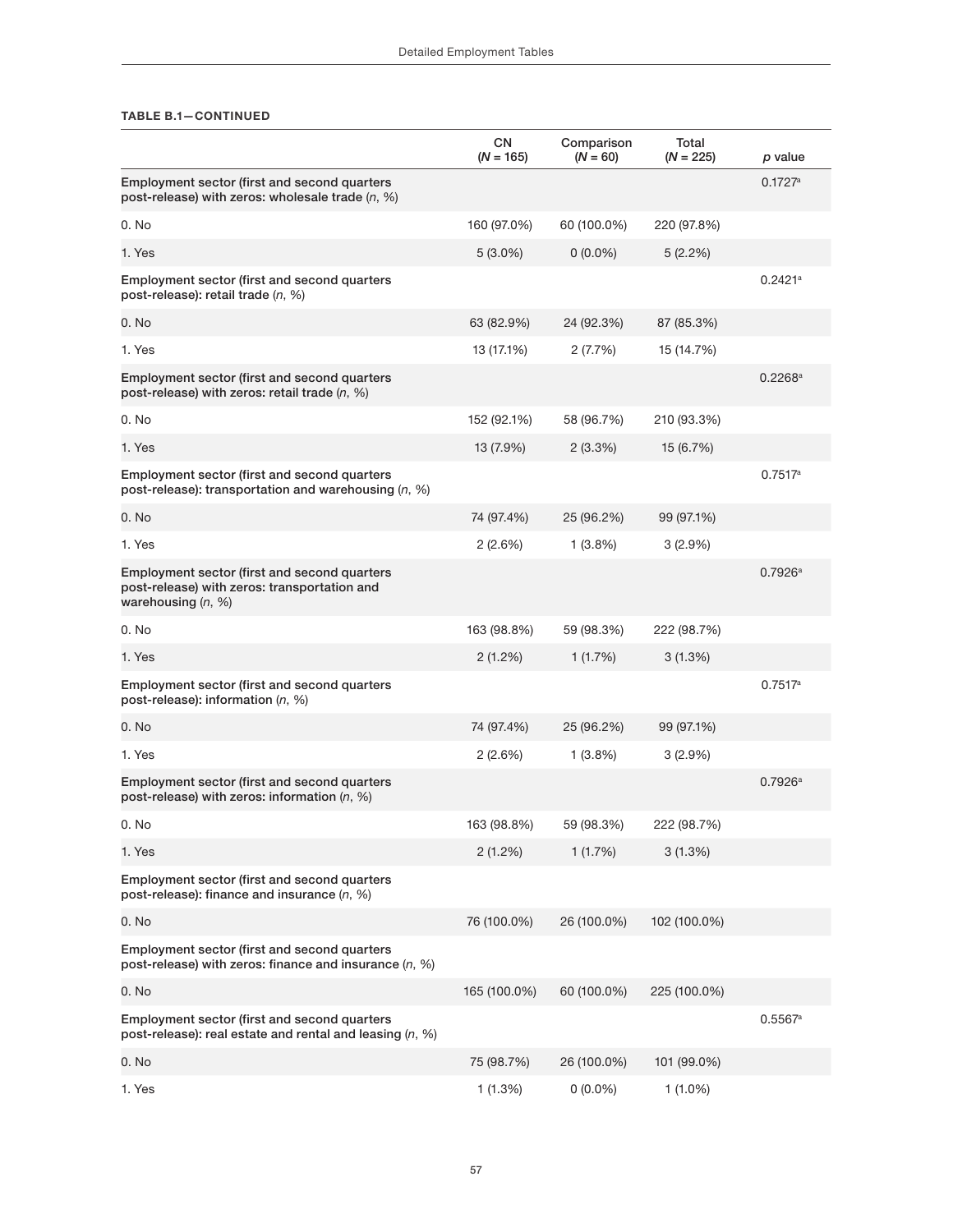**TABLE B.1—CONTINUED**

| | CN (*N* = 165) | Comparison (*N* = 60) | Total (*N* = 225) | *p* value |
|---|---|---|---|---|
| **Employment sector (first and second quarters post-release) with zeros: wholesale trade (*n*, %)** | | | | 0.1727[a] |
| 0. No | 160 (97.0%) | 60 (100.0%) | 220 (97.8%) | |
| 1. Yes | 5 (3.0%) | 0 (0.0%) | 5 (2.2%) | |
| **Employment sector (first and second quarters post-release): retail trade (*n*, %)** | | | | 0.2421[a] |
| 0. No | 63 (82.9%) | 24 (92.3%) | 87 (85.3%) | |
| 1. Yes | 13 (17.1%) | 2 (7.7%) | 15 (14.7%) | |
| **Employment sector (first and second quarters post-release) with zeros: retail trade (*n*, %)** | | | | 0.2268[a] |
| 0. No | 152 (92.1%) | 58 (96.7%) | 210 (93.3%) | |
| 1. Yes | 13 (7.9%) | 2 (3.3%) | 15 (6.7%) | |
| **Employment sector (first and second quarters post-release): transportation and warehousing (*n*, %)** | | | | 0.7517[a] |
| 0. No | 74 (97.4%) | 25 (96.2%) | 99 (97.1%) | |
| 1. Yes | 2 (2.6%) | 1 (3.8%) | 3 (2.9%) | |
| **Employment sector (first and second quarters post-release) with zeros: transportation and warehousing (*n*, %)** | | | | 0.7926[a] |
| 0. No | 163 (98.8%) | 59 (98.3%) | 222 (98.7%) | |
| 1. Yes | 2 (1.2%) | 1 (1.7%) | 3 (1.3%) | |
| **Employment sector (first and second quarters post-release): information (*n*, %)** | | | | 0.7517[a] |
| 0. No | 74 (97.4%) | 25 (96.2%) | 99 (97.1%) | |
| 1. Yes | 2 (2.6%) | 1 (3.8%) | 3 (2.9%) | |
| **Employment sector (first and second quarters post-release) with zeros: information (*n*, %)** | | | | 0.7926[a] |
| 0. No | 163 (98.8%) | 59 (98.3%) | 222 (98.7%) | |
| 1. Yes | 2 (1.2%) | 1 (1.7%) | 3 (1.3%) | |
| **Employment sector (first and second quarters post-release): finance and insurance (*n*, %)** | | | | |
| 0. No | 76 (100.0%) | 26 (100.0%) | 102 (100.0%) | |
| **Employment sector (first and second quarters post-release) with zeros: finance and insurance (*n*, %)** | | | | |
| 0. No | 165 (100.0%) | 60 (100.0%) | 225 (100.0%) | |
| **Employment sector (first and second quarters post-release): real estate and rental and leasing (*n*, %)** | | | | 0.5567[a] |
| 0. No | 75 (98.7%) | 26 (100.0%) | 101 (99.0%) | |
| 1. Yes | 1 (1.3%) | 0 (0.0%) | 1 (1.0%) | |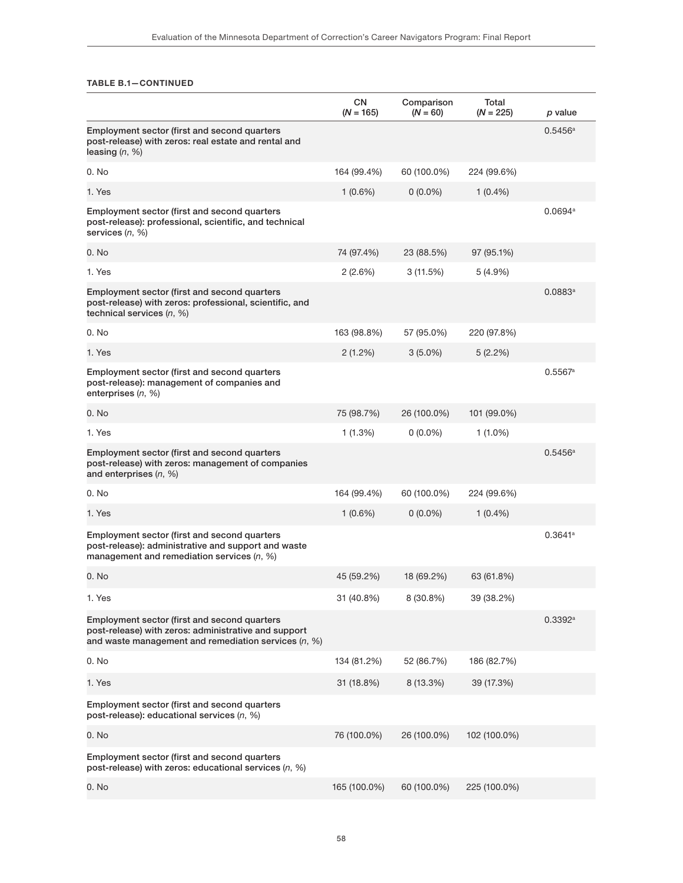**TABLE B.1—CONTINUED**

| | CN ($N$ = 165) | Comparison ($N$ = 60) | Total ($N$ = 225) | $p$ value |
|---|---|---|---|---|
| Employment sector (first and second quarters post-release) with zeros: real estate and rental and leasing ($n$, %) | | | | 0.5456[a] |
| 0. No | 164 (99.4%) | 60 (100.0%) | 224 (99.6%) | |
| 1. Yes | 1 (0.6%) | 0 (0.0%) | 1 (0.4%) | |
| Employment sector (first and second quarters post-release): professional, scientific, and technical services ($n$, %) | | | | 0.0694[a] |
| 0. No | 74 (97.4%) | 23 (88.5%) | 97 (95.1%) | |
| 1. Yes | 2 (2.6%) | 3 (11.5%) | 5 (4.9%) | |
| Employment sector (first and second quarters post-release) with zeros: professional, scientific, and technical services ($n$, %) | | | | 0.0883[a] |
| 0. No | 163 (98.8%) | 57 (95.0%) | 220 (97.8%) | |
| 1. Yes | 2 (1.2%) | 3 (5.0%) | 5 (2.2%) | |
| Employment sector (first and second quarters post-release): management of companies and enterprises ($n$, %) | | | | 0.5567[a] |
| 0. No | 75 (98.7%) | 26 (100.0%) | 101 (99.0%) | |
| 1. Yes | 1 (1.3%) | 0 (0.0%) | 1 (1.0%) | |
| Employment sector (first and second quarters post-release) with zeros: management of companies and enterprises ($n$, %) | | | | 0.5456[a] |
| 0. No | 164 (99.4%) | 60 (100.0%) | 224 (99.6%) | |
| 1. Yes | 1 (0.6%) | 0 (0.0%) | 1 (0.4%) | |
| Employment sector (first and second quarters post-release): administrative and support and waste management and remediation services ($n$, %) | | | | 0.3641[a] |
| 0. No | 45 (59.2%) | 18 (69.2%) | 63 (61.8%) | |
| 1. Yes | 31 (40.8%) | 8 (30.8%) | 39 (38.2%) | |
| Employment sector (first and second quarters post-release) with zeros: administrative and support and waste management and remediation services ($n$, %) | | | | 0.3392[a] |
| 0. No | 134 (81.2%) | 52 (86.7%) | 186 (82.7%) | |
| 1. Yes | 31 (18.8%) | 8 (13.3%) | 39 (17.3%) | |
| Employment sector (first and second quarters post-release): educational services ($n$, %) | | | | |
| 0. No | 76 (100.0%) | 26 (100.0%) | 102 (100.0%) | |
| Employment sector (first and second quarters post-release) with zeros: educational services ($n$, %) | | | | |
| 0. No | 165 (100.0%) | 60 (100.0%) | 225 (100.0%) | |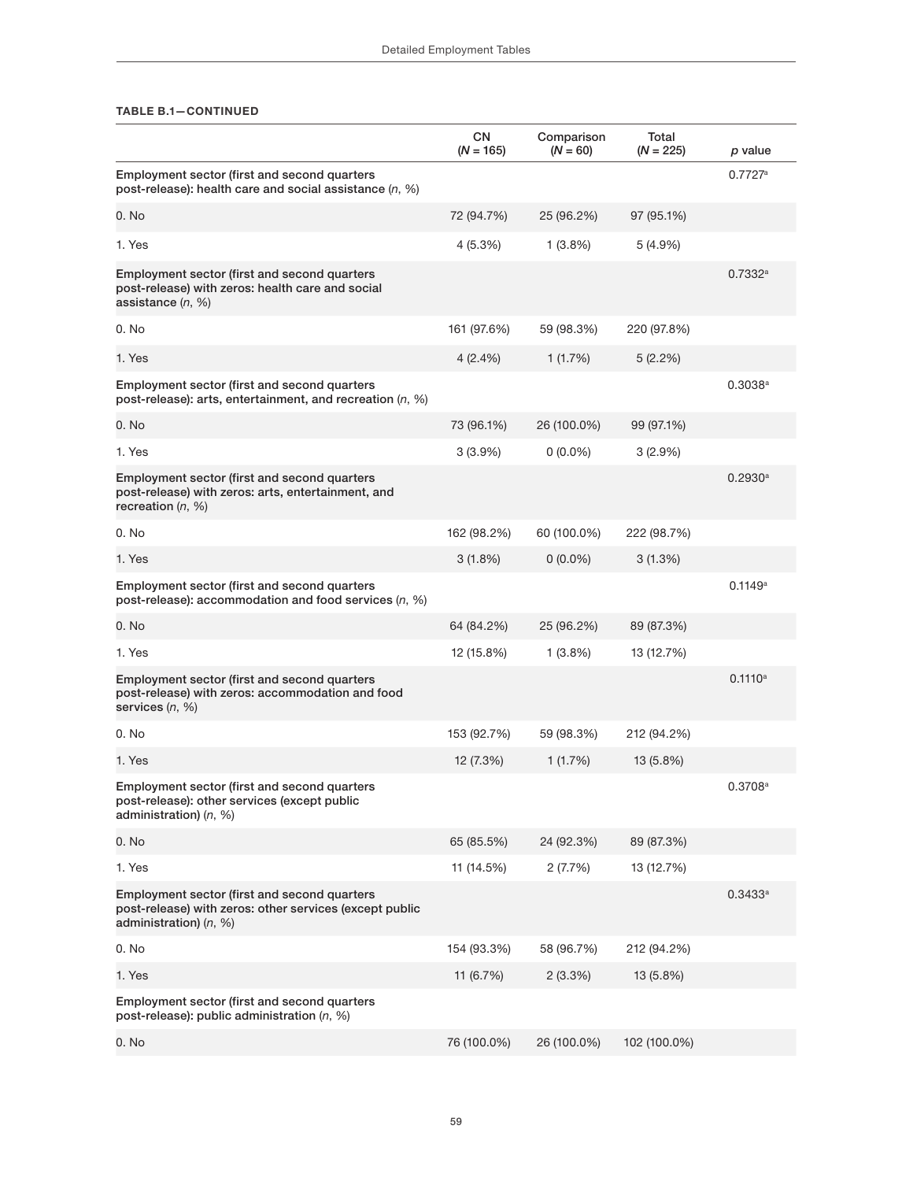**TABLE B.1—CONTINUED**

| | CN (*N* = 165) | Comparison (*N* = 60) | Total (*N* = 225) | *p* value |
|---|---|---|---|---|
| Employment sector (first and second quarters post-release): health care and social assistance (*n*, %) | | | | 0.7727[a] |
| 0. No | 72 (94.7%) | 25 (96.2%) | 97 (95.1%) | |
| 1. Yes | 4 (5.3%) | 1 (3.8%) | 5 (4.9%) | |
| Employment sector (first and second quarters post-release) with zeros: health care and social assistance (*n*, %) | | | | 0.7332[a] |
| 0. No | 161 (97.6%) | 59 (98.3%) | 220 (97.8%) | |
| 1. Yes | 4 (2.4%) | 1 (1.7%) | 5 (2.2%) | |
| Employment sector (first and second quarters post-release): arts, entertainment, and recreation (*n*, %) | | | | 0.3038[a] |
| 0. No | 73 (96.1%) | 26 (100.0%) | 99 (97.1%) | |
| 1. Yes | 3 (3.9%) | 0 (0.0%) | 3 (2.9%) | |
| Employment sector (first and second quarters post-release) with zeros: arts, entertainment, and recreation (*n*, %) | | | | 0.2930[a] |
| 0. No | 162 (98.2%) | 60 (100.0%) | 222 (98.7%) | |
| 1. Yes | 3 (1.8%) | 0 (0.0%) | 3 (1.3%) | |
| Employment sector (first and second quarters post-release): accommodation and food services (*n*, %) | | | | 0.1149[a] |
| 0. No | 64 (84.2%) | 25 (96.2%) | 89 (87.3%) | |
| 1. Yes | 12 (15.8%) | 1 (3.8%) | 13 (12.7%) | |
| Employment sector (first and second quarters post-release) with zeros: accommodation and food services (*n*, %) | | | | 0.1110[a] |
| 0. No | 153 (92.7%) | 59 (98.3%) | 212 (94.2%) | |
| 1. Yes | 12 (7.3%) | 1 (1.7%) | 13 (5.8%) | |
| Employment sector (first and second quarters post-release): other services (except public administration) (*n*, %) | | | | 0.3708[a] |
| 0. No | 65 (85.5%) | 24 (92.3%) | 89 (87.3%) | |
| 1. Yes | 11 (14.5%) | 2 (7.7%) | 13 (12.7%) | |
| Employment sector (first and second quarters post-release) with zeros: other services (except public administration) (*n*, %) | | | | 0.3433[a] |
| 0. No | 154 (93.3%) | 58 (96.7%) | 212 (94.2%) | |
| 1. Yes | 11 (6.7%) | 2 (3.3%) | 13 (5.8%) | |
| Employment sector (first and second quarters post-release): public administration (*n*, %) | | | | |
| 0. No | 76 (100.0%) | 26 (100.0%) | 102 (100.0%) | |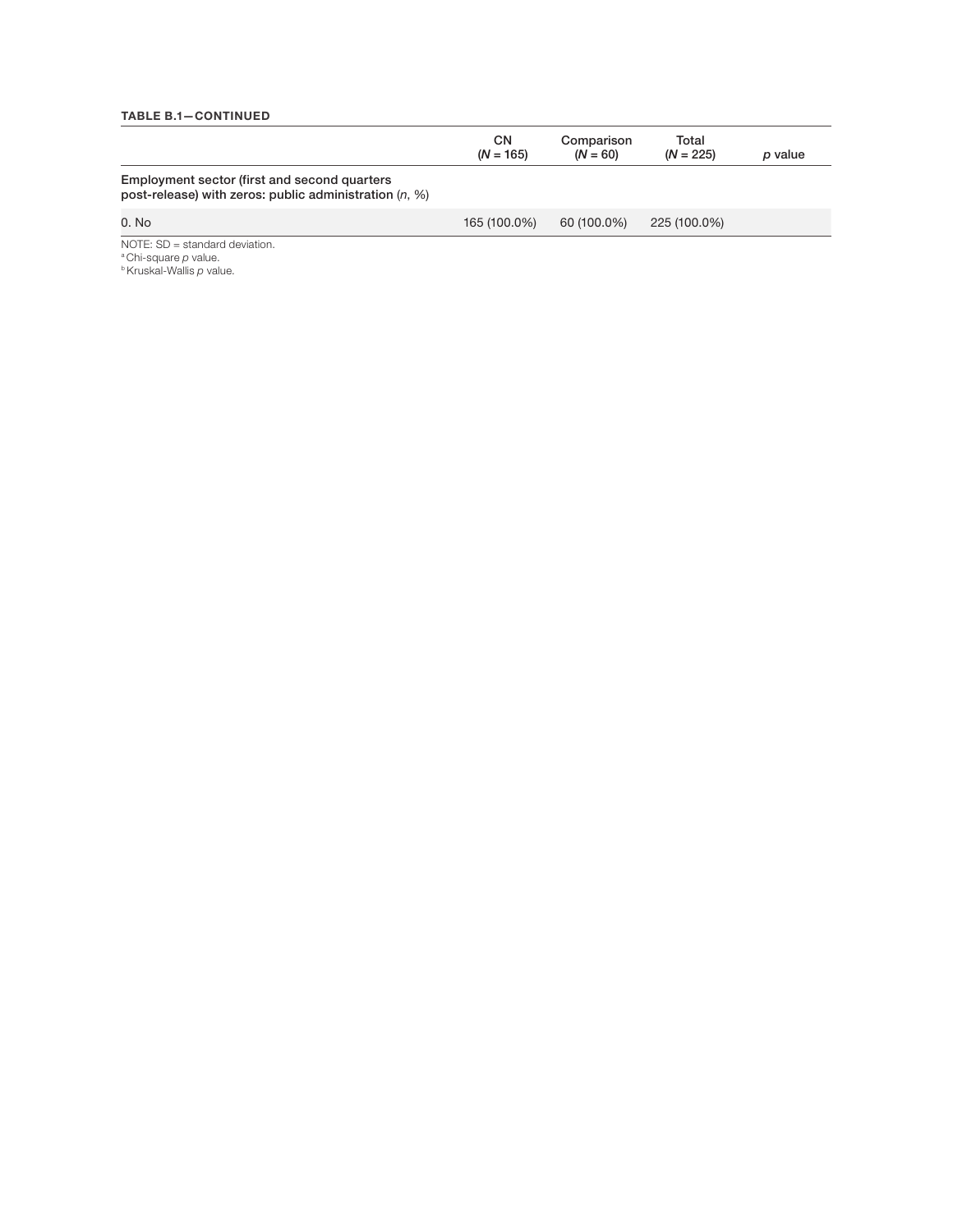**TABLE B.1—CONTINUED**

| | CN (*N* = 165) | Comparison (*N* = 60) | Total (*N* = 225) | *p* value |
|---|---|---|---|---|
| **Employment sector (first and second quarters post-release) with zeros: public administration (*n*, %)** | | | | |
| 0. No | 165 (100.0%) | 60 (100.0%) | 225 (100.0%) | |

NOTE: SD = standard deviation.

[a] Chi-square *p* value.

[b] Kruskal-Wallis *p* value.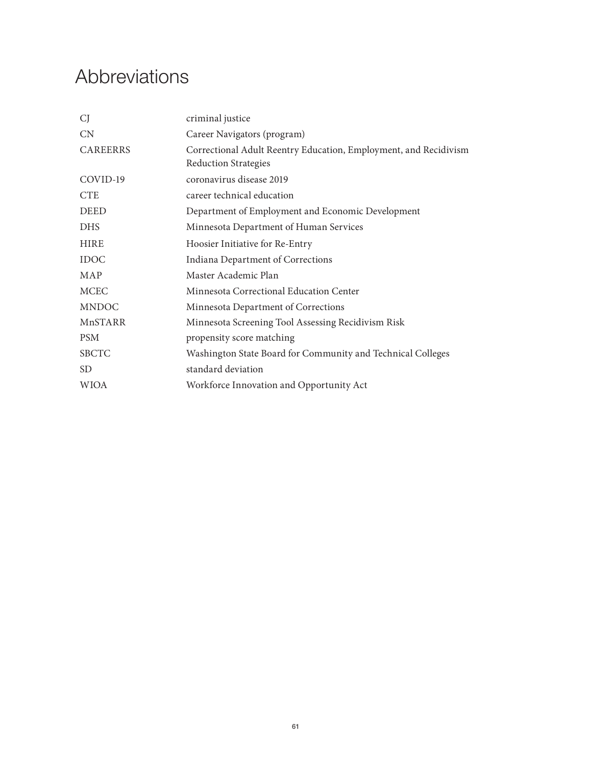# Abbreviations

| | |
|---|---|
| CJ | criminal justice |
| CN | Career Navigators (program) |
| CAREERRS | Correctional Adult Reentry Education, Employment, and Recidivism Reduction Strategies |
| COVID-19 | coronavirus disease 2019 |
| CTE | career technical education |
| DEED | Department of Employment and Economic Development |
| DHS | Minnesota Department of Human Services |
| HIRE | Hoosier Initiative for Re-Entry |
| IDOC | Indiana Department of Corrections |
| MAP | Master Academic Plan |
| MCEC | Minnesota Correctional Education Center |
| MNDOC | Minnesota Department of Corrections |
| MnSTARR | Minnesota Screening Tool Assessing Recidivism Risk |
| PSM | propensity score matching |
| SBCTC | Washington State Board for Community and Technical Colleges |
| SD | standard deviation |
| WIOA | Workforce Innovation and Opportunity Act |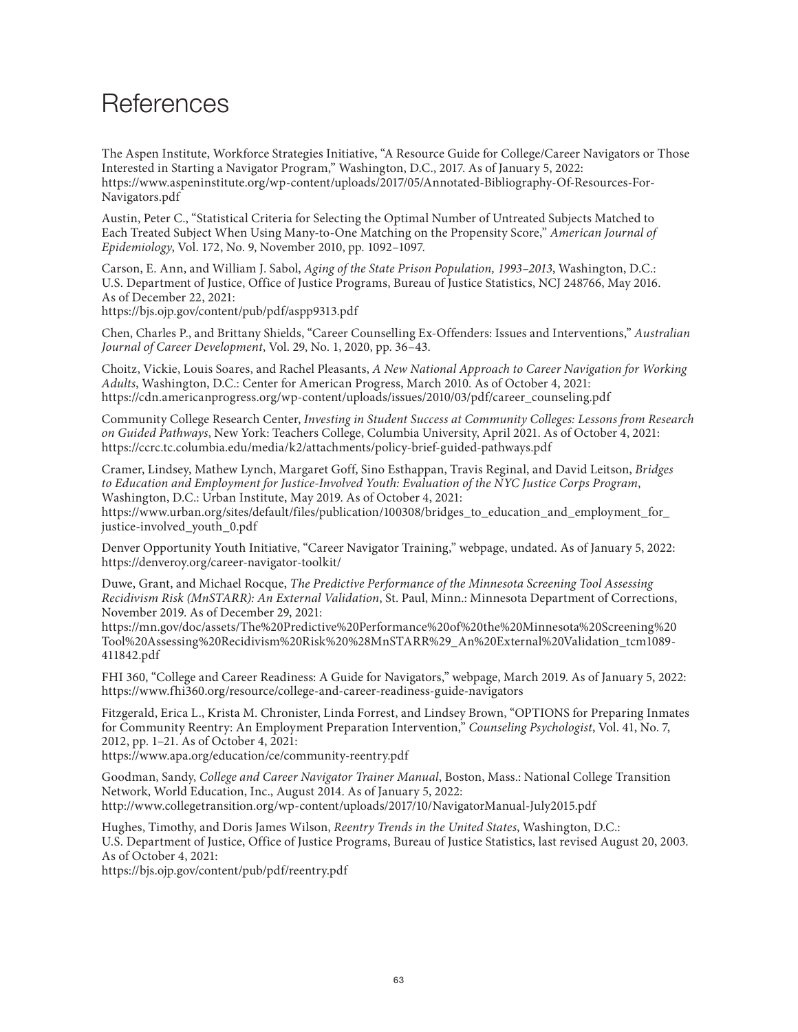# References

The Aspen Institute, Workforce Strategies Initiative, "A Resource Guide for College/Career Navigators or Those Interested in Starting a Navigator Program," Washington, D.C., 2017. As of January 5, 2022: https://www.aspeninstitute.org/wp-content/uploads/2017/05/Annotated-Bibliography-Of-Resources-For-Navigators.pdf

Austin, Peter C., "Statistical Criteria for Selecting the Optimal Number of Untreated Subjects Matched to Each Treated Subject When Using Many-to-One Matching on the Propensity Score," *American Journal of Epidemiology*, Vol. 172, No. 9, November 2010, pp. 1092–1097.

Carson, E. Ann, and William J. Sabol, *Aging of the State Prison Population, 1993–2013*, Washington, D.C.: U.S. Department of Justice, Office of Justice Programs, Bureau of Justice Statistics, NCJ 248766, May 2016. As of December 22, 2021:
https://bjs.ojp.gov/content/pub/pdf/aspp9313.pdf

Chen, Charles P., and Brittany Shields, "Career Counselling Ex-Offenders: Issues and Interventions," *Australian Journal of Career Development*, Vol. 29, No. 1, 2020, pp. 36–43.

Choitz, Vickie, Louis Soares, and Rachel Pleasants, *A New National Approach to Career Navigation for Working Adults*, Washington, D.C.: Center for American Progress, March 2010. As of October 4, 2021: https://cdn.americanprogress.org/wp-content/uploads/issues/2010/03/pdf/career_counseling.pdf

Community College Research Center, *Investing in Student Success at Community Colleges: Lessons from Research on Guided Pathways*, New York: Teachers College, Columbia University, April 2021. As of October 4, 2021: https://ccrc.tc.columbia.edu/media/k2/attachments/policy-brief-guided-pathways.pdf

Cramer, Lindsey, Mathew Lynch, Margaret Goff, Sino Esthappan, Travis Reginal, and David Leitson, *Bridges to Education and Employment for Justice-Involved Youth: Evaluation of the NYC Justice Corps Program*, Washington, D.C.: Urban Institute, May 2019. As of October 4, 2021:
https://www.urban.org/sites/default/files/publication/100308/bridges_to_education_and_employment_for_justice-involved_youth_0.pdf

Denver Opportunity Youth Initiative, "Career Navigator Training," webpage, undated. As of January 5, 2022: https://denveroy.org/career-navigator-toolkit/

Duwe, Grant, and Michael Rocque, *The Predictive Performance of the Minnesota Screening Tool Assessing Recidivism Risk (MnSTARR): An External Validation*, St. Paul, Minn.: Minnesota Department of Corrections, November 2019. As of December 29, 2021:
https://mn.gov/doc/assets/The%20Predictive%20Performance%20of%20the%20Minnesota%20Screening%20Tool%20Assessing%20Recidivism%20Risk%20%28MnSTARR%29_An%20External%20Validation_tcm1089-411842.pdf

FHI 360, "College and Career Readiness: A Guide for Navigators," webpage, March 2019. As of January 5, 2022: https://www.fhi360.org/resource/college-and-career-readiness-guide-navigators

Fitzgerald, Erica L., Krista M. Chronister, Linda Forrest, and Lindsey Brown, "OPTIONS for Preparing Inmates for Community Reentry: An Employment Preparation Intervention," *Counseling Psychologist*, Vol. 41, No. 7, 2012, pp. 1–21. As of October 4, 2021:
https://www.apa.org/education/ce/community-reentry.pdf

Goodman, Sandy, *College and Career Navigator Trainer Manual*, Boston, Mass.: National College Transition Network, World Education, Inc., August 2014. As of January 5, 2022:
http://www.collegetransition.org/wp-content/uploads/2017/10/NavigatorManual-July2015.pdf

Hughes, Timothy, and Doris James Wilson, *Reentry Trends in the United States*, Washington, D.C.: U.S. Department of Justice, Office of Justice Programs, Bureau of Justice Statistics, last revised August 20, 2003. As of October 4, 2021:
https://bjs.ojp.gov/content/pub/pdf/reentry.pdf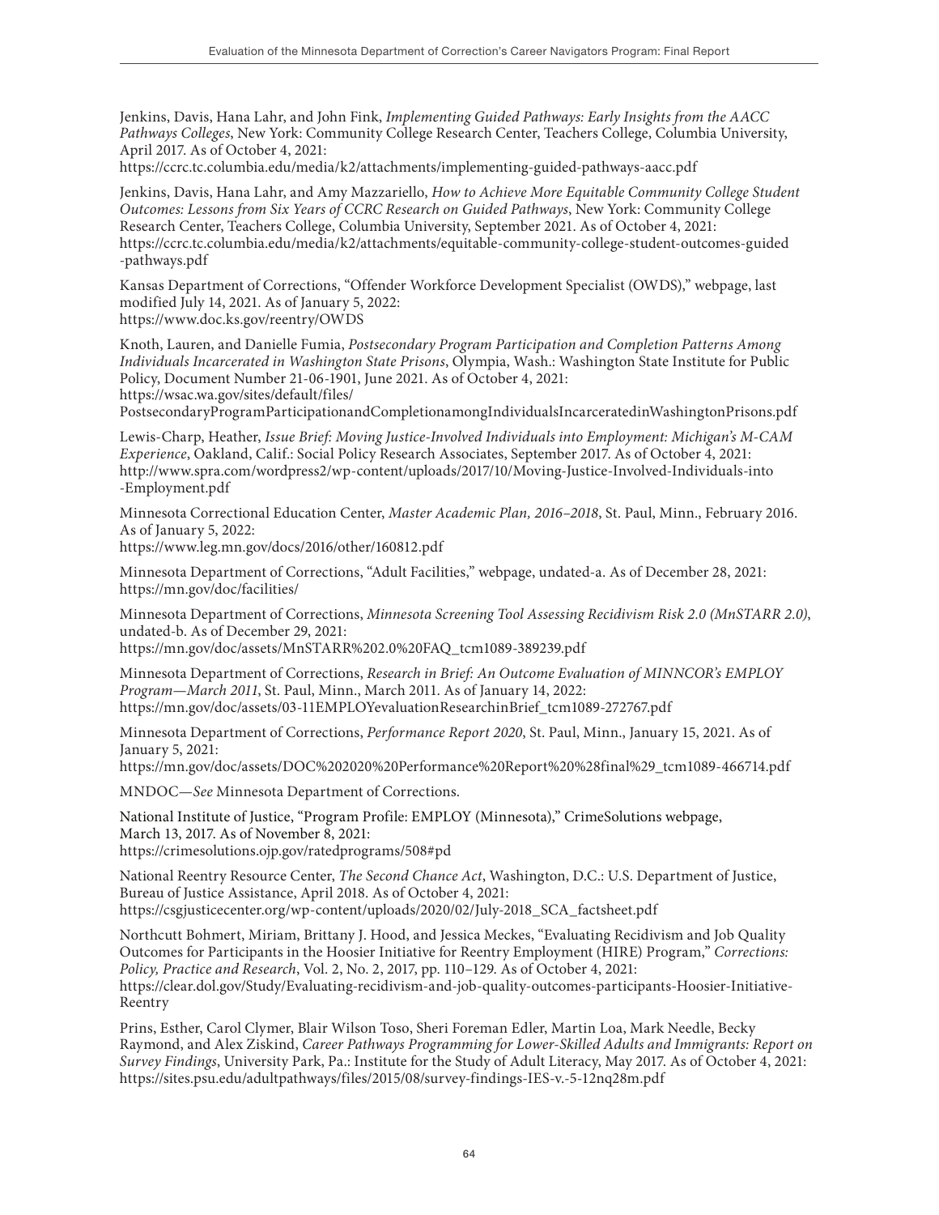Jenkins, Davis, Hana Lahr, and John Fink, *Implementing Guided Pathways: Early Insights from the AACC Pathways Colleges*, New York: Community College Research Center, Teachers College, Columbia University, April 2017. As of October 4, 2021:
https://ccrc.tc.columbia.edu/media/k2/attachments/implementing-guided-pathways-aacc.pdf

Jenkins, Davis, Hana Lahr, and Amy Mazzariello, *How to Achieve More Equitable Community College Student Outcomes: Lessons from Six Years of CCRC Research on Guided Pathways*, New York: Community College Research Center, Teachers College, Columbia University, September 2021. As of October 4, 2021:
https://ccrc.tc.columbia.edu/media/k2/attachments/equitable-community-college-student-outcomes-guided-pathways.pdf

Kansas Department of Corrections, "Offender Workforce Development Specialist (OWDS)," webpage, last modified July 14, 2021. As of January 5, 2022:
https://www.doc.ks.gov/reentry/OWDS

Knoth, Lauren, and Danielle Fumia, *Postsecondary Program Participation and Completion Patterns Among Individuals Incarcerated in Washington State Prisons*, Olympia, Wash.: Washington State Institute for Public Policy, Document Number 21-06-1901, June 2021. As of October 4, 2021:
https://wsac.wa.gov/sites/default/files/PostsecondaryProgramParticipationandCompletionamongIndividualsIncarceratedinWashingtonPrisons.pdf

Lewis-Charp, Heather, *Issue Brief: Moving Justice-Involved Individuals into Employment: Michigan's M-CAM Experience*, Oakland, Calif.: Social Policy Research Associates, September 2017. As of October 4, 2021:
http://www.spra.com/wordpress2/wp-content/uploads/2017/10/Moving-Justice-Involved-Individuals-into-Employment.pdf

Minnesota Correctional Education Center, *Master Academic Plan, 2016–2018*, St. Paul, Minn., February 2016. As of January 5, 2022:
https://www.leg.mn.gov/docs/2016/other/160812.pdf

Minnesota Department of Corrections, "Adult Facilities," webpage, undated-a. As of December 28, 2021:
https://mn.gov/doc/facilities/

Minnesota Department of Corrections, *Minnesota Screening Tool Assessing Recidivism Risk 2.0 (MnSTARR 2.0)*, undated-b. As of December 29, 2021:
https://mn.gov/doc/assets/MnSTARR%202.0%20FAQ_tcm1089-389239.pdf

Minnesota Department of Corrections, *Research in Brief: An Outcome Evaluation of MINNCOR's EMPLOY Program—March 2011*, St. Paul, Minn., March 2011. As of January 14, 2022:
https://mn.gov/doc/assets/03-11EMPLOYevaluationResearchinBrief_tcm1089-272767.pdf

Minnesota Department of Corrections, *Performance Report 2020*, St. Paul, Minn., January 15, 2021. As of January 5, 2021:
https://mn.gov/doc/assets/DOC%202020%20Performance%20Report%20%28final%29_tcm1089-466714.pdf

MNDOC—*See* Minnesota Department of Corrections.

National Institute of Justice, "Program Profile: EMPLOY (Minnesota)," CrimeSolutions webpage, March 13, 2017. As of November 8, 2021:
https://crimesolutions.ojp.gov/ratedprograms/508#pd

National Reentry Resource Center, *The Second Chance Act*, Washington, D.C.: U.S. Department of Justice, Bureau of Justice Assistance, April 2018. As of October 4, 2021:
https://csgjusticecenter.org/wp-content/uploads/2020/02/July-2018_SCA_factsheet.pdf

Northcutt Bohmert, Miriam, Brittany J. Hood, and Jessica Meckes, "Evaluating Recidivism and Job Quality Outcomes for Participants in the Hoosier Initiative for Reentry Employment (HIRE) Program," *Corrections: Policy, Practice and Research*, Vol. 2, No. 2, 2017, pp. 110–129. As of October 4, 2021:
https://clear.dol.gov/Study/Evaluating-recidivism-and-job-quality-outcomes-participants-Hoosier-Initiative-Reentry

Prins, Esther, Carol Clymer, Blair Wilson Toso, Sheri Foreman Edler, Martin Loa, Mark Needle, Becky Raymond, and Alex Ziskind, *Career Pathways Programming for Lower-Skilled Adults and Immigrants: Report on Survey Findings*, University Park, Pa.: Institute for the Study of Adult Literacy, May 2017. As of October 4, 2021:
https://sites.psu.edu/adultpathways/files/2015/08/survey-findings-IES-v.-5-12nq28m.pdf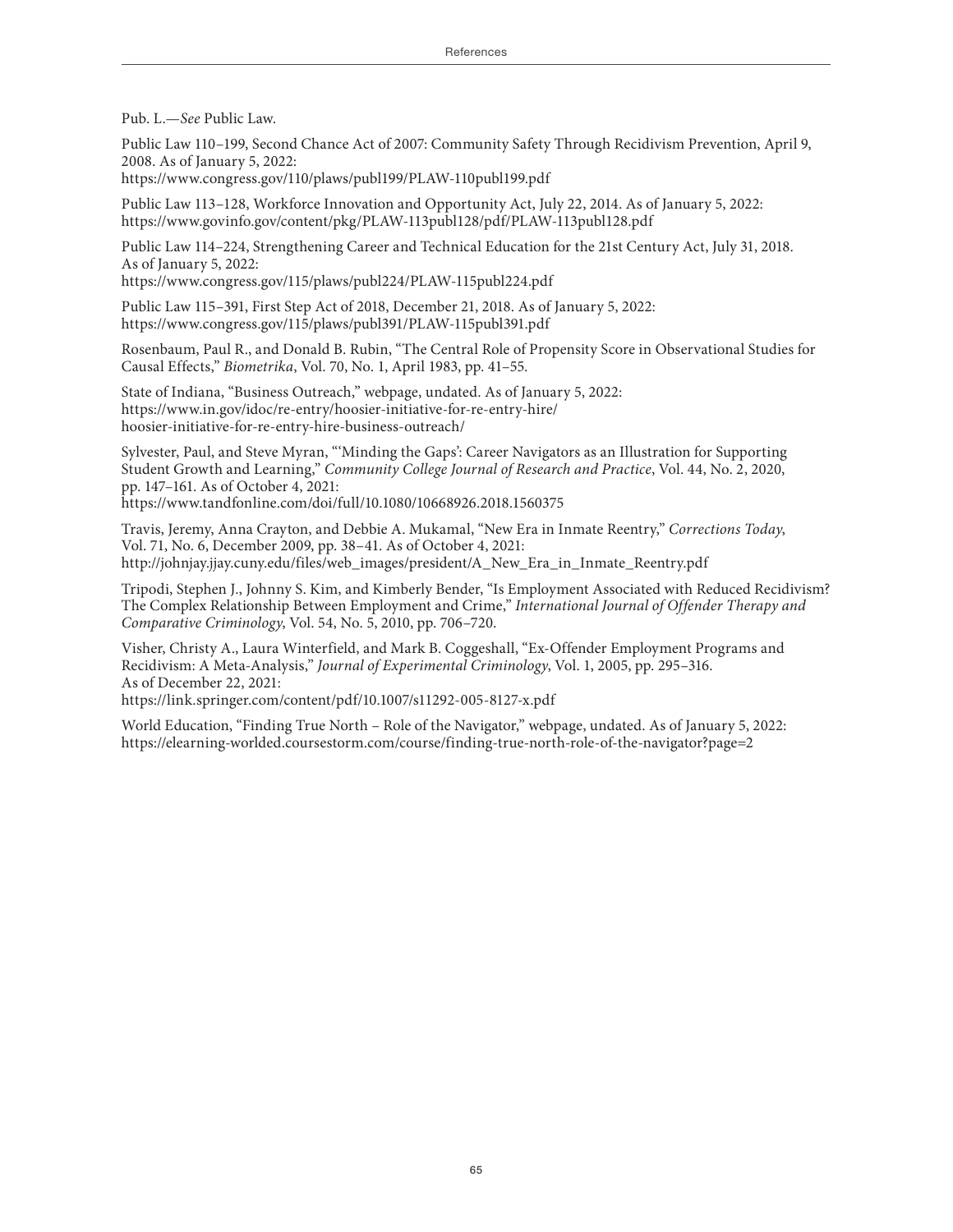Pub. L.—*See* Public Law.

Public Law 110–199, Second Chance Act of 2007: Community Safety Through Recidivism Prevention, April 9, 2008. As of January 5, 2022:
https://www.congress.gov/110/plaws/publ199/PLAW-110publ199.pdf

Public Law 113–128, Workforce Innovation and Opportunity Act, July 22, 2014. As of January 5, 2022:
https://www.govinfo.gov/content/pkg/PLAW-113publ128/pdf/PLAW-113publ128.pdf

Public Law 114–224, Strengthening Career and Technical Education for the 21st Century Act, July 31, 2018. As of January 5, 2022:
https://www.congress.gov/115/plaws/publ224/PLAW-115publ224.pdf

Public Law 115–391, First Step Act of 2018, December 21, 2018. As of January 5, 2022:
https://www.congress.gov/115/plaws/publ391/PLAW-115publ391.pdf

Rosenbaum, Paul R., and Donald B. Rubin, "The Central Role of Propensity Score in Observational Studies for Causal Effects," *Biometrika*, Vol. 70, No. 1, April 1983, pp. 41–55.

State of Indiana, "Business Outreach," webpage, undated. As of January 5, 2022:
https://www.in.gov/idoc/re-entry/hoosier-initiative-for-re-entry-hire/hoosier-initiative-for-re-entry-hire-business-outreach/

Sylvester, Paul, and Steve Myran, "'Minding the Gaps': Career Navigators as an Illustration for Supporting Student Growth and Learning," *Community College Journal of Research and Practice*, Vol. 44, No. 2, 2020, pp. 147–161. As of October 4, 2021:
https://www.tandfonline.com/doi/full/10.1080/10668926.2018.1560375

Travis, Jeremy, Anna Crayton, and Debbie A. Mukamal, "New Era in Inmate Reentry," *Corrections Today*, Vol. 71, No. 6, December 2009, pp. 38–41. As of October 4, 2021:
http://johnjay.jjay.cuny.edu/files/web_images/president/A_New_Era_in_Inmate_Reentry.pdf

Tripodi, Stephen J., Johnny S. Kim, and Kimberly Bender, "Is Employment Associated with Reduced Recidivism? The Complex Relationship Between Employment and Crime," *International Journal of Offender Therapy and Comparative Criminology*, Vol. 54, No. 5, 2010, pp. 706–720.

Visher, Christy A., Laura Winterfield, and Mark B. Coggeshall, "Ex-Offender Employment Programs and Recidivism: A Meta-Analysis," *Journal of Experimental Criminology*, Vol. 1, 2005, pp. 295–316. As of December 22, 2021:
https://link.springer.com/content/pdf/10.1007/s11292-005-8127-x.pdf

World Education, "Finding True North – Role of the Navigator," webpage, undated. As of January 5, 2022:
https://elearning-worlded.coursestorm.com/course/finding-true-north-role-of-the-navigator?page=2